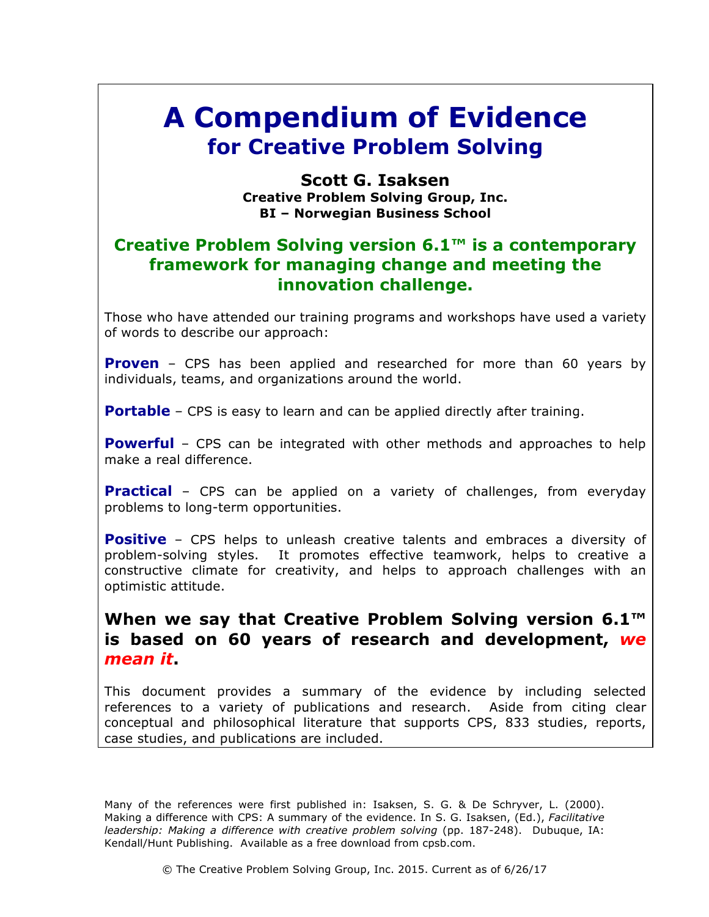# A Compendium of Evidence
## for Creative Problem Solving

**Scott G. Isaksen**
**Creative Problem Solving Group, Inc.**
**BI – Norwegian Business School**

### Creative Problem Solving version 6.1™ is a contemporary framework for managing change and meeting the innovation challenge.

Those who have attended our training programs and workshops have used a variety of words to describe our approach:

**Proven** – CPS has been applied and researched for more than 60 years by individuals, teams, and organizations around the world.

**Portable** – CPS is easy to learn and can be applied directly after training.

**Powerful** – CPS can be integrated with other methods and approaches to help make a real difference.

**Practical** – CPS can be applied on a variety of challenges, from everyday problems to long-term opportunities.

**Positive** – CPS helps to unleash creative talents and embraces a diversity of problem-solving styles. It promotes effective teamwork, helps to creative a constructive climate for creativity, and helps to approach challenges with an optimistic attitude.

**When we say that Creative Problem Solving version 6.1™ is based on 60 years of research and development, *we mean it*.**

This document provides a summary of the evidence by including selected references to a variety of publications and research. Aside from citing clear conceptual and philosophical literature that supports CPS, 833 studies, reports, case studies, and publications are included.

Many of the references were first published in: Isaksen, S. G. & De Schryver, L. (2000). Making a difference with CPS: A summary of the evidence. In S. G. Isaksen, (Ed.), *Facilitative leadership: Making a difference with creative problem solving* (pp. 187-248). Dubuque, IA: Kendall/Hunt Publishing. Available as a free download from cpsb.com.

© The Creative Problem Solving Group, Inc. 2015. Current as of 6/26/17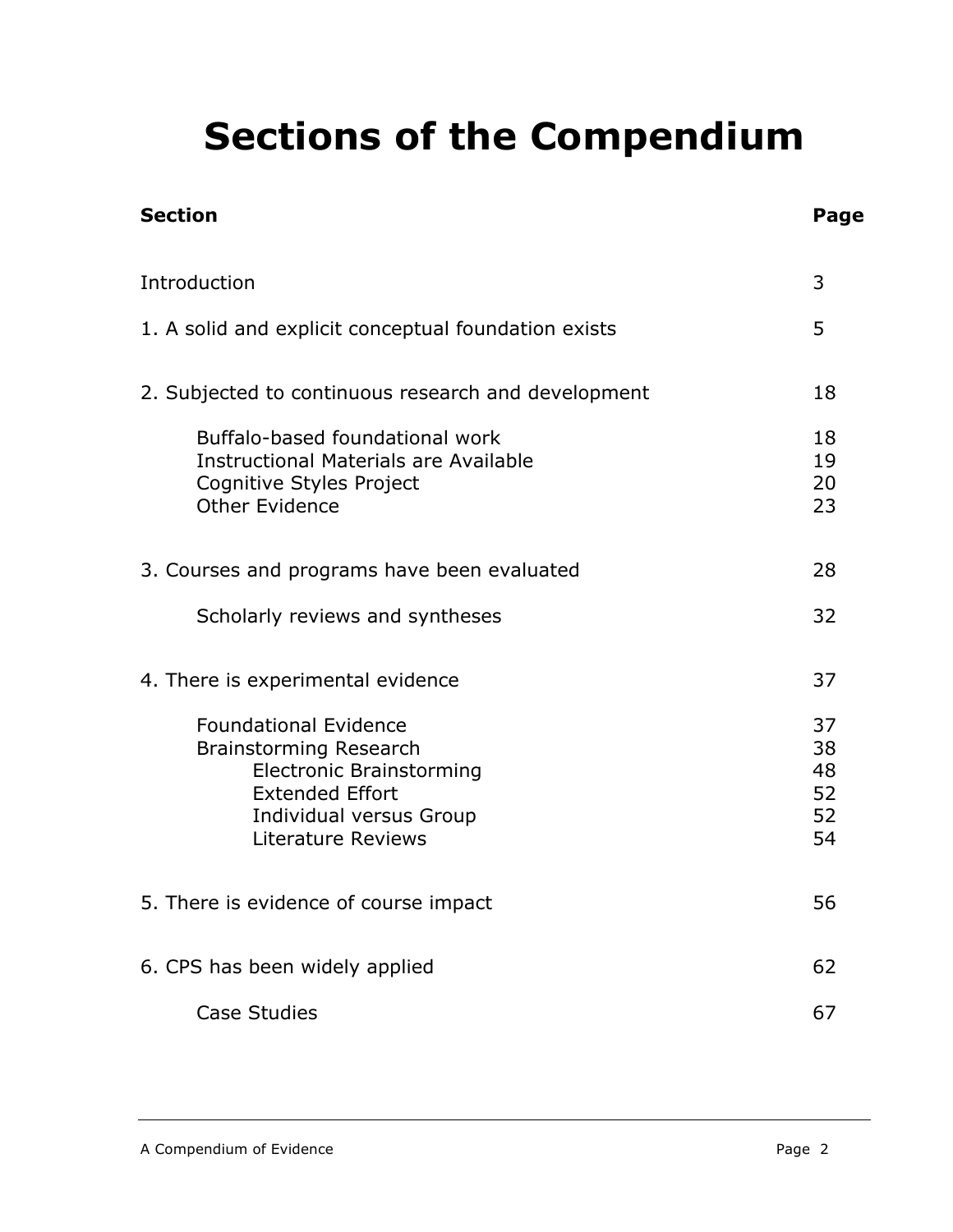# Sections of the Compendium

| Section | Page |
|---|---|
| Introduction | 3 |
| 1. A solid and explicit conceptual foundation exists | 5 |
| 2. Subjected to continuous research and development | 18 |
| Buffalo-based foundational work | 18 |
| Instructional Materials are Available | 19 |
| Cognitive Styles Project | 20 |
| Other Evidence | 23 |
| 3. Courses and programs have been evaluated | 28 |
| Scholarly reviews and syntheses | 32 |
| 4. There is experimental evidence | 37 |
| Foundational Evidence | 37 |
| Brainstorming Research | 38 |
| Electronic Brainstorming | 48 |
| Extended Effort | 52 |
| Individual versus Group | 52 |
| Literature Reviews | 54 |
| 5. There is evidence of course impact | 56 |
| 6. CPS has been widely applied | 62 |
| Case Studies | 67 |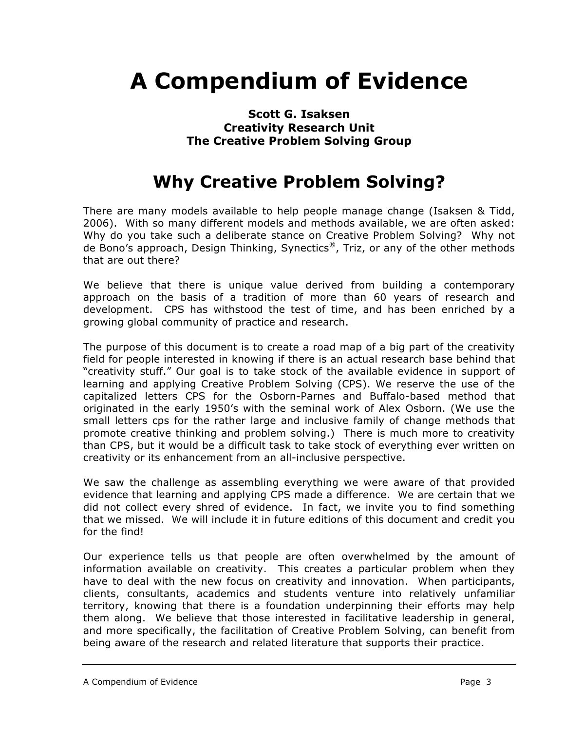# A Compendium of Evidence

**Scott G. Isaksen**
**Creativity Research Unit**
**The Creative Problem Solving Group**

## Why Creative Problem Solving?

There are many models available to help people manage change (Isaksen & Tidd, 2006). With so many different models and methods available, we are often asked: Why do you take such a deliberate stance on Creative Problem Solving? Why not de Bono's approach, Design Thinking, Synectics®, Triz, or any of the other methods that are out there?

We believe that there is unique value derived from building a contemporary approach on the basis of a tradition of more than 60 years of research and development. CPS has withstood the test of time, and has been enriched by a growing global community of practice and research.

The purpose of this document is to create a road map of a big part of the creativity field for people interested in knowing if there is an actual research base behind that "creativity stuff." Our goal is to take stock of the available evidence in support of learning and applying Creative Problem Solving (CPS). We reserve the use of the capitalized letters CPS for the Osborn-Parnes and Buffalo-based method that originated in the early 1950's with the seminal work of Alex Osborn. (We use the small letters cps for the rather large and inclusive family of change methods that promote creative thinking and problem solving.) There is much more to creativity than CPS, but it would be a difficult task to take stock of everything ever written on creativity or its enhancement from an all-inclusive perspective.

We saw the challenge as assembling everything we were aware of that provided evidence that learning and applying CPS made a difference. We are certain that we did not collect every shred of evidence. In fact, we invite you to find something that we missed. We will include it in future editions of this document and credit you for the find!

Our experience tells us that people are often overwhelmed by the amount of information available on creativity. This creates a particular problem when they have to deal with the new focus on creativity and innovation. When participants, clients, consultants, academics and students venture into relatively unfamiliar territory, knowing that there is a foundation underpinning their efforts may help them along. We believe that those interested in facilitative leadership in general, and more specifically, the facilitation of Creative Problem Solving, can benefit from being aware of the research and related literature that supports their practice.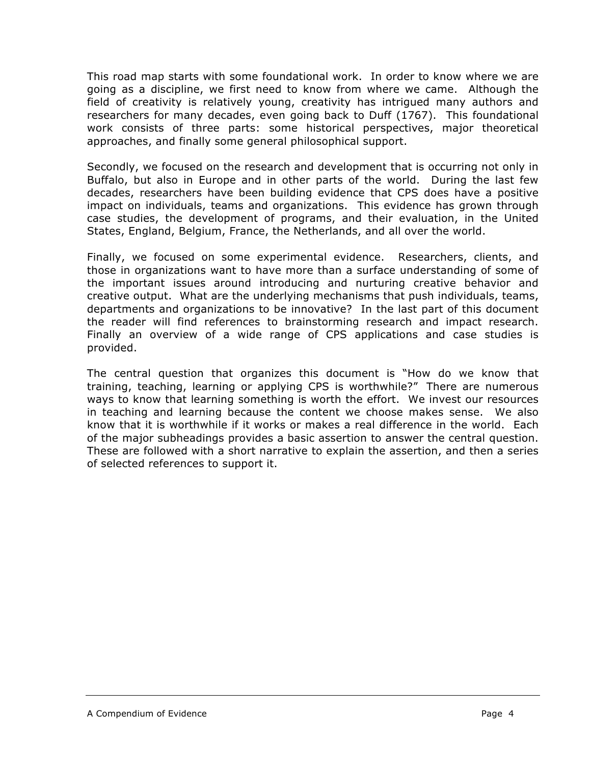This road map starts with some foundational work. In order to know where we are going as a discipline, we first need to know from where we came. Although the field of creativity is relatively young, creativity has intrigued many authors and researchers for many decades, even going back to Duff (1767). This foundational work consists of three parts: some historical perspectives, major theoretical approaches, and finally some general philosophical support.

Secondly, we focused on the research and development that is occurring not only in Buffalo, but also in Europe and in other parts of the world. During the last few decades, researchers have been building evidence that CPS does have a positive impact on individuals, teams and organizations. This evidence has grown through case studies, the development of programs, and their evaluation, in the United States, England, Belgium, France, the Netherlands, and all over the world.

Finally, we focused on some experimental evidence. Researchers, clients, and those in organizations want to have more than a surface understanding of some of the important issues around introducing and nurturing creative behavior and creative output. What are the underlying mechanisms that push individuals, teams, departments and organizations to be innovative? In the last part of this document the reader will find references to brainstorming research and impact research. Finally an overview of a wide range of CPS applications and case studies is provided.

The central question that organizes this document is "How do we know that training, teaching, learning or applying CPS is worthwhile?" There are numerous ways to know that learning something is worth the effort. We invest our resources in teaching and learning because the content we choose makes sense. We also know that it is worthwhile if it works or makes a real difference in the world. Each of the major subheadings provides a basic assertion to answer the central question. These are followed with a short narrative to explain the assertion, and then a series of selected references to support it.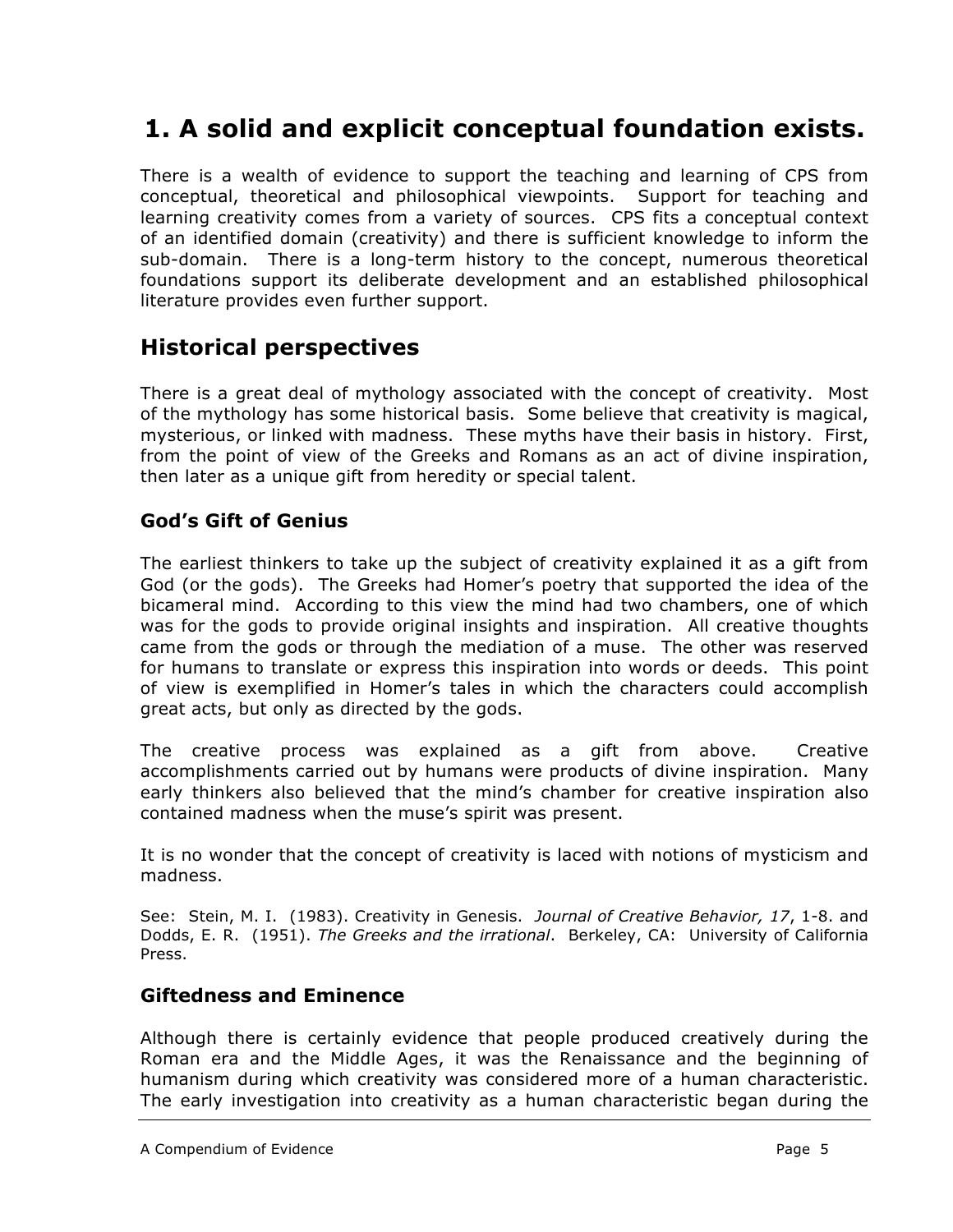# 1. A solid and explicit conceptual foundation exists.

There is a wealth of evidence to support the teaching and learning of CPS from conceptual, theoretical and philosophical viewpoints. Support for teaching and learning creativity comes from a variety of sources. CPS fits a conceptual context of an identified domain (creativity) and there is sufficient knowledge to inform the sub-domain. There is a long-term history to the concept, numerous theoretical foundations support its deliberate development and an established philosophical literature provides even further support.

## Historical perspectives

There is a great deal of mythology associated with the concept of creativity. Most of the mythology has some historical basis. Some believe that creativity is magical, mysterious, or linked with madness. These myths have their basis in history. First, from the point of view of the Greeks and Romans as an act of divine inspiration, then later as a unique gift from heredity or special talent.

### God's Gift of Genius

The earliest thinkers to take up the subject of creativity explained it as a gift from God (or the gods). The Greeks had Homer's poetry that supported the idea of the bicameral mind. According to this view the mind had two chambers, one of which was for the gods to provide original insights and inspiration. All creative thoughts came from the gods or through the mediation of a muse. The other was reserved for humans to translate or express this inspiration into words or deeds. This point of view is exemplified in Homer's tales in which the characters could accomplish great acts, but only as directed by the gods.

The creative process was explained as a gift from above. Creative accomplishments carried out by humans were products of divine inspiration. Many early thinkers also believed that the mind's chamber for creative inspiration also contained madness when the muse's spirit was present.

It is no wonder that the concept of creativity is laced with notions of mysticism and madness.

See: Stein, M. I. (1983). Creativity in Genesis. *Journal of Creative Behavior, 17*, 1-8. and Dodds, E. R. (1951). *The Greeks and the irrational*. Berkeley, CA: University of California Press.

### Giftedness and Eminence

Although there is certainly evidence that people produced creatively during the Roman era and the Middle Ages, it was the Renaissance and the beginning of humanism during which creativity was considered more of a human characteristic. The early investigation into creativity as a human characteristic began during the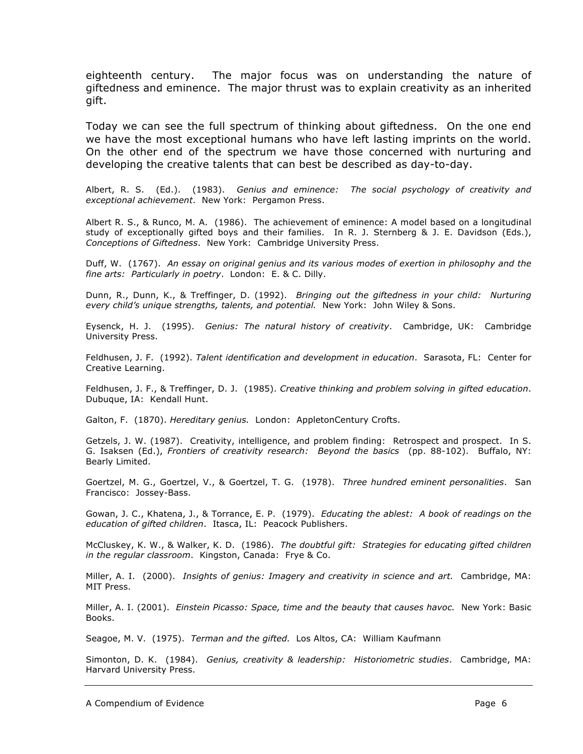eighteenth century. The major focus was on understanding the nature of giftedness and eminence. The major thrust was to explain creativity as an inherited gift.

Today we can see the full spectrum of thinking about giftedness. On the one end we have the most exceptional humans who have left lasting imprints on the world. On the other end of the spectrum we have those concerned with nurturing and developing the creative talents that can best be described as day-to-day.

Albert, R. S. (Ed.). (1983). *Genius and eminence: The social psychology of creativity and exceptional achievement*. New York: Pergamon Press.

Albert R. S., & Runco, M. A. (1986). The achievement of eminence: A model based on a longitudinal study of exceptionally gifted boys and their families. In R. J. Sternberg & J. E. Davidson (Eds.), *Conceptions of Giftedness*. New York: Cambridge University Press.

Duff, W. (1767). *An essay on original genius and its various modes of exertion in philosophy and the fine arts: Particularly in poetry*. London: E. & C. Dilly.

Dunn, R., Dunn, K., & Treffinger, D. (1992). *Bringing out the giftedness in your child: Nurturing every child's unique strengths, talents, and potential.* New York: John Wiley & Sons.

Eysenck, H. J. (1995). *Genius: The natural history of creativity*. Cambridge, UK: Cambridge University Press.

Feldhusen, J. F. (1992). *Talent identification and development in education*. Sarasota, FL: Center for Creative Learning.

Feldhusen, J. F., & Treffinger, D. J. (1985). *Creative thinking and problem solving in gifted education*. Dubuque, IA: Kendall Hunt.

Galton, F. (1870). *Hereditary genius.* London: AppletonCentury Crofts.

Getzels, J. W. (1987). Creativity, intelligence, and problem finding: Retrospect and prospect. In S. G. Isaksen (Ed.), *Frontiers of creativity research: Beyond the basics* (pp. 88-102). Buffalo, NY: Bearly Limited.

Goertzel, M. G., Goertzel, V., & Goertzel, T. G. (1978). *Three hundred eminent personalities*. San Francisco: Jossey-Bass.

Gowan, J. C., Khatena, J., & Torrance, E. P. (1979). *Educating the ablest: A book of readings on the education of gifted children*. Itasca, IL: Peacock Publishers.

McCluskey, K. W., & Walker, K. D. (1986). *The doubtful gift: Strategies for educating gifted children in the regular classroom*. Kingston, Canada: Frye & Co.

Miller, A. I. (2000). *Insights of genius: Imagery and creativity in science and art.* Cambridge, MA: MIT Press.

Miller, A. I. (2001). *Einstein Picasso: Space, time and the beauty that causes havoc.* New York: Basic Books.

Seagoe, M. V. (1975). *Terman and the gifted.* Los Altos, CA: William Kaufmann

Simonton, D. K. (1984). *Genius, creativity & leadership: Historiometric studies*. Cambridge, MA: Harvard University Press.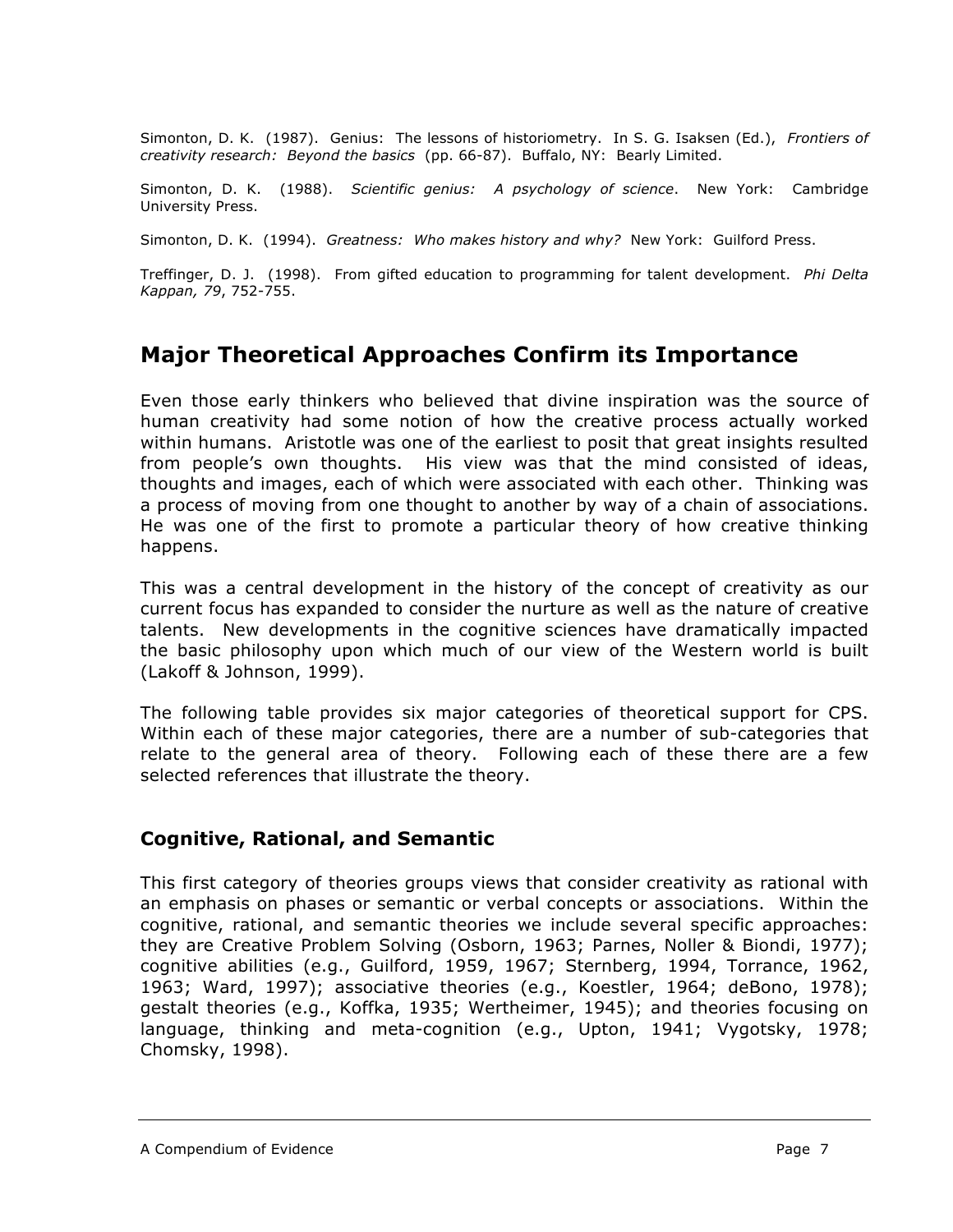Simonton, D. K. (1987). Genius: The lessons of historiometry. In S. G. Isaksen (Ed.), *Frontiers of creativity research: Beyond the basics* (pp. 66-87). Buffalo, NY: Bearly Limited.

Simonton, D. K. (1988). *Scientific genius: A psychology of science*. New York: Cambridge University Press.

Simonton, D. K. (1994). *Greatness: Who makes history and why?* New York: Guilford Press.

Treffinger, D. J. (1998). From gifted education to programming for talent development. *Phi Delta Kappan, 79*, 752-755.

## Major Theoretical Approaches Confirm its Importance

Even those early thinkers who believed that divine inspiration was the source of human creativity had some notion of how the creative process actually worked within humans. Aristotle was one of the earliest to posit that great insights resulted from people's own thoughts. His view was that the mind consisted of ideas, thoughts and images, each of which were associated with each other. Thinking was a process of moving from one thought to another by way of a chain of associations. He was one of the first to promote a particular theory of how creative thinking happens.

This was a central development in the history of the concept of creativity as our current focus has expanded to consider the nurture as well as the nature of creative talents. New developments in the cognitive sciences have dramatically impacted the basic philosophy upon which much of our view of the Western world is built (Lakoff & Johnson, 1999).

The following table provides six major categories of theoretical support for CPS. Within each of these major categories, there are a number of sub-categories that relate to the general area of theory. Following each of these there are a few selected references that illustrate the theory.

### Cognitive, Rational, and Semantic

This first category of theories groups views that consider creativity as rational with an emphasis on phases or semantic or verbal concepts or associations. Within the cognitive, rational, and semantic theories we include several specific approaches: they are Creative Problem Solving (Osborn, 1963; Parnes, Noller & Biondi, 1977); cognitive abilities (e.g., Guilford, 1959, 1967; Sternberg, 1994, Torrance, 1962, 1963; Ward, 1997); associative theories (e.g., Koestler, 1964; deBono, 1978); gestalt theories (e.g., Koffka, 1935; Wertheimer, 1945); and theories focusing on language, thinking and meta-cognition (e.g., Upton, 1941; Vygotsky, 1978; Chomsky, 1998).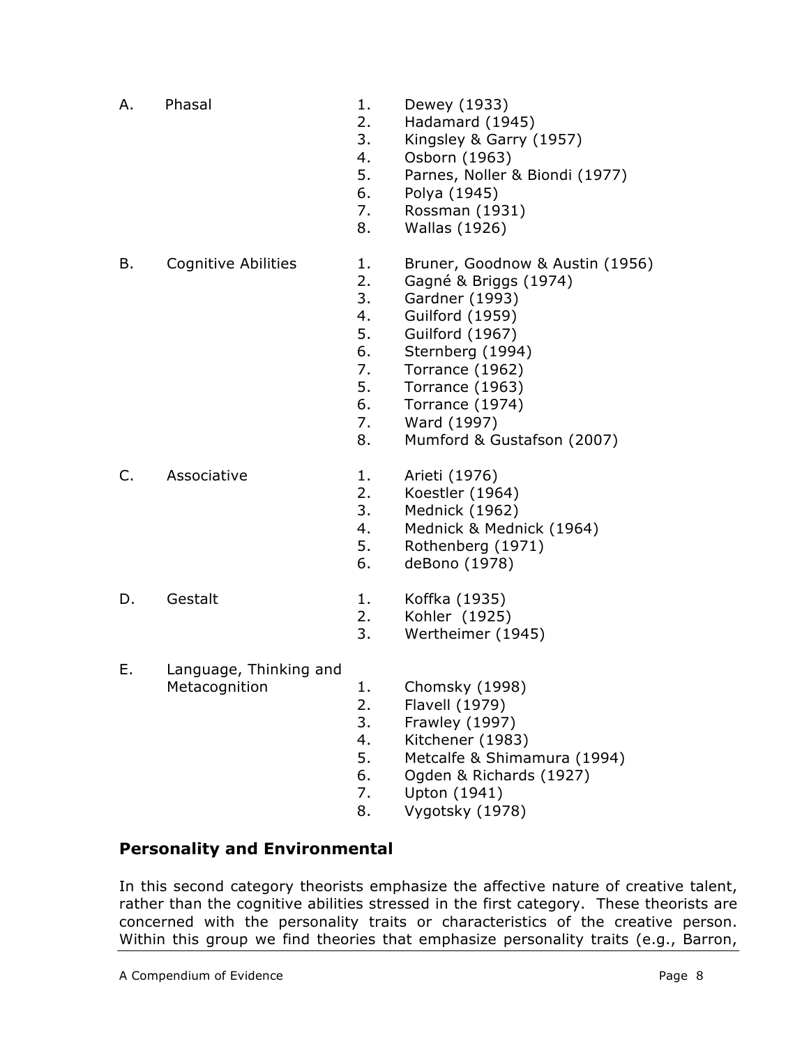A. Phasal

1. Dewey (1933)
2. Hadamard (1945)
3. Kingsley & Garry (1957)
4. Osborn (1963)
5. Parnes, Noller & Biondi (1977)
6. Polya (1945)
7. Rossman (1931)
8. Wallas (1926)

B. Cognitive Abilities

1. Bruner, Goodnow & Austin (1956)
2. Gagné & Briggs (1974)
3. Gardner (1993)
4. Guilford (1959)
5. Guilford (1967)
6. Sternberg (1994)
7. Torrance (1962)
5. Torrance (1963)
6. Torrance (1974)
7. Ward (1997)
8. Mumford & Gustafson (2007)

C. Associative

1. Arieti (1976)
2. Koestler (1964)
3. Mednick (1962)
4. Mednick & Mednick (1964)
5. Rothenberg (1971)
6. deBono (1978)

D. Gestalt

1. Koffka (1935)
2. Kohler (1925)
3. Wertheimer (1945)

E. Language, Thinking and Metacognition

1. Chomsky (1998)
2. Flavell (1979)
3. Frawley (1997)
4. Kitchener (1983)
5. Metcalfe & Shimamura (1994)
6. Ogden & Richards (1927)
7. Upton (1941)
8. Vygotsky (1978)

## Personality and Environmental

In this second category theorists emphasize the affective nature of creative talent, rather than the cognitive abilities stressed in the first category. These theorists are concerned with the personality traits or characteristics of the creative person. Within this group we find theories that emphasize personality traits (e.g., Barron,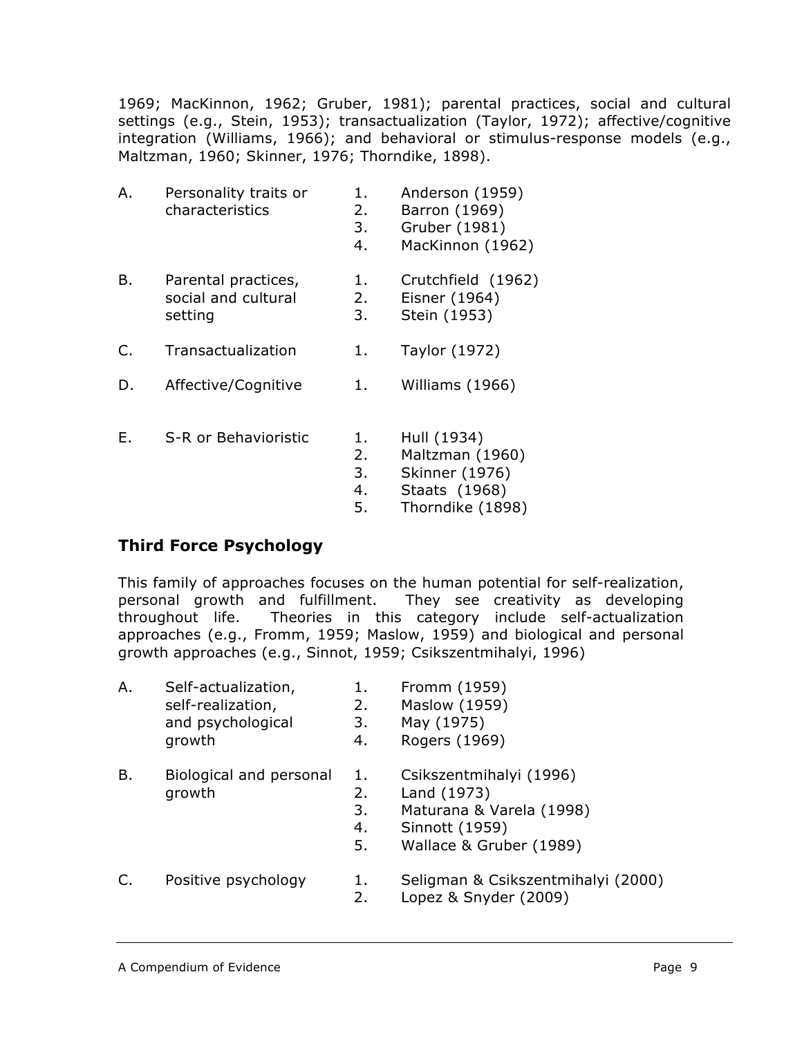1969; MacKinnon, 1962; Gruber, 1981); parental practices, social and cultural settings (e.g., Stein, 1953); transactualization (Taylor, 1972); affective/cognitive integration (Williams, 1966); and behavioral or stimulus-response models (e.g., Maltzman, 1960; Skinner, 1976; Thorndike, 1898).

| | | | |
|---|---|---|---|
| A. | Personality traits or characteristics | 1. | Anderson (1959) |
| | | 2. | Barron (1969) |
| | | 3. | Gruber (1981) |
| | | 4. | MacKinnon (1962) |
| B. | Parental practices, social and cultural setting | 1. | Crutchfield (1962) |
| | | 2. | Eisner (1964) |
| | | 3. | Stein (1953) |
| C. | Transactualization | 1. | Taylor (1972) |
| D. | Affective/Cognitive | 1. | Williams (1966) |
| E. | S-R or Behavioristic | 1. | Hull (1934) |
| | | 2. | Maltzman (1960) |
| | | 3. | Skinner (1976) |
| | | 4. | Staats (1968) |
| | | 5. | Thorndike (1898) |

## Third Force Psychology

This family of approaches focuses on the human potential for self-realization, personal growth and fulfillment. They see creativity as developing throughout life. Theories in this category include self-actualization approaches (e.g., Fromm, 1959; Maslow, 1959) and biological and personal growth approaches (e.g., Sinnot, 1959; Csikszentmihalyi, 1996)

| | | | |
|---|---|---|---|
| A. | Self-actualization, self-realization, and psychological growth | 1. | Fromm (1959) |
| | | 2. | Maslow (1959) |
| | | 3. | May (1975) |
| | | 4. | Rogers (1969) |
| B. | Biological and personal growth | 1. | Csikszentmihalyi (1996) |
| | | 2. | Land (1973) |
| | | 3. | Maturana & Varela (1998) |
| | | 4. | Sinnott (1959) |
| | | 5. | Wallace & Gruber (1989) |
| C. | Positive psychology | 1. | Seligman & Csikszentmihalyi (2000) |
| | | 2. | Lopez & Snyder (2009) |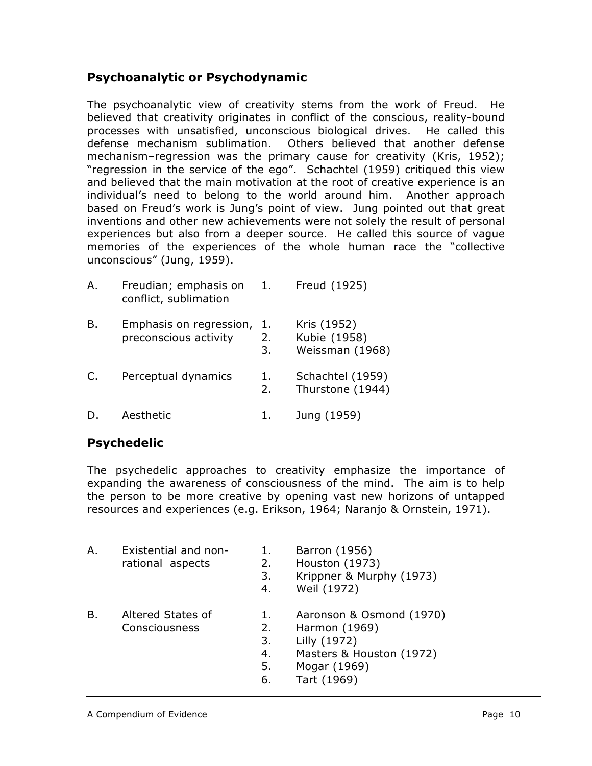## Psychoanalytic or Psychodynamic

The psychoanalytic view of creativity stems from the work of Freud. He believed that creativity originates in conflict of the conscious, reality-bound processes with unsatisfied, unconscious biological drives. He called this defense mechanism sublimation. Others believed that another defense mechanism–regression was the primary cause for creativity (Kris, 1952); "regression in the service of the ego". Schachtel (1959) critiqued this view and believed that the main motivation at the root of creative experience is an individual's need to belong to the world around him. Another approach based on Freud's work is Jung's point of view. Jung pointed out that great inventions and other new achievements were not solely the result of personal experiences but also from a deeper source. He called this source of vague memories of the experiences of the whole human race the "collective unconscious" (Jung, 1959).

| | | | |
|---|---|---|---|
| A. | Freudian; emphasis on conflict, sublimation | 1. | Freud (1925) |
| B. | Emphasis on regression, preconscious activity | 1. | Kris (1952) |
| | | 2. | Kubie (1958) |
| | | 3. | Weissman (1968) |
| C. | Perceptual dynamics | 1. | Schachtel (1959) |
| | | 2. | Thurstone (1944) |
| D. | Aesthetic | 1. | Jung (1959) |

## Psychedelic

The psychedelic approaches to creativity emphasize the importance of expanding the awareness of consciousness of the mind. The aim is to help the person to be more creative by opening vast new horizons of untapped resources and experiences (e.g. Erikson, 1964; Naranjo & Ornstein, 1971).

| | | | |
|---|---|---|---|
| A. | Existential and non-rational aspects | 1. | Barron (1956) |
| | | 2. | Houston (1973) |
| | | 3. | Krippner & Murphy (1973) |
| | | 4. | Weil (1972) |
| B. | Altered States of Consciousness | 1. | Aaronson & Osmond (1970) |
| | | 2. | Harmon (1969) |
| | | 3. | Lilly (1972) |
| | | 4. | Masters & Houston (1972) |
| | | 5. | Mogar (1969) |
| | | 6. | Tart (1969) |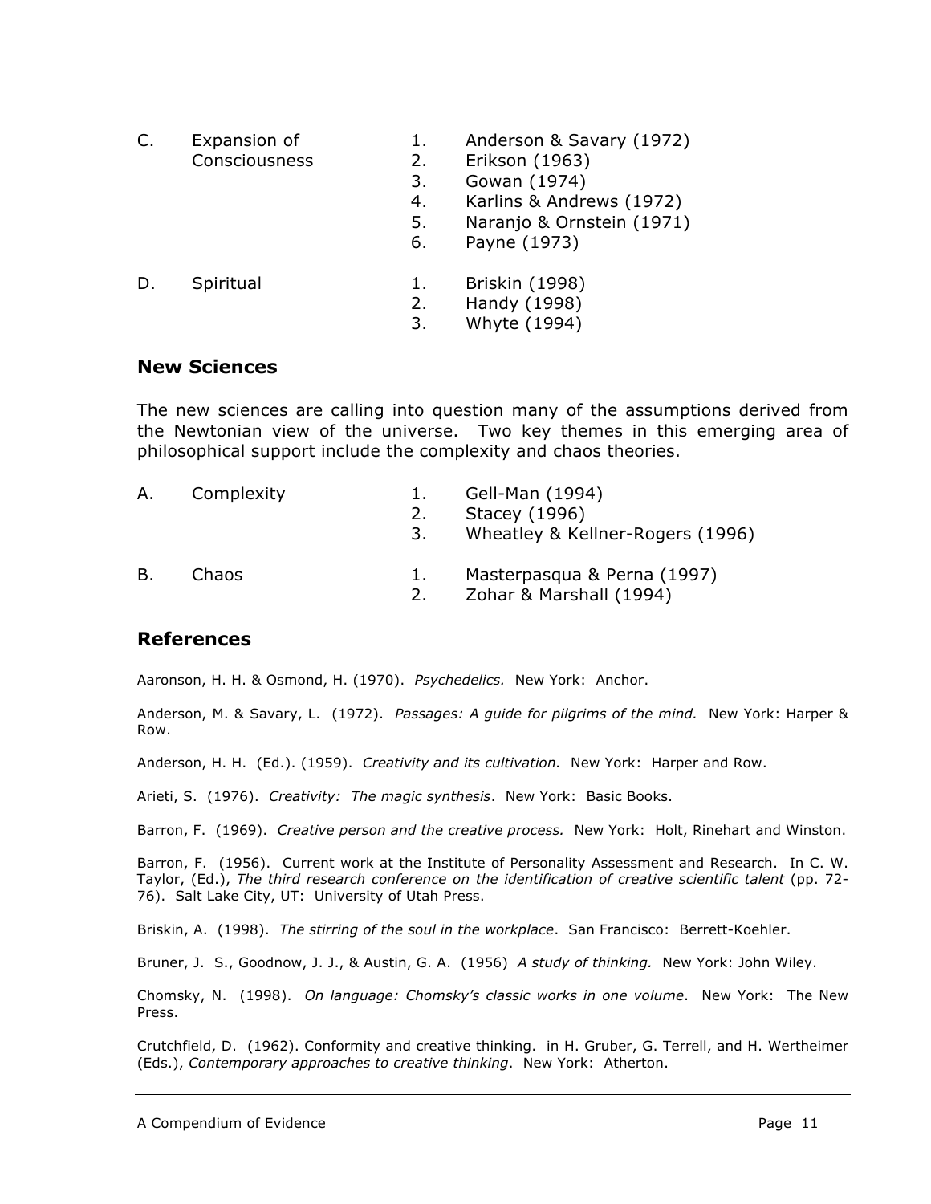C. Expansion of Consciousness

1. Anderson & Savary (1972)
2. Erikson (1963)
3. Gowan (1974)
4. Karlins & Andrews (1972)
5. Naranjo & Ornstein (1971)
6. Payne (1973)

D. Spiritual

1. Briskin (1998)
2. Handy (1998)
3. Whyte (1994)

## New Sciences

The new sciences are calling into question many of the assumptions derived from the Newtonian view of the universe. Two key themes in this emerging area of philosophical support include the complexity and chaos theories.

A. Complexity

1. Gell-Man (1994)
2. Stacey (1996)
3. Wheatley & Kellner-Rogers (1996)

B. Chaos

1. Masterpasqua & Perna (1997)
2. Zohar & Marshall (1994)

## References

Aaronson, H. H. & Osmond, H. (1970). *Psychedelics.* New York: Anchor.

Anderson, M. & Savary, L. (1972). *Passages: A guide for pilgrims of the mind.* New York: Harper & Row.

Anderson, H. H. (Ed.). (1959). *Creativity and its cultivation.* New York: Harper and Row.

Arieti, S. (1976). *Creativity: The magic synthesis*. New York: Basic Books.

Barron, F. (1969). *Creative person and the creative process.* New York: Holt, Rinehart and Winston.

Barron, F. (1956). Current work at the Institute of Personality Assessment and Research. In C. W. Taylor, (Ed.), *The third research conference on the identification of creative scientific talent* (pp. 72-76). Salt Lake City, UT: University of Utah Press.

Briskin, A. (1998). *The stirring of the soul in the workplace*. San Francisco: Berrett-Koehler.

Bruner, J. S., Goodnow, J. J., & Austin, G. A. (1956) *A study of thinking.* New York: John Wiley.

Chomsky, N. (1998). *On language: Chomsky's classic works in one volume*. New York: The New Press.

Crutchfield, D. (1962). Conformity and creative thinking. in H. Gruber, G. Terrell, and H. Wertheimer (Eds.), *Contemporary approaches to creative thinking*. New York: Atherton.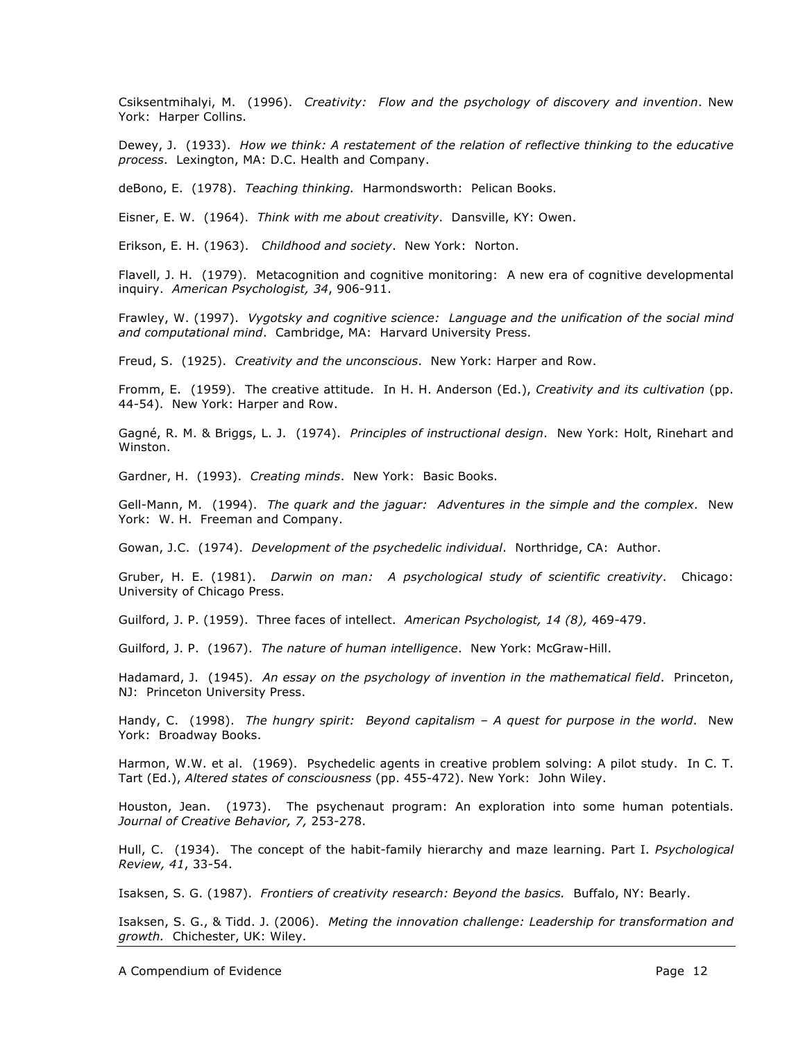Csiksentmihalyi, M. (1996). *Creativity: Flow and the psychology of discovery and invention*. New York: Harper Collins.

Dewey, J. (1933). *How we think: A restatement of the relation of reflective thinking to the educative process*. Lexington, MA: D.C. Health and Company.

deBono, E. (1978). *Teaching thinking.* Harmondsworth: Pelican Books.

Eisner, E. W. (1964). *Think with me about creativity*. Dansville, KY: Owen.

Erikson, E. H. (1963). *Childhood and society*. New York: Norton.

Flavell, J. H. (1979). Metacognition and cognitive monitoring: A new era of cognitive developmental inquiry. *American Psychologist, 34*, 906-911.

Frawley, W. (1997). *Vygotsky and cognitive science: Language and the unification of the social mind and computational mind*. Cambridge, MA: Harvard University Press.

Freud, S. (1925). *Creativity and the unconscious*. New York: Harper and Row.

Fromm, E. (1959). The creative attitude. In H. H. Anderson (Ed.), *Creativity and its cultivation* (pp. 44-54). New York: Harper and Row.

Gagné, R. M. & Briggs, L. J. (1974). *Principles of instructional design*. New York: Holt, Rinehart and Winston.

Gardner, H. (1993). *Creating minds*. New York: Basic Books.

Gell-Mann, M. (1994). *The quark and the jaguar: Adventures in the simple and the complex*. New York: W. H. Freeman and Company.

Gowan, J.C. (1974). *Development of the psychedelic individual*. Northridge, CA: Author.

Gruber, H. E. (1981). *Darwin on man: A psychological study of scientific creativity*. Chicago: University of Chicago Press.

Guilford, J. P. (1959). Three faces of intellect. *American Psychologist, 14 (8),* 469-479.

Guilford, J. P. (1967). *The nature of human intelligence*. New York: McGraw-Hill.

Hadamard, J. (1945). *An essay on the psychology of invention in the mathematical field*. Princeton, NJ: Princeton University Press.

Handy, C. (1998). *The hungry spirit: Beyond capitalism – A quest for purpose in the world*. New York: Broadway Books.

Harmon, W.W. et al. (1969). Psychedelic agents in creative problem solving: A pilot study. In C. T. Tart (Ed.), *Altered states of consciousness* (pp. 455-472). New York: John Wiley.

Houston, Jean. (1973). The psychenaut program: An exploration into some human potentials. *Journal of Creative Behavior, 7,* 253-278.

Hull, C. (1934). The concept of the habit-family hierarchy and maze learning. Part I. *Psychological Review, 41*, 33-54.

Isaksen, S. G. (1987). *Frontiers of creativity research: Beyond the basics.* Buffalo, NY: Bearly.

Isaksen, S. G., & Tidd. J. (2006). *Meting the innovation challenge: Leadership for transformation and growth.* Chichester, UK: Wiley.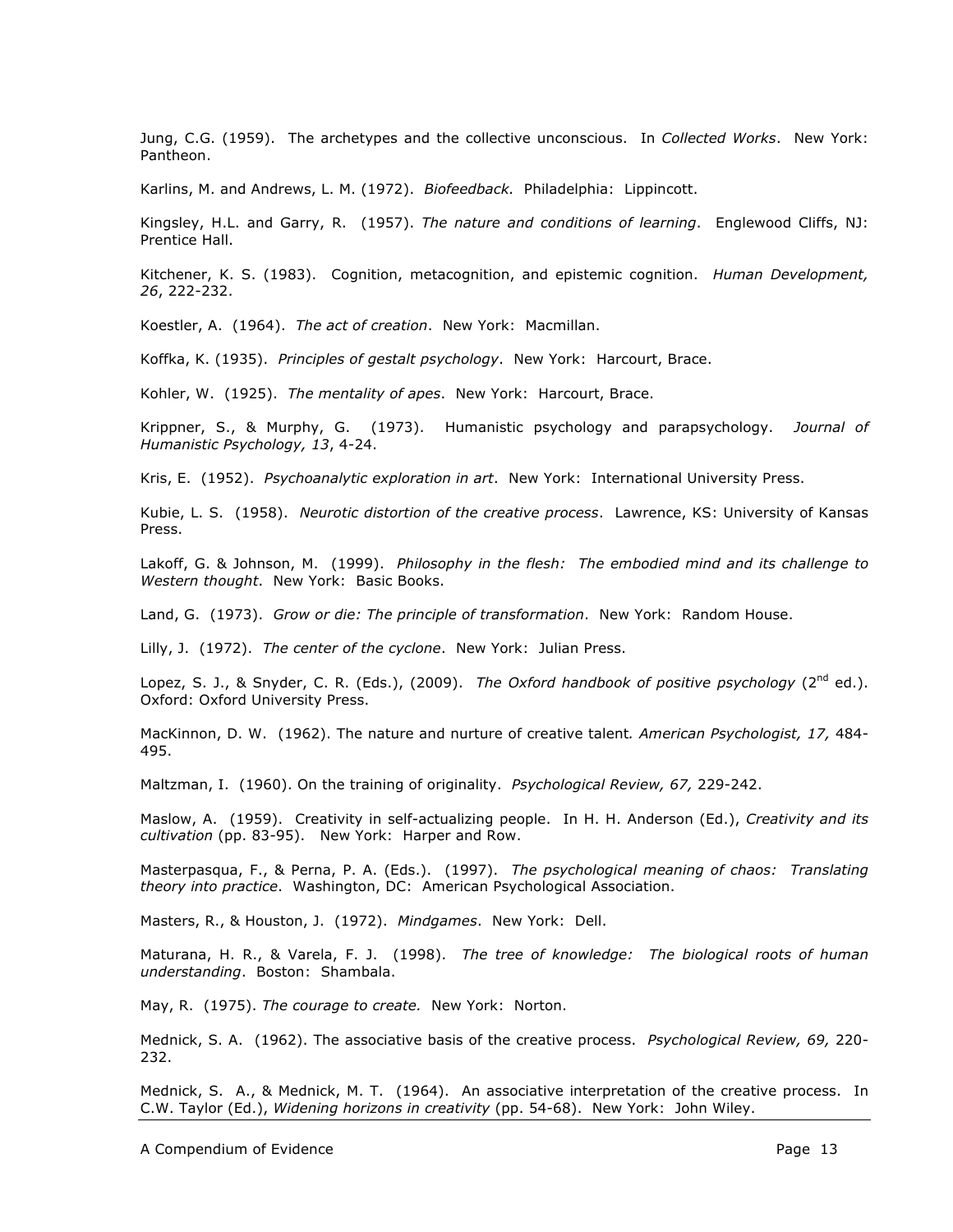Jung, C.G. (1959). The archetypes and the collective unconscious. In *Collected Works*. New York: Pantheon.

Karlins, M. and Andrews, L. M. (1972). *Biofeedback.* Philadelphia: Lippincott.

Kingsley, H.L. and Garry, R. (1957). *The nature and conditions of learning*. Englewood Cliffs, NJ: Prentice Hall.

Kitchener, K. S. (1983). Cognition, metacognition, and epistemic cognition. *Human Development, 26*, 222-232.

Koestler, A. (1964). *The act of creation*. New York: Macmillan.

Koffka, K. (1935). *Principles of gestalt psychology*. New York: Harcourt, Brace.

Kohler, W. (1925). *The mentality of apes*. New York: Harcourt, Brace.

Krippner, S., & Murphy, G. (1973). Humanistic psychology and parapsychology. *Journal of Humanistic Psychology, 13*, 4-24.

Kris, E. (1952). *Psychoanalytic exploration in art*. New York: International University Press.

Kubie, L. S. (1958). *Neurotic distortion of the creative process*. Lawrence, KS: University of Kansas Press.

Lakoff, G. & Johnson, M. (1999). *Philosophy in the flesh: The embodied mind and its challenge to Western thought*. New York: Basic Books.

Land, G. (1973). *Grow or die: The principle of transformation*. New York: Random House.

Lilly, J. (1972). *The center of the cyclone*. New York: Julian Press.

Lopez, S. J., & Snyder, C. R. (Eds.), (2009). *The Oxford handbook of positive psychology* (2nd ed.). Oxford: Oxford University Press.

MacKinnon, D. W. (1962). The nature and nurture of creative talent*. American Psychologist, 17,* 484-495.

Maltzman, I. (1960). On the training of originality. *Psychological Review, 67,* 229-242.

Maslow, A. (1959). Creativity in self-actualizing people. In H. H. Anderson (Ed.), *Creativity and its cultivation* (pp. 83-95). New York: Harper and Row.

Masterpasqua, F., & Perna, P. A. (Eds.). (1997). *The psychological meaning of chaos: Translating theory into practice*. Washington, DC: American Psychological Association.

Masters, R., & Houston, J. (1972). *Mindgames*. New York: Dell.

Maturana, H. R., & Varela, F. J. (1998). *The tree of knowledge: The biological roots of human understanding*. Boston: Shambala.

May, R. (1975). *The courage to create.* New York: Norton.

Mednick, S. A. (1962). The associative basis of the creative process. *Psychological Review, 69,* 220-232.

Mednick, S. A., & Mednick, M. T. (1964). An associative interpretation of the creative process. In C.W. Taylor (Ed.), *Widening horizons in creativity* (pp. 54-68). New York: John Wiley.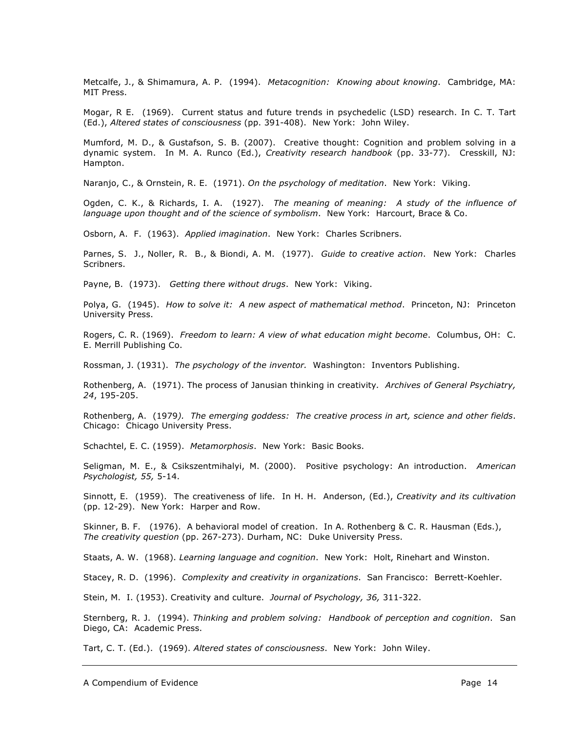Metcalfe, J., & Shimamura, A. P. (1994). *Metacognition: Knowing about knowing*. Cambridge, MA: MIT Press.

Mogar, R E. (1969). Current status and future trends in psychedelic (LSD) research. In C. T. Tart (Ed.), *Altered states of consciousness* (pp. 391-408). New York: John Wiley.

Mumford, M. D., & Gustafson, S. B. (2007). Creative thought: Cognition and problem solving in a dynamic system. In M. A. Runco (Ed.), *Creativity research handbook* (pp. 33-77). Cresskill, NJ: Hampton.

Naranjo, C., & Ornstein, R. E. (1971). *On the psychology of meditation*. New York: Viking.

Ogden, C. K., & Richards, I. A. (1927). *The meaning of meaning: A study of the influence of language upon thought and of the science of symbolism*. New York: Harcourt, Brace & Co.

Osborn, A. F. (1963). *Applied imagination*. New York: Charles Scribners.

Parnes, S. J., Noller, R. B., & Biondi, A. M. (1977). *Guide to creative action*. New York: Charles Scribners.

Payne, B. (1973). *Getting there without drugs*. New York: Viking.

Polya, G. (1945). *How to solve it: A new aspect of mathematical method*. Princeton, NJ: Princeton University Press.

Rogers, C. R. (1969). *Freedom to learn: A view of what education might become*. Columbus, OH: C. E. Merrill Publishing Co.

Rossman, J. (1931). *The psychology of the inventor.* Washington: Inventors Publishing.

Rothenberg, A. (1971). The process of Janusian thinking in creativity. *Archives of General Psychiatry, 24*, 195-205.

Rothenberg, A. (1979). *The emerging goddess: The creative process in art, science and other fields*. Chicago: Chicago University Press.

Schachtel, E. C. (1959). *Metamorphosis*. New York: Basic Books.

Seligman, M. E., & Csikszentmihalyi, M. (2000). Positive psychology: An introduction. *American Psychologist, 55,* 5-14.

Sinnott, E. (1959). The creativeness of life. In H. H. Anderson, (Ed.), *Creativity and its cultivation* (pp. 12-29). New York: Harper and Row.

Skinner, B. F. (1976). A behavioral model of creation. In A. Rothenberg & C. R. Hausman (Eds.), *The creativity question* (pp. 267-273). Durham, NC: Duke University Press.

Staats, A. W. (1968). *Learning language and cognition*. New York: Holt, Rinehart and Winston.

Stacey, R. D. (1996). *Complexity and creativity in organizations*. San Francisco: Berrett-Koehler.

Stein, M. I. (1953). Creativity and culture. *Journal of Psychology, 36,* 311-322.

Sternberg, R. J. (1994). *Thinking and problem solving: Handbook of perception and cognition*. San Diego, CA: Academic Press.

Tart, C. T. (Ed.). (1969). *Altered states of consciousness*. New York: John Wiley.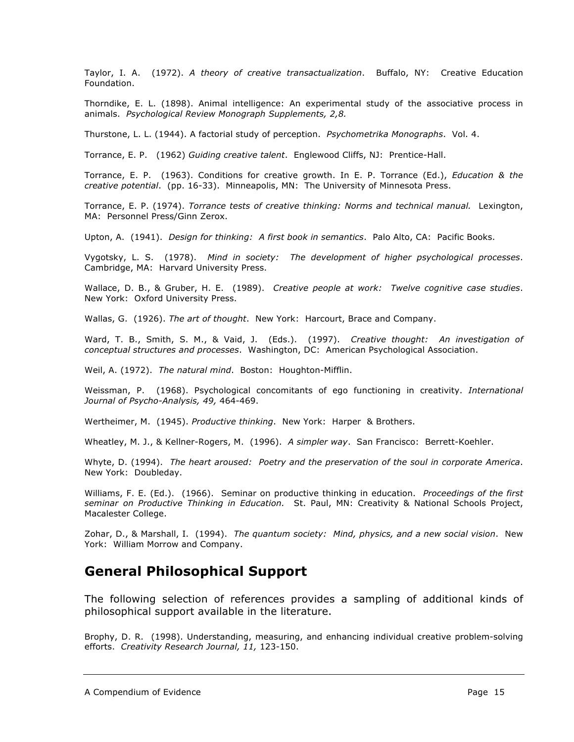Taylor, I. A. (1972). *A theory of creative transactualization*. Buffalo, NY: Creative Education Foundation.

Thorndike, E. L. (1898). Animal intelligence: An experimental study of the associative process in animals. *Psychological Review Monograph Supplements, 2,8.*

Thurstone, L. L. (1944). A factorial study of perception. *Psychometrika Monographs*. Vol. 4.

Torrance, E. P. (1962) *Guiding creative talent*. Englewood Cliffs, NJ: Prentice-Hall.

Torrance, E. P. (1963). Conditions for creative growth. In E. P. Torrance (Ed.), *Education & the creative potential*. (pp. 16-33). Minneapolis, MN: The University of Minnesota Press.

Torrance, E. P. (1974). *Torrance tests of creative thinking: Norms and technical manual.* Lexington, MA: Personnel Press/Ginn Zerox.

Upton, A. (1941). *Design for thinking: A first book in semantics*. Palo Alto, CA: Pacific Books.

Vygotsky, L. S. (1978). *Mind in society: The development of higher psychological processes*. Cambridge, MA: Harvard University Press.

Wallace, D. B., & Gruber, H. E. (1989). *Creative people at work: Twelve cognitive case studies*. New York: Oxford University Press.

Wallas, G. (1926). *The art of thought*. New York: Harcourt, Brace and Company.

Ward, T. B., Smith, S. M., & Vaid, J. (Eds.). (1997). *Creative thought: An investigation of conceptual structures and processes*. Washington, DC: American Psychological Association.

Weil, A. (1972). *The natural mind*. Boston: Houghton-Mifflin.

Weissman, P. (1968). Psychological concomitants of ego functioning in creativity. *International Journal of Psycho-Analysis, 49,* 464-469.

Wertheimer, M. (1945). *Productive thinking*. New York: Harper & Brothers.

Wheatley, M. J., & Kellner-Rogers, M. (1996). *A simpler way*. San Francisco: Berrett-Koehler.

Whyte, D. (1994). *The heart aroused: Poetry and the preservation of the soul in corporate America*. New York: Doubleday.

Williams, F. E. (Ed.). (1966). Seminar on productive thinking in education. *Proceedings of the first seminar on Productive Thinking in Education.* St. Paul, MN: Creativity & National Schools Project, Macalester College.

Zohar, D., & Marshall, I. (1994). *The quantum society: Mind, physics, and a new social vision*. New York: William Morrow and Company.

## General Philosophical Support

The following selection of references provides a sampling of additional kinds of philosophical support available in the literature.

Brophy, D. R. (1998). Understanding, measuring, and enhancing individual creative problem-solving efforts. *Creativity Research Journal, 11,* 123-150.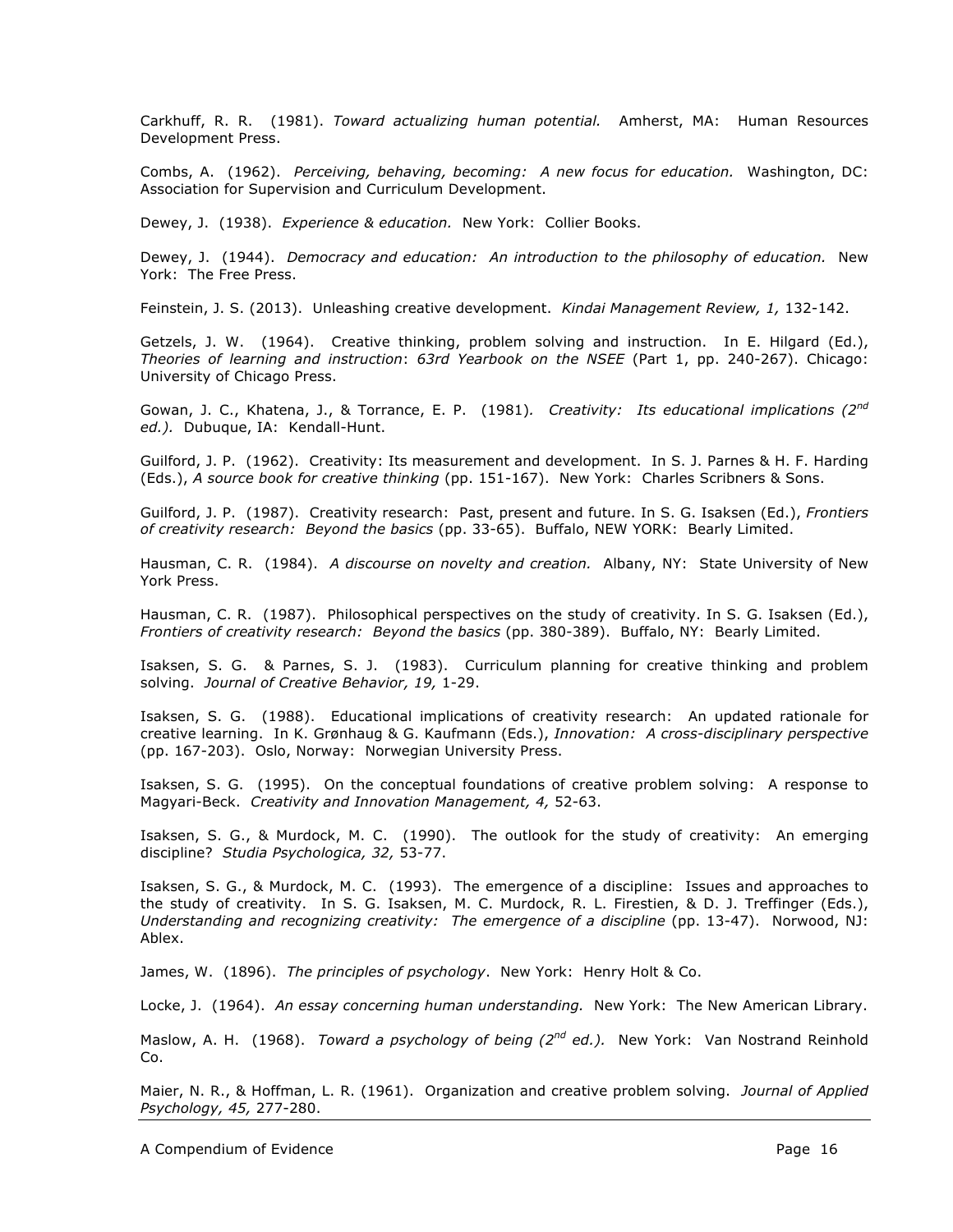Carkhuff, R. R. (1981). *Toward actualizing human potential.* Amherst, MA: Human Resources Development Press.

Combs, A. (1962). *Perceiving, behaving, becoming: A new focus for education.* Washington, DC: Association for Supervision and Curriculum Development.

Dewey, J. (1938). *Experience & education.* New York: Collier Books.

Dewey, J. (1944). *Democracy and education: An introduction to the philosophy of education.* New York: The Free Press.

Feinstein, J. S. (2013). Unleashing creative development. *Kindai Management Review, 1,* 132-142.

Getzels, J. W. (1964). Creative thinking, problem solving and instruction. In E. Hilgard (Ed.), *Theories of learning and instruction*: *63rd Yearbook on the NSEE* (Part 1, pp. 240-267). Chicago: University of Chicago Press.

Gowan, J. C., Khatena, J., & Torrance, E. P. (1981). *Creativity: Its educational implications (2nd ed.).* Dubuque, IA: Kendall-Hunt.

Guilford, J. P. (1962). Creativity: Its measurement and development. In S. J. Parnes & H. F. Harding (Eds.), *A source book for creative thinking* (pp. 151-167). New York: Charles Scribners & Sons.

Guilford, J. P. (1987). Creativity research: Past, present and future. In S. G. Isaksen (Ed.), *Frontiers of creativity research: Beyond the basics* (pp. 33-65). Buffalo, NEW YORK: Bearly Limited.

Hausman, C. R. (1984). *A discourse on novelty and creation.* Albany, NY: State University of New York Press.

Hausman, C. R. (1987). Philosophical perspectives on the study of creativity. In S. G. Isaksen (Ed.), *Frontiers of creativity research: Beyond the basics* (pp. 380-389). Buffalo, NY: Bearly Limited.

Isaksen, S. G. & Parnes, S. J. (1983). Curriculum planning for creative thinking and problem solving. *Journal of Creative Behavior, 19,* 1-29.

Isaksen, S. G. (1988). Educational implications of creativity research: An updated rationale for creative learning. In K. Grønhaug & G. Kaufmann (Eds.), *Innovation: A cross-disciplinary perspective* (pp. 167-203). Oslo, Norway: Norwegian University Press.

Isaksen, S. G. (1995). On the conceptual foundations of creative problem solving: A response to Magyari-Beck. *Creativity and Innovation Management, 4,* 52-63.

Isaksen, S. G., & Murdock, M. C. (1990). The outlook for the study of creativity: An emerging discipline? *Studia Psychologica, 32,* 53-77.

Isaksen, S. G., & Murdock, M. C. (1993). The emergence of a discipline: Issues and approaches to the study of creativity. In S. G. Isaksen, M. C. Murdock, R. L. Firestien, & D. J. Treffinger (Eds.), *Understanding and recognizing creativity: The emergence of a discipline* (pp. 13-47). Norwood, NJ: Ablex.

James, W. (1896). *The principles of psychology*. New York: Henry Holt & Co.

Locke, J. (1964). *An essay concerning human understanding.* New York: The New American Library.

Maslow, A. H. (1968). *Toward a psychology of being (2nd ed.).* New York: Van Nostrand Reinhold Co.

Maier, N. R., & Hoffman, L. R. (1961). Organization and creative problem solving. *Journal of Applied Psychology, 45,* 277-280.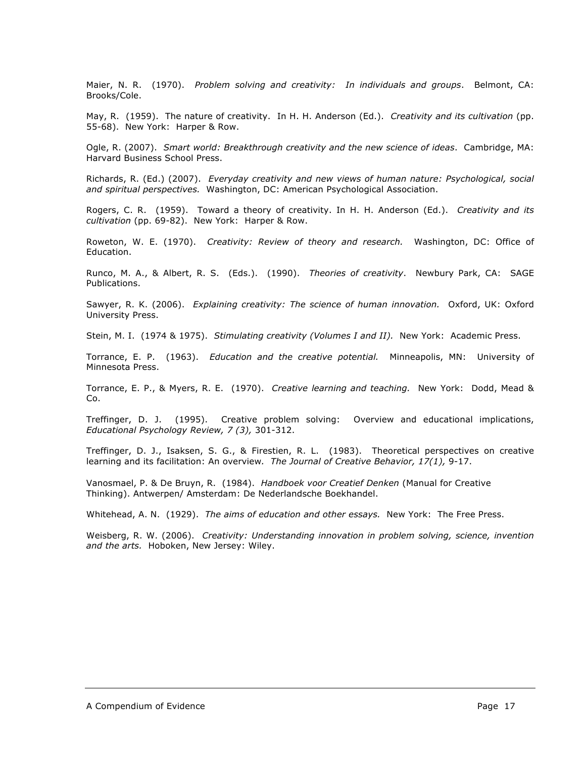Maier, N. R. (1970). *Problem solving and creativity: In individuals and groups*. Belmont, CA: Brooks/Cole.

May, R. (1959). The nature of creativity. In H. H. Anderson (Ed.). *Creativity and its cultivation* (pp. 55-68). New York: Harper & Row.

Ogle, R. (2007). *Smart world: Breakthrough creativity and the new science of ideas*. Cambridge, MA: Harvard Business School Press.

Richards, R. (Ed.) (2007). *Everyday creativity and new views of human nature: Psychological, social and spiritual perspectives.* Washington, DC: American Psychological Association.

Rogers, C. R. (1959). Toward a theory of creativity. In H. H. Anderson (Ed.). *Creativity and its cultivation* (pp. 69-82). New York: Harper & Row.

Roweton, W. E. (1970). *Creativity: Review of theory and research.* Washington, DC: Office of Education.

Runco, M. A., & Albert, R. S. (Eds.). (1990). *Theories of creativity*. Newbury Park, CA: SAGE Publications.

Sawyer, R. K. (2006). *Explaining creativity: The science of human innovation.* Oxford, UK: Oxford University Press.

Stein, M. I. (1974 & 1975). *Stimulating creativity (Volumes I and II).* New York: Academic Press.

Torrance, E. P. (1963). *Education and the creative potential.* Minneapolis, MN: University of Minnesota Press.

Torrance, E. P., & Myers, R. E. (1970). *Creative learning and teaching.* New York: Dodd, Mead & Co.

Treffinger, D. J. (1995). Creative problem solving: Overview and educational implications, *Educational Psychology Review, 7 (3),* 301-312.

Treffinger, D. J., Isaksen, S. G., & Firestien, R. L. (1983). Theoretical perspectives on creative learning and its facilitation: An overview*. The Journal of Creative Behavior, 17(1),* 9-17.

Vanosmael, P. & De Bruyn, R. (1984). *Handboek voor Creatief Denken* (Manual for Creative Thinking). Antwerpen/ Amsterdam: De Nederlandsche Boekhandel.

Whitehead, A. N. (1929). *The aims of education and other essays.* New York: The Free Press.

Weisberg, R. W. (2006). *Creativity: Understanding innovation in problem solving, science, invention and the arts.* Hoboken, New Jersey: Wiley.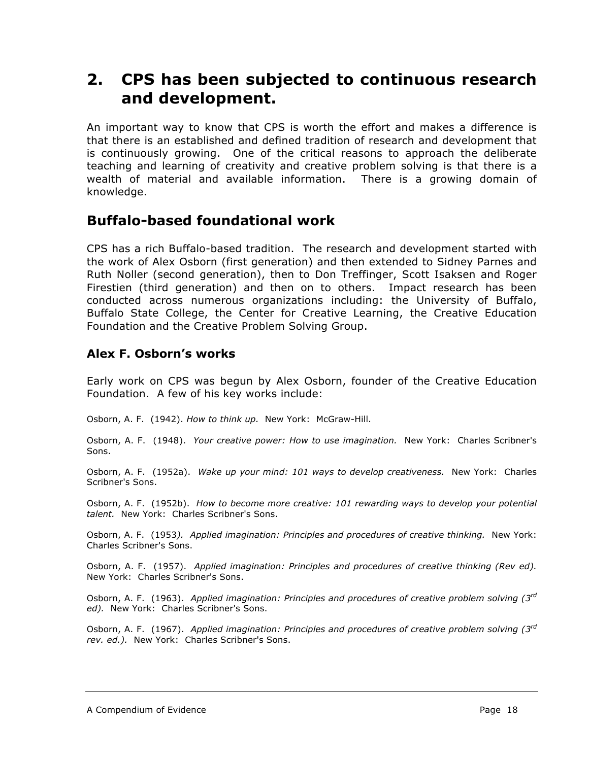## 2. CPS has been subjected to continuous research and development.

An important way to know that CPS is worth the effort and makes a difference is that there is an established and defined tradition of research and development that is continuously growing. One of the critical reasons to approach the deliberate teaching and learning of creativity and creative problem solving is that there is a wealth of material and available information. There is a growing domain of knowledge.

### Buffalo-based foundational work

CPS has a rich Buffalo-based tradition. The research and development started with the work of Alex Osborn (first generation) and then extended to Sidney Parnes and Ruth Noller (second generation), then to Don Treffinger, Scott Isaksen and Roger Firestien (third generation) and then on to others. Impact research has been conducted across numerous organizations including: the University of Buffalo, Buffalo State College, the Center for Creative Learning, the Creative Education Foundation and the Creative Problem Solving Group.

#### Alex F. Osborn's works

Early work on CPS was begun by Alex Osborn, founder of the Creative Education Foundation. A few of his key works include:

Osborn, A. F. (1942). *How to think up.* New York: McGraw-Hill.

Osborn, A. F. (1948). *Your creative power: How to use imagination.* New York: Charles Scribner's Sons.

Osborn, A. F. (1952a). *Wake up your mind: 101 ways to develop creativeness.* New York: Charles Scribner's Sons.

Osborn, A. F. (1952b). *How to become more creative: 101 rewarding ways to develop your potential talent.* New York: Charles Scribner's Sons.

Osborn, A. F. (1953). *Applied imagination: Principles and procedures of creative thinking.* New York: Charles Scribner's Sons.

Osborn, A. F. (1957). *Applied imagination: Principles and procedures of creative thinking (Rev ed).* New York: Charles Scribner's Sons.

Osborn, A. F. (1963). *Applied imagination: Principles and procedures of creative problem solving (3rd ed).* New York: Charles Scribner's Sons.

Osborn, A. F. (1967). *Applied imagination: Principles and procedures of creative problem solving (3rd rev. ed.).* New York: Charles Scribner's Sons.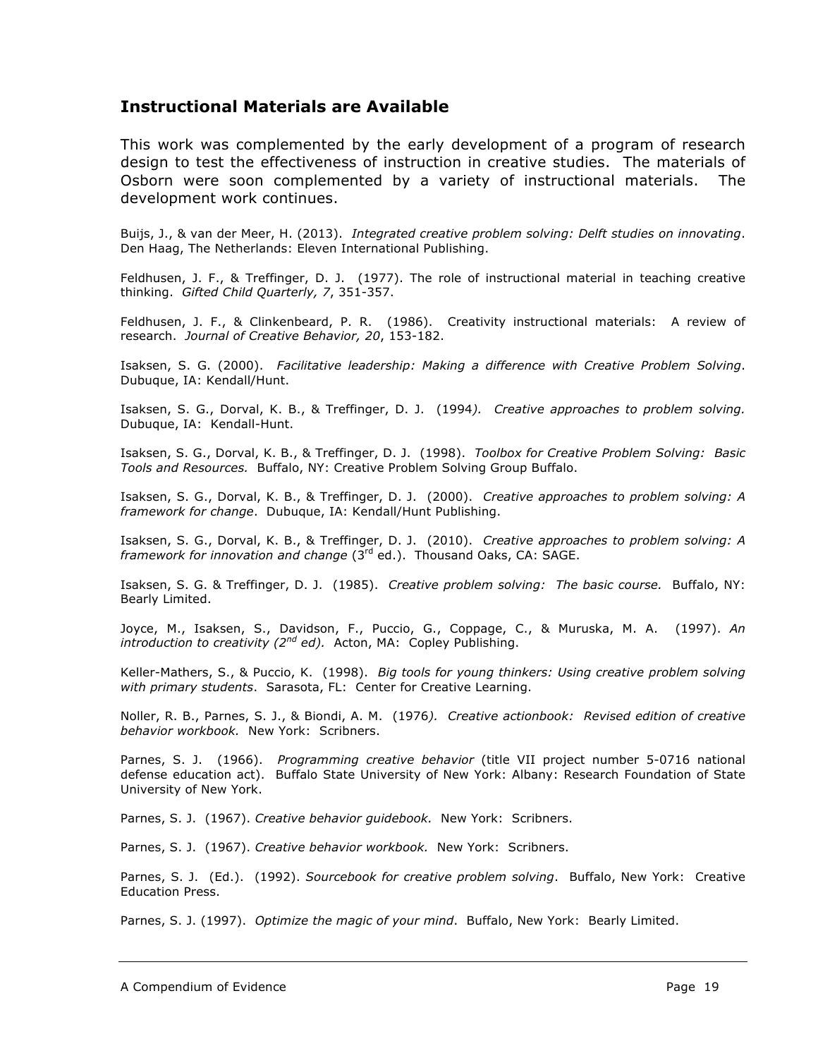## Instructional Materials are Available

This work was complemented by the early development of a program of research design to test the effectiveness of instruction in creative studies. The materials of Osborn were soon complemented by a variety of instructional materials. The development work continues.

Buijs, J., & van der Meer, H. (2013). *Integrated creative problem solving: Delft studies on innovating*. Den Haag, The Netherlands: Eleven International Publishing.

Feldhusen, J. F., & Treffinger, D. J. (1977). The role of instructional material in teaching creative thinking. *Gifted Child Quarterly, 7*, 351-357.

Feldhusen, J. F., & Clinkenbeard, P. R. (1986). Creativity instructional materials: A review of research. *Journal of Creative Behavior, 20*, 153-182.

Isaksen, S. G. (2000). *Facilitative leadership: Making a difference with Creative Problem Solving*. Dubuque, IA: Kendall/Hunt.

Isaksen, S. G., Dorval, K. B., & Treffinger, D. J. (1994). *Creative approaches to problem solving.* Dubuque, IA: Kendall-Hunt.

Isaksen, S. G., Dorval, K. B., & Treffinger, D. J. (1998). *Toolbox for Creative Problem Solving: Basic Tools and Resources.* Buffalo, NY: Creative Problem Solving Group Buffalo.

Isaksen, S. G., Dorval, K. B., & Treffinger, D. J. (2000). *Creative approaches to problem solving: A framework for change*. Dubuque, IA: Kendall/Hunt Publishing.

Isaksen, S. G., Dorval, K. B., & Treffinger, D. J. (2010). *Creative approaches to problem solving: A framework for innovation and change* (3rd ed.). Thousand Oaks, CA: SAGE.

Isaksen, S. G. & Treffinger, D. J. (1985). *Creative problem solving: The basic course.* Buffalo, NY: Bearly Limited.

Joyce, M., Isaksen, S., Davidson, F., Puccio, G., Coppage, C., & Muruska, M. A. (1997). *An introduction to creativity (2nd ed).* Acton, MA: Copley Publishing.

Keller-Mathers, S., & Puccio, K. (1998). *Big tools for young thinkers: Using creative problem solving with primary students*. Sarasota, FL: Center for Creative Learning.

Noller, R. B., Parnes, S. J., & Biondi, A. M. (1976). *Creative actionbook: Revised edition of creative behavior workbook.* New York: Scribners.

Parnes, S. J. (1966). *Programming creative behavior* (title VII project number 5-0716 national defense education act). Buffalo State University of New York: Albany: Research Foundation of State University of New York.

Parnes, S. J. (1967). *Creative behavior guidebook.* New York: Scribners.

Parnes, S. J. (1967). *Creative behavior workbook.* New York: Scribners.

Parnes, S. J. (Ed.). (1992). *Sourcebook for creative problem solving*. Buffalo, New York: Creative Education Press.

Parnes, S. J. (1997). *Optimize the magic of your mind*. Buffalo, New York: Bearly Limited.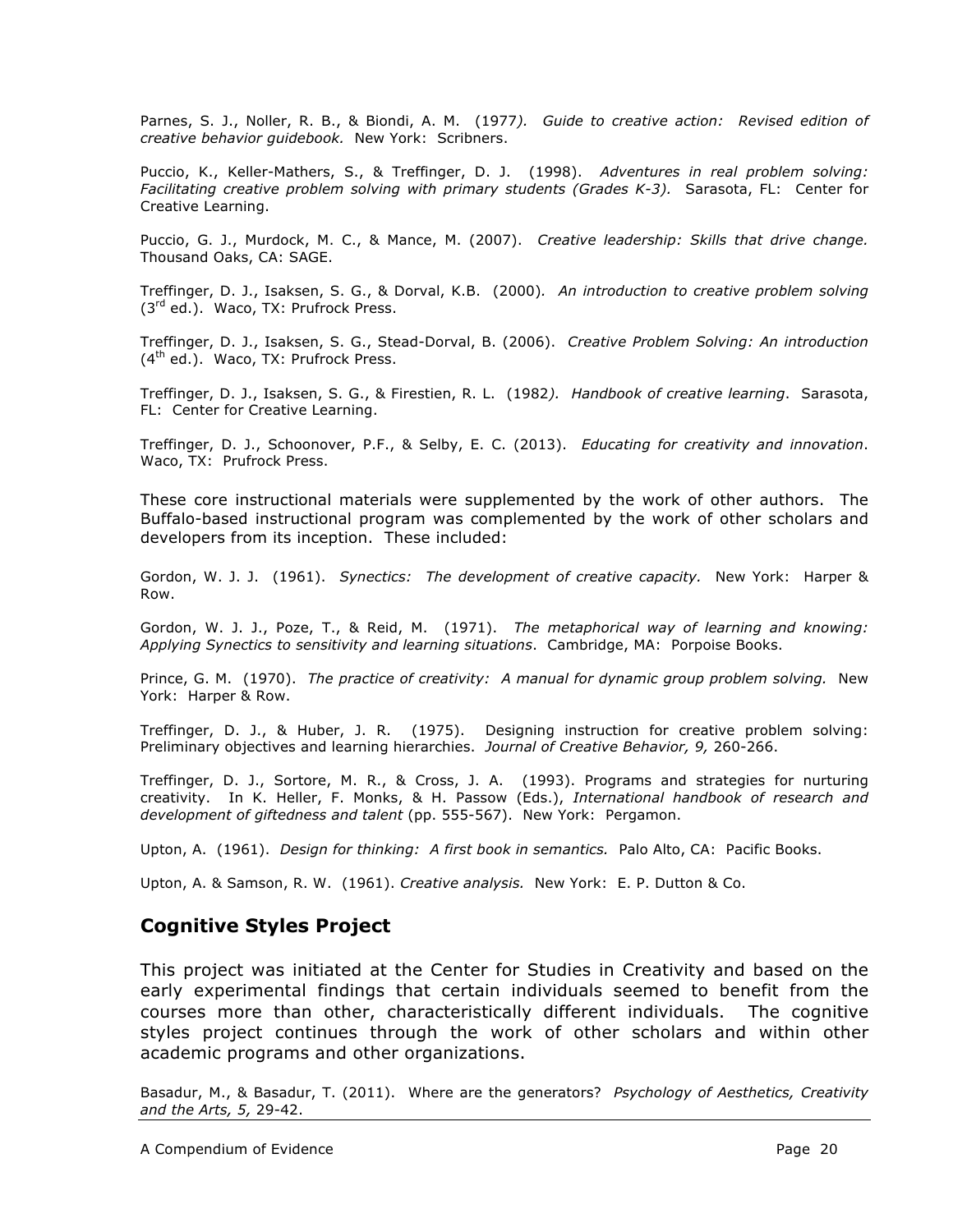Parnes, S. J., Noller, R. B., & Biondi, A. M. (1977). *Guide to creative action: Revised edition of creative behavior guidebook.* New York: Scribners.

Puccio, K., Keller-Mathers, S., & Treffinger, D. J. (1998). *Adventures in real problem solving: Facilitating creative problem solving with primary students (Grades K-3).* Sarasota, FL: Center for Creative Learning.

Puccio, G. J., Murdock, M. C., & Mance, M. (2007). *Creative leadership: Skills that drive change.* Thousand Oaks, CA: SAGE.

Treffinger, D. J., Isaksen, S. G., & Dorval, K.B. (2000). *An introduction to creative problem solving* (3rd ed.). Waco, TX: Prufrock Press.

Treffinger, D. J., Isaksen, S. G., Stead-Dorval, B. (2006). *Creative Problem Solving: An introduction* (4th ed.). Waco, TX: Prufrock Press.

Treffinger, D. J., Isaksen, S. G., & Firestien, R. L. (1982). *Handbook of creative learning*. Sarasota, FL: Center for Creative Learning.

Treffinger, D. J., Schoonover, P.F., & Selby, E. C. (2013). *Educating for creativity and innovation*. Waco, TX: Prufrock Press.

These core instructional materials were supplemented by the work of other authors. The Buffalo-based instructional program was complemented by the work of other scholars and developers from its inception. These included:

Gordon, W. J. J. (1961). *Synectics: The development of creative capacity.* New York: Harper & Row.

Gordon, W. J. J., Poze, T., & Reid, M. (1971). *The metaphorical way of learning and knowing: Applying Synectics to sensitivity and learning situations*. Cambridge, MA: Porpoise Books.

Prince, G. M. (1970). *The practice of creativity: A manual for dynamic group problem solving.* New York: Harper & Row.

Treffinger, D. J., & Huber, J. R. (1975). Designing instruction for creative problem solving: Preliminary objectives and learning hierarchies. *Journal of Creative Behavior, 9,* 260-266.

Treffinger, D. J., Sortore, M. R., & Cross, J. A. (1993). Programs and strategies for nurturing creativity. In K. Heller, F. Monks, & H. Passow (Eds.), *International handbook of research and development of giftedness and talent* (pp. 555-567). New York: Pergamon.

Upton, A. (1961). *Design for thinking: A first book in semantics.* Palo Alto, CA: Pacific Books.

Upton, A. & Samson, R. W. (1961). *Creative analysis.* New York: E. P. Dutton & Co.

## Cognitive Styles Project

This project was initiated at the Center for Studies in Creativity and based on the early experimental findings that certain individuals seemed to benefit from the courses more than other, characteristically different individuals. The cognitive styles project continues through the work of other scholars and within other academic programs and other organizations.

Basadur, M., & Basadur, T. (2011). Where are the generators? *Psychology of Aesthetics, Creativity and the Arts, 5,* 29-42.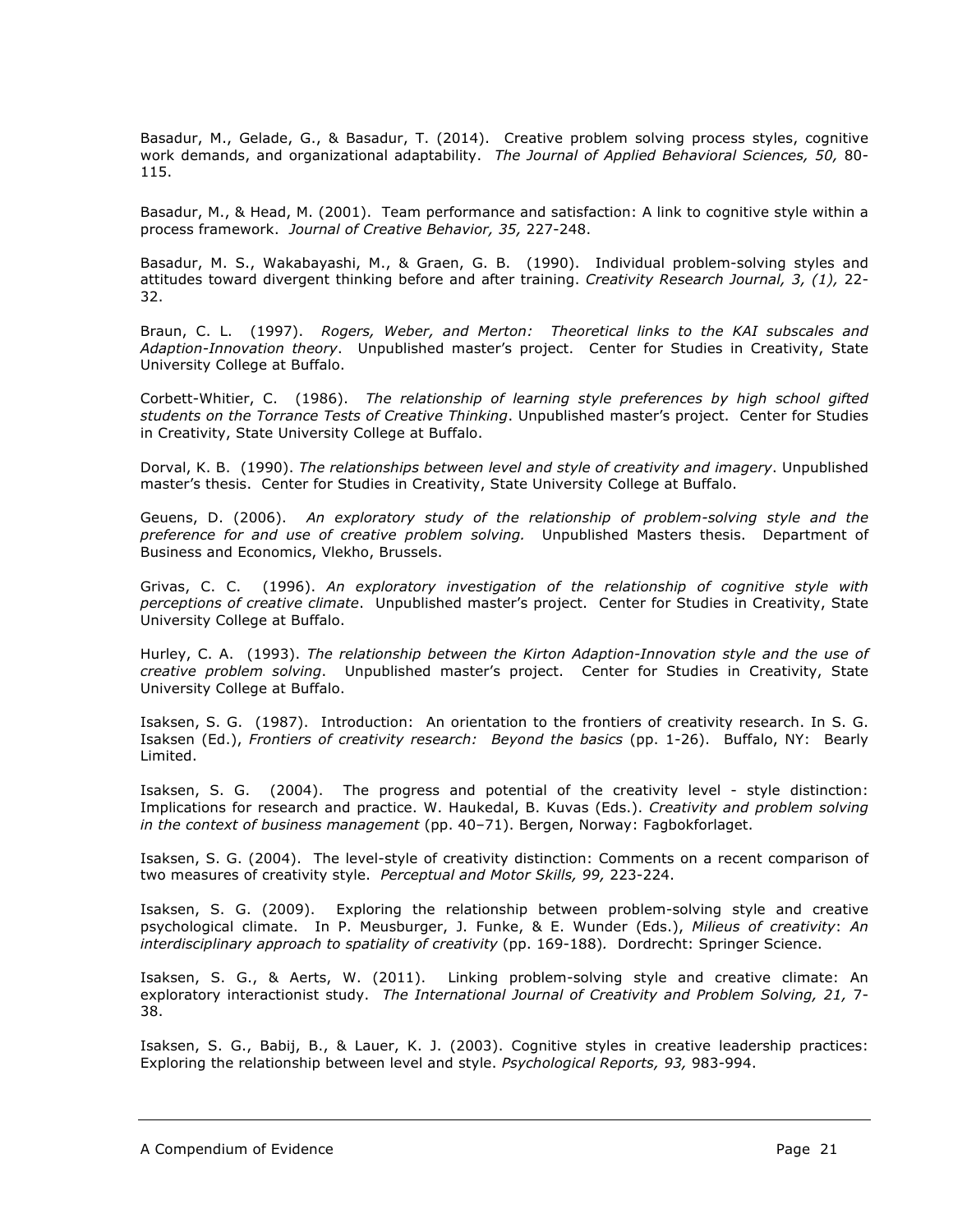Basadur, M., Gelade, G., & Basadur, T. (2014). Creative problem solving process styles, cognitive work demands, and organizational adaptability. *The Journal of Applied Behavioral Sciences, 50,* 80-115.

Basadur, M., & Head, M. (2001). Team performance and satisfaction: A link to cognitive style within a process framework. *Journal of Creative Behavior, 35,* 227-248.

Basadur, M. S., Wakabayashi, M., & Graen, G. B. (1990). Individual problem-solving styles and attitudes toward divergent thinking before and after training. *Creativity Research Journal, 3, (1),* 22-32.

Braun, C. L. (1997). *Rogers, Weber, and Merton: Theoretical links to the KAI subscales and Adaption-Innovation theory*. Unpublished master's project. Center for Studies in Creativity, State University College at Buffalo.

Corbett-Whitier, C. (1986). *The relationship of learning style preferences by high school gifted students on the Torrance Tests of Creative Thinking*. Unpublished master's project. Center for Studies in Creativity, State University College at Buffalo.

Dorval, K. B. (1990). *The relationships between level and style of creativity and imagery*. Unpublished master's thesis. Center for Studies in Creativity, State University College at Buffalo.

Geuens, D. (2006). *An exploratory study of the relationship of problem-solving style and the preference for and use of creative problem solving.* Unpublished Masters thesis. Department of Business and Economics, Vlekho, Brussels.

Grivas, C. C. (1996). *An exploratory investigation of the relationship of cognitive style with perceptions of creative climate*. Unpublished master's project. Center for Studies in Creativity, State University College at Buffalo.

Hurley, C. A. (1993). *The relationship between the Kirton Adaption-Innovation style and the use of creative problem solving*. Unpublished master's project. Center for Studies in Creativity, State University College at Buffalo.

Isaksen, S. G. (1987). Introduction: An orientation to the frontiers of creativity research. In S. G. Isaksen (Ed.), *Frontiers of creativity research: Beyond the basics* (pp. 1-26). Buffalo, NY: Bearly Limited.

Isaksen, S. G. (2004). The progress and potential of the creativity level - style distinction: Implications for research and practice. W. Haukedal, B. Kuvas (Eds.). *Creativity and problem solving in the context of business management* (pp. 40–71). Bergen, Norway: Fagbokforlaget.

Isaksen, S. G. (2004). The level-style of creativity distinction: Comments on a recent comparison of two measures of creativity style. *Perceptual and Motor Skills, 99,* 223-224.

Isaksen, S. G. (2009). Exploring the relationship between problem-solving style and creative psychological climate. In P. Meusburger, J. Funke, & E. Wunder (Eds.), *Milieus of creativity*: *An interdisciplinary approach to spatiality of creativity* (pp. 169-188). Dordrecht: Springer Science.

Isaksen, S. G., & Aerts, W. (2011). Linking problem-solving style and creative climate: An exploratory interactionist study. *The International Journal of Creativity and Problem Solving, 21,* 7-38.

Isaksen, S. G., Babij, B., & Lauer, K. J. (2003). Cognitive styles in creative leadership practices: Exploring the relationship between level and style. *Psychological Reports, 93,* 983-994.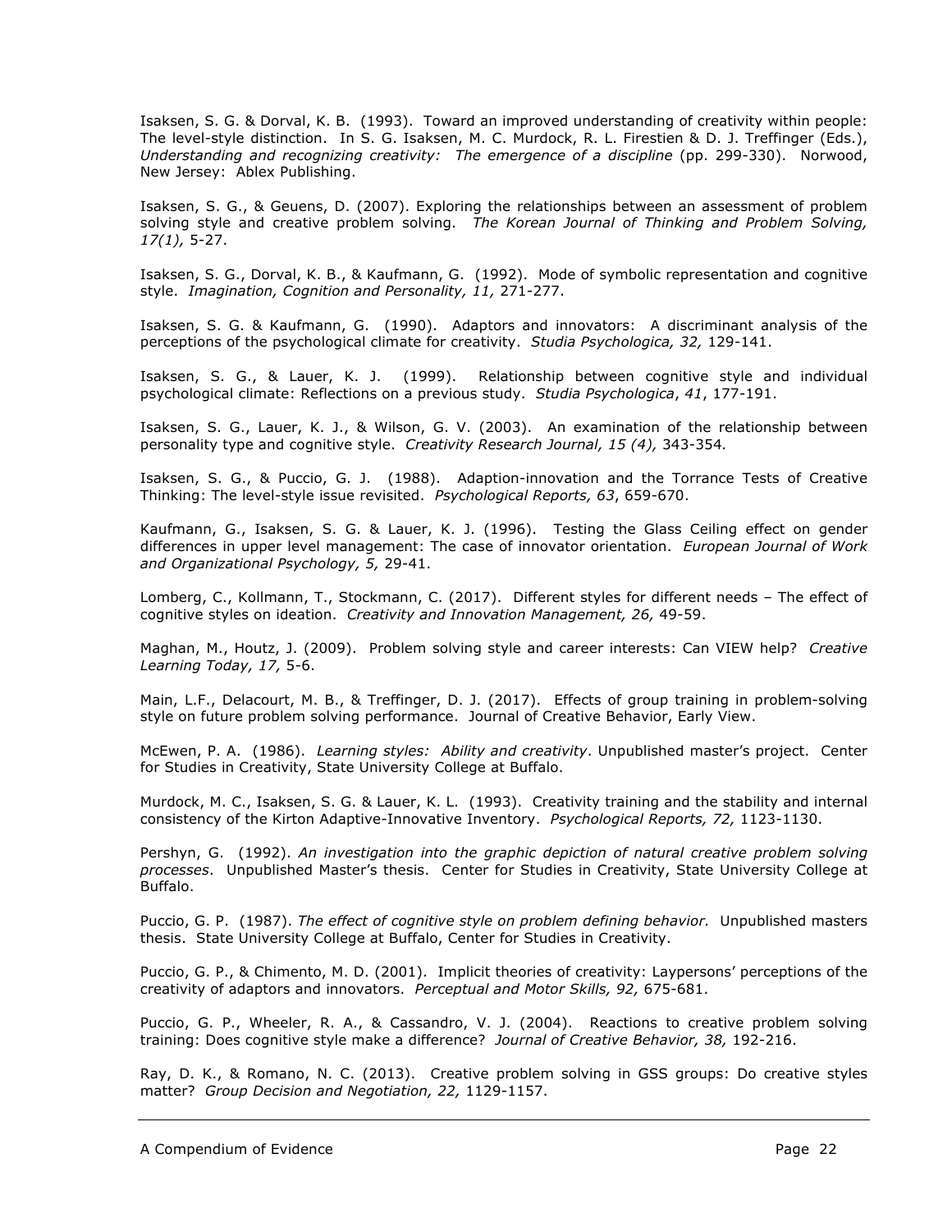Isaksen, S. G. & Dorval, K. B. (1993). Toward an improved understanding of creativity within people: The level-style distinction. In S. G. Isaksen, M. C. Murdock, R. L. Firestien & D. J. Treffinger (Eds.), *Understanding and recognizing creativity: The emergence of a discipline* (pp. 299-330). Norwood, New Jersey: Ablex Publishing.

Isaksen, S. G., & Geuens, D. (2007). Exploring the relationships between an assessment of problem solving style and creative problem solving. *The Korean Journal of Thinking and Problem Solving, 17(1),* 5-27.

Isaksen, S. G., Dorval, K. B., & Kaufmann, G. (1992). Mode of symbolic representation and cognitive style. *Imagination, Cognition and Personality, 11,* 271-277.

Isaksen, S. G. & Kaufmann, G. (1990). Adaptors and innovators: A discriminant analysis of the perceptions of the psychological climate for creativity. *Studia Psychologica, 32,* 129-141.

Isaksen, S. G., & Lauer, K. J. (1999). Relationship between cognitive style and individual psychological climate: Reflections on a previous study. *Studia Psychologica*, *41*, 177-191.

Isaksen, S. G., Lauer, K. J., & Wilson, G. V. (2003). An examination of the relationship between personality type and cognitive style. *Creativity Research Journal, 15 (4),* 343-354*.*

Isaksen, S. G., & Puccio, G. J. (1988). Adaption-innovation and the Torrance Tests of Creative Thinking: The level-style issue revisited. *Psychological Reports, 63*, 659-670.

Kaufmann, G., Isaksen, S. G. & Lauer, K. J. (1996). Testing the Glass Ceiling effect on gender differences in upper level management: The case of innovator orientation. *European Journal of Work and Organizational Psychology, 5,* 29-41.

Lomberg, C., Kollmann, T., Stockmann, C. (2017). Different styles for different needs – The effect of cognitive styles on ideation. *Creativity and Innovation Management, 26,* 49-59.

Maghan, M., Houtz, J. (2009). Problem solving style and career interests: Can VIEW help? *Creative Learning Today, 17,* 5-6.

Main, L.F., Delacourt, M. B., & Treffinger, D. J. (2017). Effects of group training in problem-solving style on future problem solving performance. Journal of Creative Behavior, Early View.

McEwen, P. A. (1986). *Learning styles: Ability and creativity*. Unpublished master's project. Center for Studies in Creativity, State University College at Buffalo.

Murdock, M. C., Isaksen, S. G. & Lauer, K. L. (1993). Creativity training and the stability and internal consistency of the Kirton Adaptive-Innovative Inventory. *Psychological Reports, 72,* 1123-1130.

Pershyn, G. (1992). *An investigation into the graphic depiction of natural creative problem solving processes*. Unpublished Master's thesis. Center for Studies in Creativity, State University College at Buffalo.

Puccio, G. P. (1987). *The effect of cognitive style on problem defining behavior.* Unpublished masters thesis. State University College at Buffalo, Center for Studies in Creativity.

Puccio, G. P., & Chimento, M. D. (2001). Implicit theories of creativity: Laypersons' perceptions of the creativity of adaptors and innovators. *Perceptual and Motor Skills, 92,* 675-681.

Puccio, G. P., Wheeler, R. A., & Cassandro, V. J. (2004). Reactions to creative problem solving training: Does cognitive style make a difference? *Journal of Creative Behavior, 38,* 192-216.

Ray, D. K., & Romano, N. C. (2013). Creative problem solving in GSS groups: Do creative styles matter? *Group Decision and Negotiation, 22,* 1129-1157.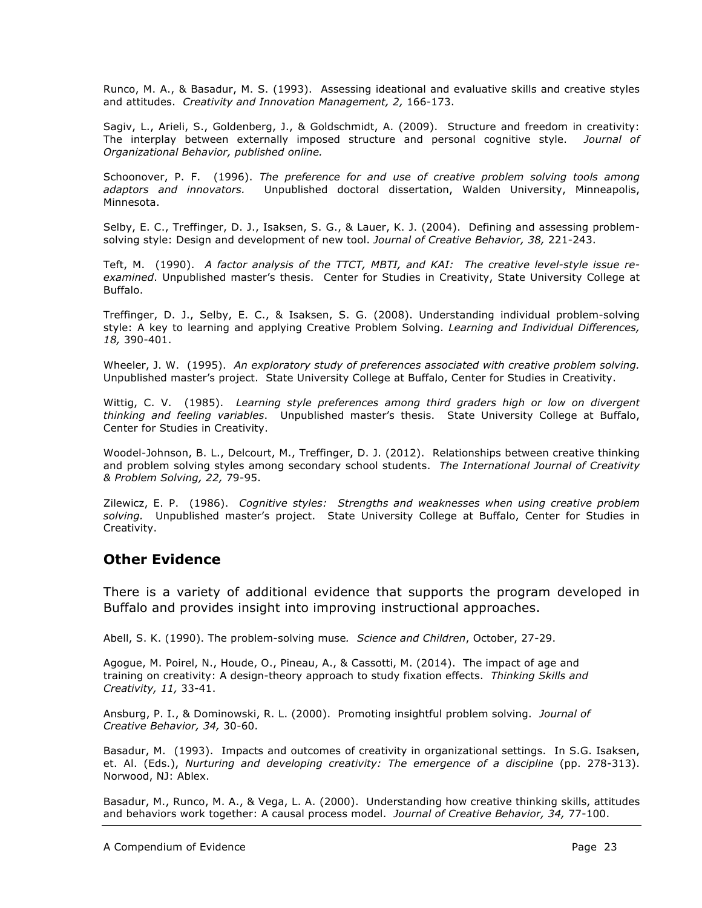Runco, M. A., & Basadur, M. S. (1993). Assessing ideational and evaluative skills and creative styles and attitudes. *Creativity and Innovation Management, 2,* 166-173.

Sagiv, L., Arieli, S., Goldenberg, J., & Goldschmidt, A. (2009). Structure and freedom in creativity: The interplay between externally imposed structure and personal cognitive style. *Journal of Organizational Behavior, published online.*

Schoonover, P. F. (1996). *The preference for and use of creative problem solving tools among adaptors and innovators.* Unpublished doctoral dissertation, Walden University, Minneapolis, Minnesota.

Selby, E. C., Treffinger, D. J., Isaksen, S. G., & Lauer, K. J. (2004). Defining and assessing problem-solving style: Design and development of new tool. *Journal of Creative Behavior, 38,* 221-243.

Teft, M. (1990). *A factor analysis of the TTCT, MBTI, and KAI: The creative level-style issue re-examined*. Unpublished master's thesis. Center for Studies in Creativity, State University College at Buffalo.

Treffinger, D. J., Selby, E. C., & Isaksen, S. G. (2008). Understanding individual problem-solving style: A key to learning and applying Creative Problem Solving. *Learning and Individual Differences, 18,* 390-401.

Wheeler, J. W. (1995). *An exploratory study of preferences associated with creative problem solving.* Unpublished master's project. State University College at Buffalo, Center for Studies in Creativity.

Wittig, C. V. (1985). *Learning style preferences among third graders high or low on divergent thinking and feeling variables*. Unpublished master's thesis. State University College at Buffalo, Center for Studies in Creativity.

Woodel-Johnson, B. L., Delcourt, M., Treffinger, D. J. (2012). Relationships between creative thinking and problem solving styles among secondary school students. *The International Journal of Creativity & Problem Solving, 22,* 79-95.

Zilewicz, E. P. (1986). *Cognitive styles: Strengths and weaknesses when using creative problem solving.* Unpublished master's project. State University College at Buffalo, Center for Studies in Creativity.

## Other Evidence

There is a variety of additional evidence that supports the program developed in Buffalo and provides insight into improving instructional approaches.

Abell, S. K. (1990). The problem-solving muse*. Science and Children*, October, 27-29.

Agogue, M. Poirel, N., Houde, O., Pineau, A., & Cassotti, M. (2014). The impact of age and training on creativity: A design-theory approach to study fixation effects. *Thinking Skills and Creativity, 11,* 33-41.

Ansburg, P. I., & Dominowski, R. L. (2000). Promoting insightful problem solving. *Journal of Creative Behavior, 34,* 30-60.

Basadur, M. (1993). Impacts and outcomes of creativity in organizational settings. In S.G. Isaksen, et. Al. (Eds.), *Nurturing and developing creativity: The emergence of a discipline* (pp. 278-313). Norwood, NJ: Ablex.

Basadur, M., Runco, M. A., & Vega, L. A. (2000). Understanding how creative thinking skills, attitudes and behaviors work together: A causal process model. *Journal of Creative Behavior, 34,* 77-100.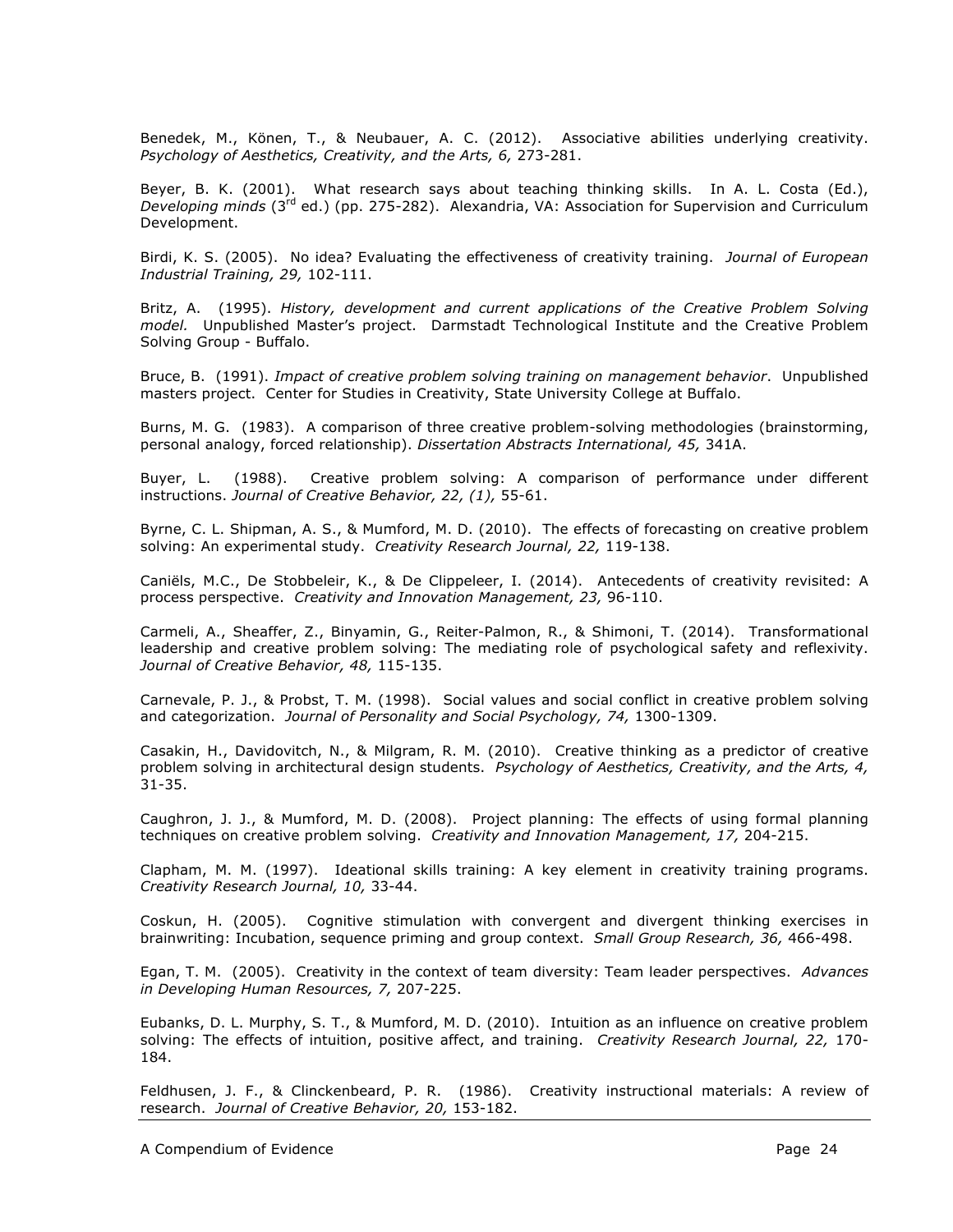Benedek, M., Könen, T., & Neubauer, A. C. (2012). Associative abilities underlying creativity. *Psychology of Aesthetics, Creativity, and the Arts, 6,* 273-281.

Beyer, B. K. (2001). What research says about teaching thinking skills. In A. L. Costa (Ed.), *Developing minds* (3rd ed.) (pp. 275-282). Alexandria, VA: Association for Supervision and Curriculum Development.

Birdi, K. S. (2005). No idea? Evaluating the effectiveness of creativity training. *Journal of European Industrial Training, 29,* 102-111.

Britz, A. (1995). *History, development and current applications of the Creative Problem Solving model.* Unpublished Master's project. Darmstadt Technological Institute and the Creative Problem Solving Group - Buffalo.

Bruce, B. (1991). *Impact of creative problem solving training on management behavior*. Unpublished masters project. Center for Studies in Creativity, State University College at Buffalo.

Burns, M. G. (1983). A comparison of three creative problem-solving methodologies (brainstorming, personal analogy, forced relationship). *Dissertation Abstracts International, 45,* 341A.

Buyer, L. (1988). Creative problem solving: A comparison of performance under different instructions. *Journal of Creative Behavior, 22, (1),* 55-61.

Byrne, C. L. Shipman, A. S., & Mumford, M. D. (2010). The effects of forecasting on creative problem solving: An experimental study. *Creativity Research Journal, 22,* 119-138.

Caniëls, M.C., De Stobbeleir, K., & De Clippeleer, I. (2014). Antecedents of creativity revisited: A process perspective. *Creativity and Innovation Management, 23,* 96-110.

Carmeli, A., Sheaffer, Z., Binyamin, G., Reiter-Palmon, R., & Shimoni, T. (2014). Transformational leadership and creative problem solving: The mediating role of psychological safety and reflexivity. *Journal of Creative Behavior, 48,* 115-135.

Carnevale, P. J., & Probst, T. M. (1998). Social values and social conflict in creative problem solving and categorization. *Journal of Personality and Social Psychology, 74,* 1300-1309.

Casakin, H., Davidovitch, N., & Milgram, R. M. (2010). Creative thinking as a predictor of creative problem solving in architectural design students. *Psychology of Aesthetics, Creativity, and the Arts, 4,* 31-35.

Caughron, J. J., & Mumford, M. D. (2008). Project planning: The effects of using formal planning techniques on creative problem solving. *Creativity and Innovation Management, 17,* 204-215.

Clapham, M. M. (1997). Ideational skills training: A key element in creativity training programs. *Creativity Research Journal, 10,* 33-44.

Coskun, H. (2005). Cognitive stimulation with convergent and divergent thinking exercises in brainwriting: Incubation, sequence priming and group context. *Small Group Research, 36,* 466-498.

Egan, T. M. (2005). Creativity in the context of team diversity: Team leader perspectives. *Advances in Developing Human Resources, 7,* 207-225.

Eubanks, D. L. Murphy, S. T., & Mumford, M. D. (2010). Intuition as an influence on creative problem solving: The effects of intuition, positive affect, and training. *Creativity Research Journal, 22,* 170-184.

Feldhusen, J. F., & Clinckenbeard, P. R. (1986). Creativity instructional materials: A review of research. *Journal of Creative Behavior, 20,* 153-182.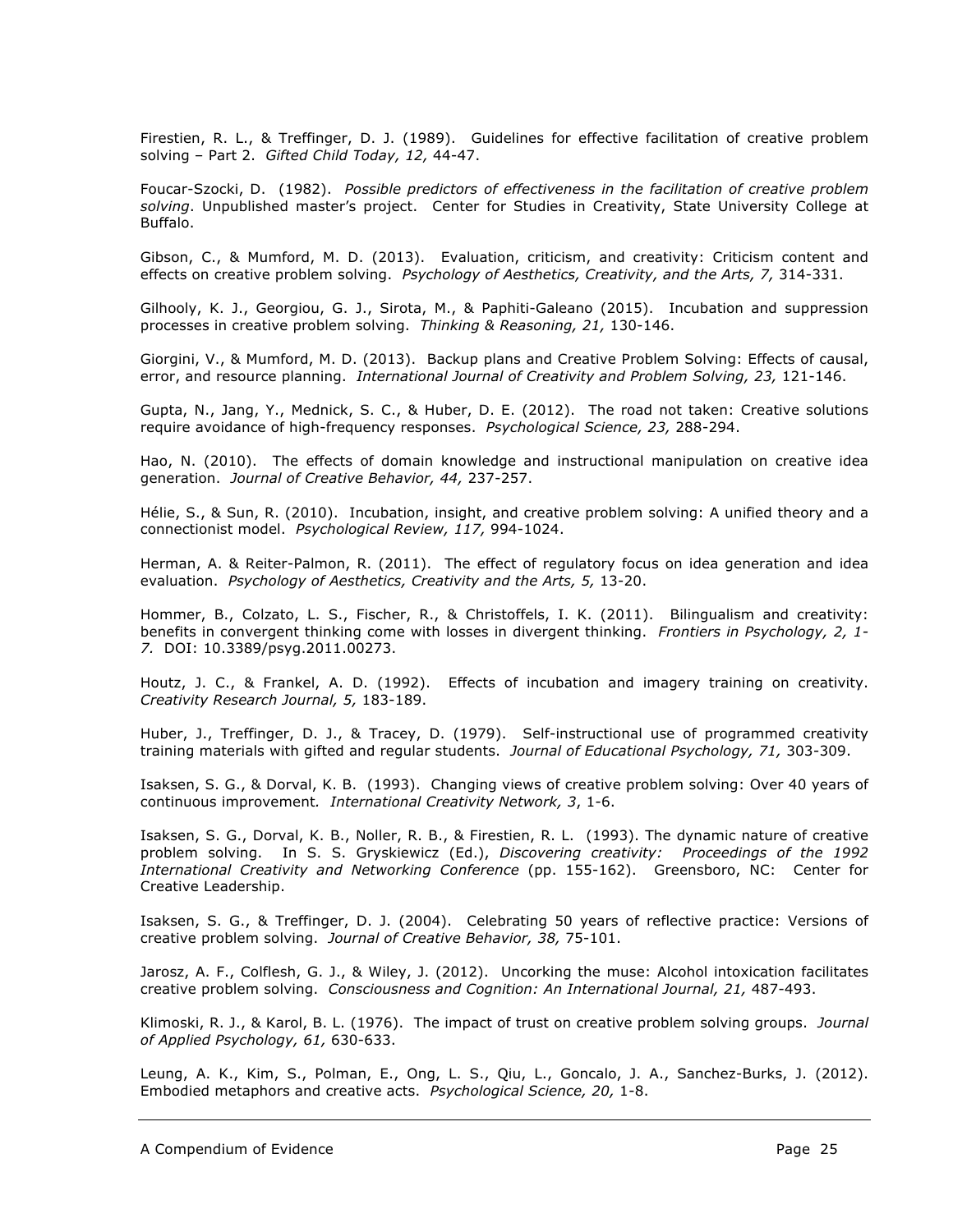Firestien, R. L., & Treffinger, D. J. (1989). Guidelines for effective facilitation of creative problem solving – Part 2. *Gifted Child Today, 12,* 44-47.

Foucar-Szocki, D. (1982). *Possible predictors of effectiveness in the facilitation of creative problem solving*. Unpublished master's project. Center for Studies in Creativity, State University College at Buffalo.

Gibson, C., & Mumford, M. D. (2013). Evaluation, criticism, and creativity: Criticism content and effects on creative problem solving. *Psychology of Aesthetics, Creativity, and the Arts, 7,* 314-331.

Gilhooly, K. J., Georgiou, G. J., Sirota, M., & Paphiti-Galeano (2015). Incubation and suppression processes in creative problem solving. *Thinking & Reasoning, 21,* 130-146.

Giorgini, V., & Mumford, M. D. (2013). Backup plans and Creative Problem Solving: Effects of causal, error, and resource planning. *International Journal of Creativity and Problem Solving, 23,* 121-146.

Gupta, N., Jang, Y., Mednick, S. C., & Huber, D. E. (2012). The road not taken: Creative solutions require avoidance of high-frequency responses. *Psychological Science, 23,* 288-294.

Hao, N. (2010). The effects of domain knowledge and instructional manipulation on creative idea generation. *Journal of Creative Behavior, 44,* 237-257.

Hélie, S., & Sun, R. (2010). Incubation, insight, and creative problem solving: A unified theory and a connectionist model. *Psychological Review, 117,* 994-1024.

Herman, A. & Reiter-Palmon, R. (2011). The effect of regulatory focus on idea generation and idea evaluation. *Psychology of Aesthetics, Creativity and the Arts, 5,* 13-20.

Hommer, B., Colzato, L. S., Fischer, R., & Christoffels, I. K. (2011). Bilingualism and creativity: benefits in convergent thinking come with losses in divergent thinking. *Frontiers in Psychology, 2, 1-7.* DOI: 10.3389/psyg.2011.00273.

Houtz, J. C., & Frankel, A. D. (1992). Effects of incubation and imagery training on creativity. *Creativity Research Journal, 5,* 183-189.

Huber, J., Treffinger, D. J., & Tracey, D. (1979). Self-instructional use of programmed creativity training materials with gifted and regular students. *Journal of Educational Psychology, 71,* 303-309.

Isaksen, S. G., & Dorval, K. B. (1993). Changing views of creative problem solving: Over 40 years of continuous improvement*. International Creativity Network, 3*, 1-6.

Isaksen, S. G., Dorval, K. B., Noller, R. B., & Firestien, R. L. (1993). The dynamic nature of creative problem solving. In S. S. Gryskiewicz (Ed.), *Discovering creativity: Proceedings of the 1992 International Creativity and Networking Conference* (pp. 155-162). Greensboro, NC: Center for Creative Leadership.

Isaksen, S. G., & Treffinger, D. J. (2004). Celebrating 50 years of reflective practice: Versions of creative problem solving. *Journal of Creative Behavior, 38,* 75-101.

Jarosz, A. F., Colflesh, G. J., & Wiley, J. (2012). Uncorking the muse: Alcohol intoxication facilitates creative problem solving. *Consciousness and Cognition: An International Journal, 21,* 487-493.

Klimoski, R. J., & Karol, B. L. (1976). The impact of trust on creative problem solving groups. *Journal of Applied Psychology, 61,* 630-633.

Leung, A. K., Kim, S., Polman, E., Ong, L. S., Qiu, L., Goncalo, J. A., Sanchez-Burks, J. (2012). Embodied metaphors and creative acts. *Psychological Science, 20,* 1-8.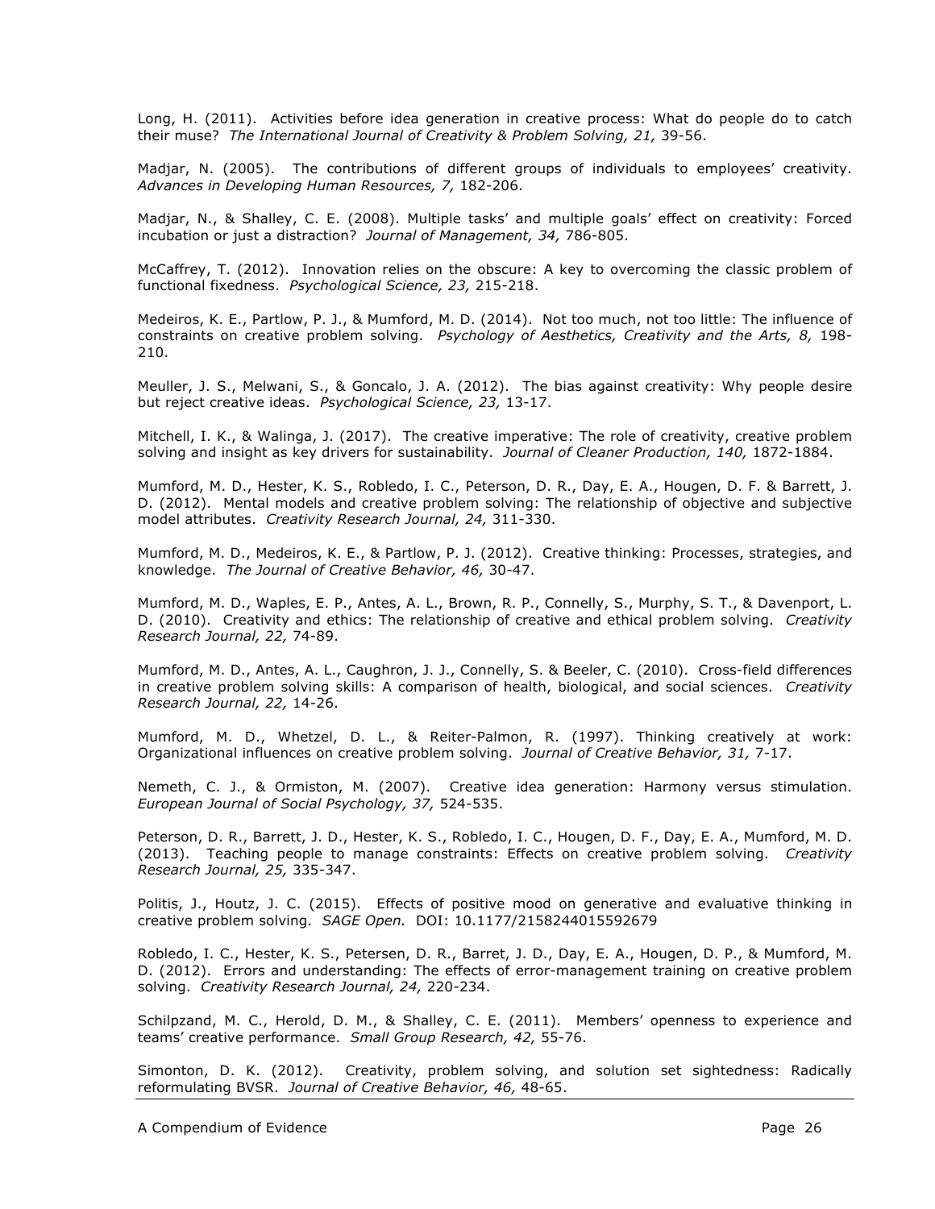Long, H. (2011). Activities before idea generation in creative process: What do people do to catch their muse? *The International Journal of Creativity & Problem Solving, 21,* 39-56.

Madjar, N. (2005). The contributions of different groups of individuals to employees' creativity. *Advances in Developing Human Resources, 7,* 182-206.

Madjar, N., & Shalley, C. E. (2008). Multiple tasks' and multiple goals' effect on creativity: Forced incubation or just a distraction? *Journal of Management, 34,* 786-805.

McCaffrey, T. (2012). Innovation relies on the obscure: A key to overcoming the classic problem of functional fixedness. *Psychological Science, 23,* 215-218.

Medeiros, K. E., Partlow, P. J., & Mumford, M. D. (2014). Not too much, not too little: The influence of constraints on creative problem solving. *Psychology of Aesthetics, Creativity and the Arts, 8,* 198-210.

Meuller, J. S., Melwani, S., & Goncalo, J. A. (2012). The bias against creativity: Why people desire but reject creative ideas. *Psychological Science, 23,* 13-17.

Mitchell, I. K., & Walinga, J. (2017). The creative imperative: The role of creativity, creative problem solving and insight as key drivers for sustainability. *Journal of Cleaner Production, 140,* 1872-1884.

Mumford, M. D., Hester, K. S., Robledo, I. C., Peterson, D. R., Day, E. A., Hougen, D. F. & Barrett, J. D. (2012). Mental models and creative problem solving: The relationship of objective and subjective model attributes. *Creativity Research Journal, 24,* 311-330.

Mumford, M. D., Medeiros, K. E., & Partlow, P. J. (2012). Creative thinking: Processes, strategies, and knowledge. *The Journal of Creative Behavior, 46,* 30-47.

Mumford, M. D., Waples, E. P., Antes, A. L., Brown, R. P., Connelly, S., Murphy, S. T., & Davenport, L. D. (2010). Creativity and ethics: The relationship of creative and ethical problem solving. *Creativity Research Journal, 22,* 74-89.

Mumford, M. D., Antes, A. L., Caughron, J. J., Connelly, S. & Beeler, C. (2010). Cross-field differences in creative problem solving skills: A comparison of health, biological, and social sciences. *Creativity Research Journal, 22,* 14-26.

Mumford, M. D., Whetzel, D. L., & Reiter-Palmon, R. (1997). Thinking creatively at work: Organizational influences on creative problem solving. *Journal of Creative Behavior, 31,* 7-17.

Nemeth, C. J., & Ormiston, M. (2007). Creative idea generation: Harmony versus stimulation. *European Journal of Social Psychology, 37,* 524-535.

Peterson, D. R., Barrett, J. D., Hester, K. S., Robledo, I. C., Hougen, D. F., Day, E. A., Mumford, M. D. (2013). Teaching people to manage constraints: Effects on creative problem solving. *Creativity Research Journal, 25,* 335-347.

Politis, J., Houtz, J. C. (2015). Effects of positive mood on generative and evaluative thinking in creative problem solving. *SAGE Open.* DOI: 10.1177/2158244015592679

Robledo, I. C., Hester, K. S., Petersen, D. R., Barret, J. D., Day, E. A., Hougen, D. P., & Mumford, M. D. (2012). Errors and understanding: The effects of error-management training on creative problem solving. *Creativity Research Journal, 24,* 220-234.

Schilpzand, M. C., Herold, D. M., & Shalley, C. E. (2011). Members' openness to experience and teams' creative performance. *Small Group Research, 42,* 55-76.

Simonton, D. K. (2012). Creativity, problem solving, and solution set sightedness: Radically reformulating BVSR. *Journal of Creative Behavior, 46,* 48-65.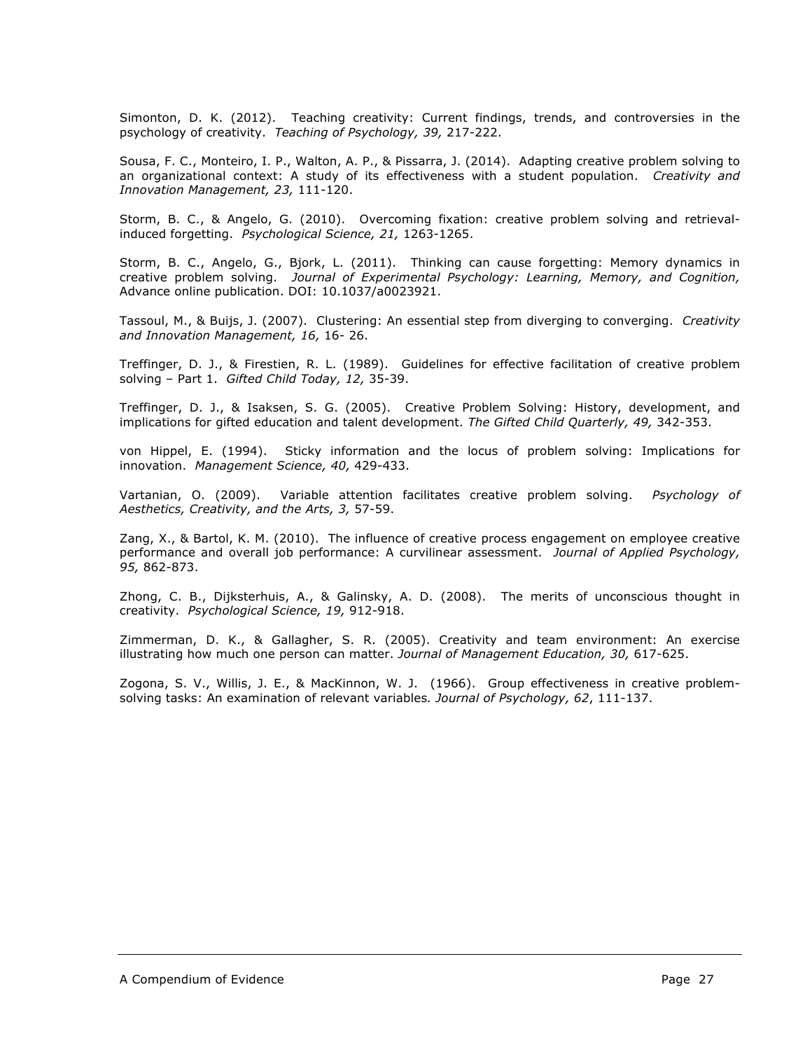Simonton, D. K. (2012). Teaching creativity: Current findings, trends, and controversies in the psychology of creativity. *Teaching of Psychology, 39,* 217-222.

Sousa, F. C., Monteiro, I. P., Walton, A. P., & Pissarra, J. (2014). Adapting creative problem solving to an organizational context: A study of its effectiveness with a student population. *Creativity and Innovation Management, 23,* 111-120.

Storm, B. C., & Angelo, G. (2010). Overcoming fixation: creative problem solving and retrieval-induced forgetting. *Psychological Science, 21,* 1263-1265.

Storm, B. C., Angelo, G., Bjork, L. (2011). Thinking can cause forgetting: Memory dynamics in creative problem solving. *Journal of Experimental Psychology: Learning, Memory, and Cognition,* Advance online publication. DOI: 10.1037/a0023921.

Tassoul, M., & Buijs, J. (2007). Clustering: An essential step from diverging to converging. *Creativity and Innovation Management, 16,* 16- 26.

Treffinger, D. J., & Firestien, R. L. (1989). Guidelines for effective facilitation of creative problem solving – Part 1. *Gifted Child Today, 12,* 35-39.

Treffinger, D. J., & Isaksen, S. G. (2005). Creative Problem Solving: History, development, and implications for gifted education and talent development. *The Gifted Child Quarterly, 49,* 342-353.

von Hippel, E. (1994). Sticky information and the locus of problem solving: Implications for innovation. *Management Science, 40,* 429-433.

Vartanian, O. (2009). Variable attention facilitates creative problem solving. *Psychology of Aesthetics, Creativity, and the Arts, 3,* 57-59.

Zang, X., & Bartol, K. M. (2010). The influence of creative process engagement on employee creative performance and overall job performance: A curvilinear assessment. *Journal of Applied Psychology, 95,* 862-873.

Zhong, C. B., Dijksterhuis, A., & Galinsky, A. D. (2008). The merits of unconscious thought in creativity. *Psychological Science, 19,* 912-918.

Zimmerman, D. K., & Gallagher, S. R. (2005). Creativity and team environment: An exercise illustrating how much one person can matter. *Journal of Management Education, 30,* 617-625.

Zogona, S. V., Willis, J. E., & MacKinnon, W. J. (1966). Group effectiveness in creative problem-solving tasks: An examination of relevant variables*. Journal of Psychology, 62*, 111-137.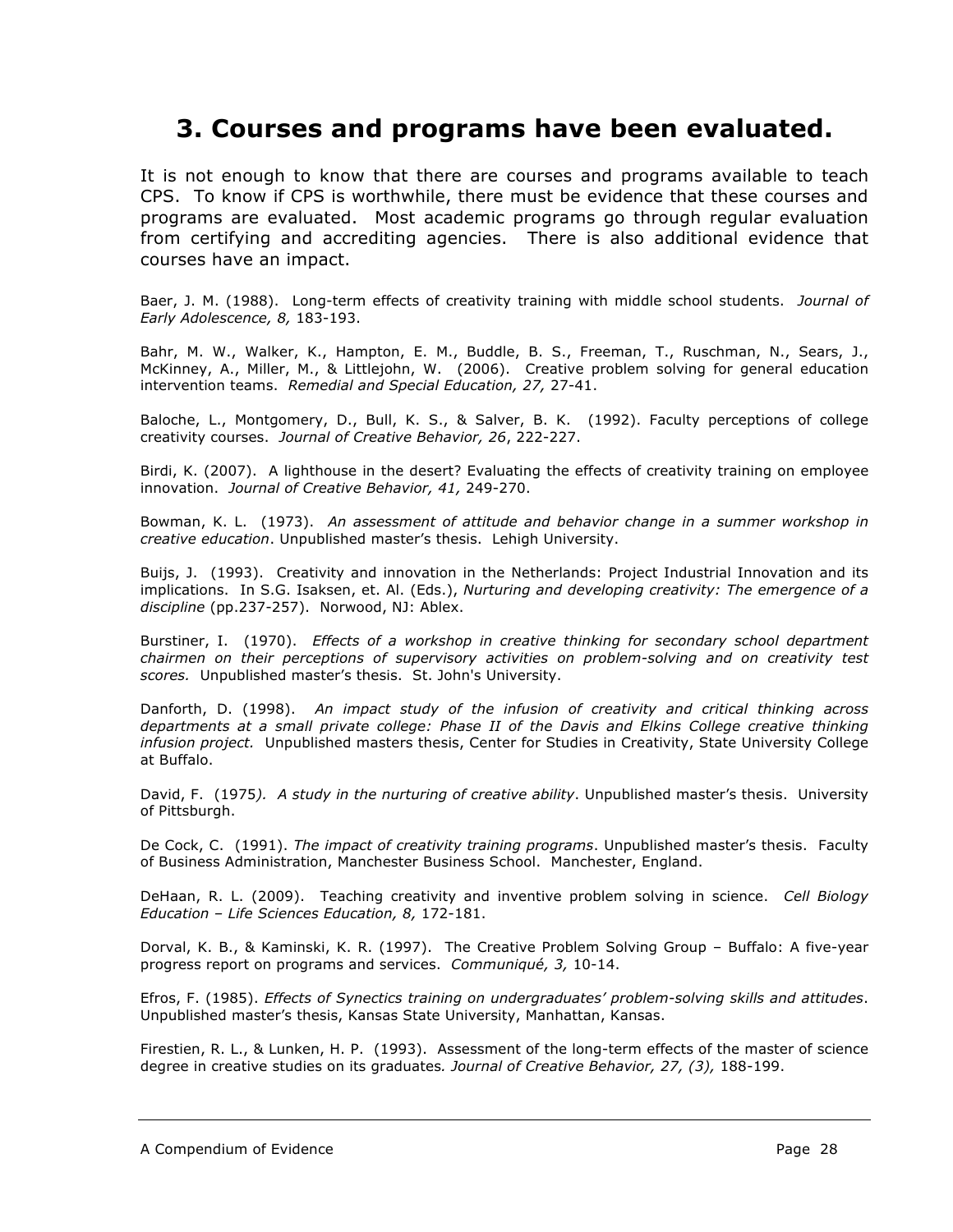## 3. Courses and programs have been evaluated.

It is not enough to know that there are courses and programs available to teach CPS. To know if CPS is worthwhile, there must be evidence that these courses and programs are evaluated. Most academic programs go through regular evaluation from certifying and accrediting agencies. There is also additional evidence that courses have an impact.

Baer, J. M. (1988). Long-term effects of creativity training with middle school students. *Journal of Early Adolescence, 8,* 183-193.

Bahr, M. W., Walker, K., Hampton, E. M., Buddle, B. S., Freeman, T., Ruschman, N., Sears, J., McKinney, A., Miller, M., & Littlejohn, W. (2006). Creative problem solving for general education intervention teams. *Remedial and Special Education, 27,* 27-41.

Baloche, L., Montgomery, D., Bull, K. S., & Salver, B. K. (1992). Faculty perceptions of college creativity courses. *Journal of Creative Behavior, 26*, 222-227.

Birdi, K. (2007). A lighthouse in the desert? Evaluating the effects of creativity training on employee innovation. *Journal of Creative Behavior, 41,* 249-270.

Bowman, K. L. (1973). *An assessment of attitude and behavior change in a summer workshop in creative education*. Unpublished master's thesis. Lehigh University.

Buijs, J. (1993). Creativity and innovation in the Netherlands: Project Industrial Innovation and its implications. In S.G. Isaksen, et. Al. (Eds.), *Nurturing and developing creativity: The emergence of a discipline* (pp.237-257). Norwood, NJ: Ablex.

Burstiner, I. (1970). *Effects of a workshop in creative thinking for secondary school department chairmen on their perceptions of supervisory activities on problem-solving and on creativity test scores.* Unpublished master's thesis. St. John's University.

Danforth, D. (1998). *An impact study of the infusion of creativity and critical thinking across departments at a small private college: Phase II of the Davis and Elkins College creative thinking infusion project.* Unpublished masters thesis, Center for Studies in Creativity, State University College at Buffalo.

David, F. (1975*). A study in the nurturing of creative ability*. Unpublished master's thesis. University of Pittsburgh.

De Cock, C. (1991). *The impact of creativity training programs*. Unpublished master's thesis. Faculty of Business Administration, Manchester Business School. Manchester, England.

DeHaan, R. L. (2009). Teaching creativity and inventive problem solving in science. *Cell Biology Education – Life Sciences Education, 8,* 172-181.

Dorval, K. B., & Kaminski, K. R. (1997). The Creative Problem Solving Group – Buffalo: A five-year progress report on programs and services. *Communiqué, 3,* 10-14.

Efros, F. (1985). *Effects of Synectics training on undergraduates' problem-solving skills and attitudes*. Unpublished master's thesis, Kansas State University, Manhattan, Kansas.

Firestien, R. L., & Lunken, H. P. (1993). Assessment of the long-term effects of the master of science degree in creative studies on its graduates*. Journal of Creative Behavior, 27, (3),* 188-199.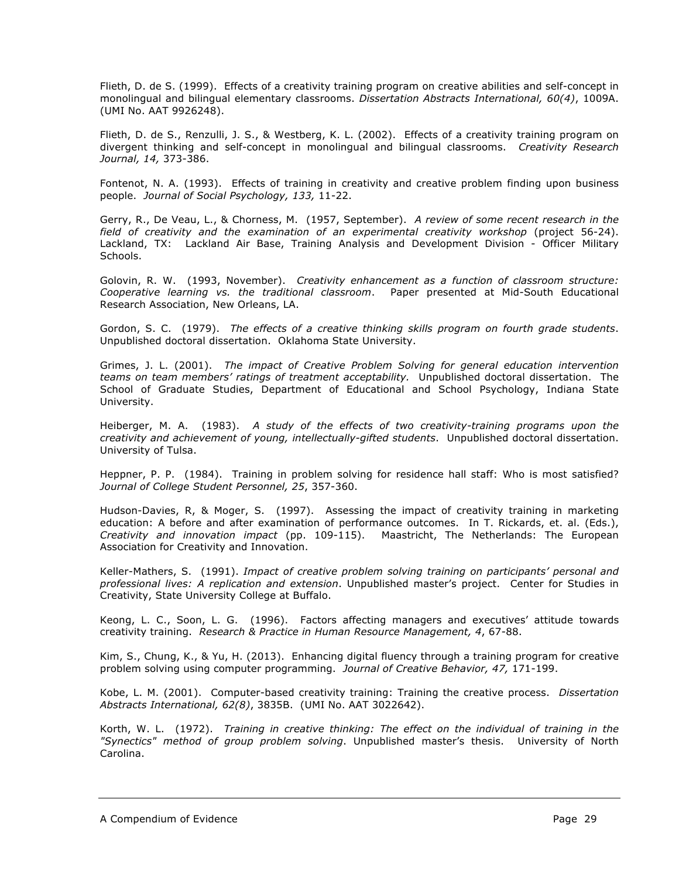Flieth, D. de S. (1999). Effects of a creativity training program on creative abilities and self-concept in monolingual and bilingual elementary classrooms. *Dissertation Abstracts International, 60(4)*, 1009A. (UMI No. AAT 9926248).

Flieth, D. de S., Renzulli, J. S., & Westberg, K. L. (2002). Effects of a creativity training program on divergent thinking and self-concept in monolingual and bilingual classrooms. *Creativity Research Journal, 14,* 373-386.

Fontenot, N. A. (1993). Effects of training in creativity and creative problem finding upon business people. *Journal of Social Psychology, 133,* 11-22.

Gerry, R., De Veau, L., & Chorness, M. (1957, September). *A review of some recent research in the field of creativity and the examination of an experimental creativity workshop* (project 56-24). Lackland, TX: Lackland Air Base, Training Analysis and Development Division - Officer Military Schools.

Golovin, R. W. (1993, November). *Creativity enhancement as a function of classroom structure: Cooperative learning vs. the traditional classroom*. Paper presented at Mid-South Educational Research Association, New Orleans, LA.

Gordon, S. C. (1979). *The effects of a creative thinking skills program on fourth grade students*. Unpublished doctoral dissertation. Oklahoma State University.

Grimes, J. L. (2001). *The impact of Creative Problem Solving for general education intervention teams on team members' ratings of treatment acceptability.* Unpublished doctoral dissertation. The School of Graduate Studies, Department of Educational and School Psychology, Indiana State University.

Heiberger, M. A. (1983). *A study of the effects of two creativity-training programs upon the creativity and achievement of young, intellectually-gifted students*. Unpublished doctoral dissertation. University of Tulsa.

Heppner, P. P. (1984). Training in problem solving for residence hall staff: Who is most satisfied? *Journal of College Student Personnel, 25*, 357-360.

Hudson-Davies, R, & Moger, S. (1997). Assessing the impact of creativity training in marketing education: A before and after examination of performance outcomes. In T. Rickards, et. al. (Eds.), *Creativity and innovation impact* (pp. 109-115). Maastricht, The Netherlands: The European Association for Creativity and Innovation.

Keller-Mathers, S. (1991). *Impact of creative problem solving training on participants' personal and professional lives: A replication and extension*. Unpublished master's project. Center for Studies in Creativity, State University College at Buffalo.

Keong, L. C., Soon, L. G. (1996). Factors affecting managers and executives' attitude towards creativity training. *Research & Practice in Human Resource Management, 4*, 67-88.

Kim, S., Chung, K., & Yu, H. (2013). Enhancing digital fluency through a training program for creative problem solving using computer programming. *Journal of Creative Behavior, 47,* 171-199.

Kobe, L. M. (2001). Computer-based creativity training: Training the creative process. *Dissertation Abstracts International, 62(8)*, 3835B. (UMI No. AAT 3022642).

Korth, W. L. (1972). *Training in creative thinking: The effect on the individual of training in the "Synectics" method of group problem solving*. Unpublished master's thesis. University of North Carolina.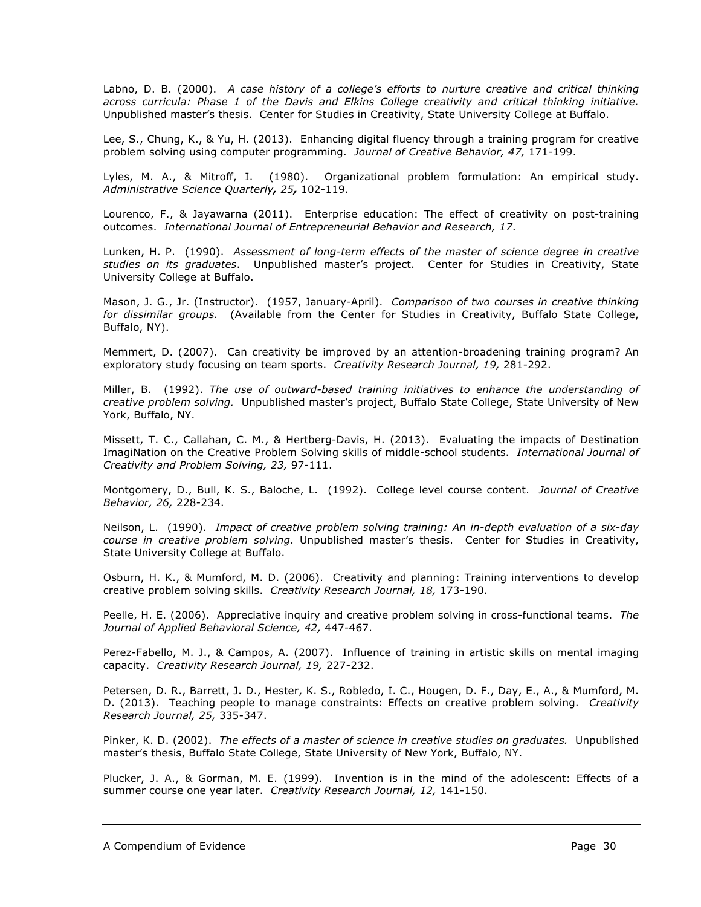Labno, D. B. (2000). *A case history of a college's efforts to nurture creative and critical thinking across curricula: Phase 1 of the Davis and Elkins College creativity and critical thinking initiative.* Unpublished master's thesis. Center for Studies in Creativity, State University College at Buffalo.

Lee, S., Chung, K., & Yu, H. (2013). Enhancing digital fluency through a training program for creative problem solving using computer programming. *Journal of Creative Behavior, 47,* 171-199.

Lyles, M. A., & Mitroff, I. (1980). Organizational problem formulation: An empirical study. *Administrative Science Quarterly, 25,* 102-119.

Lourenco, F., & Jayawarna (2011). Enterprise education: The effect of creativity on post-training outcomes. *International Journal of Entrepreneurial Behavior and Research, 17.*

Lunken, H. P. (1990). *Assessment of long-term effects of the master of science degree in creative studies on its graduates*. Unpublished master's project. Center for Studies in Creativity, State University College at Buffalo.

Mason, J. G., Jr. (Instructor). (1957, January-April). *Comparison of two courses in creative thinking for dissimilar groups.* (Available from the Center for Studies in Creativity, Buffalo State College, Buffalo, NY).

Memmert, D. (2007). Can creativity be improved by an attention-broadening training program? An exploratory study focusing on team sports. *Creativity Research Journal, 19,* 281-292.

Miller, B. (1992). *The use of outward-based training initiatives to enhance the understanding of creative problem solving.* Unpublished master's project, Buffalo State College, State University of New York, Buffalo, NY.

Missett, T. C., Callahan, C. M., & Hertberg-Davis, H. (2013). Evaluating the impacts of Destination ImagiNation on the Creative Problem Solving skills of middle-school students. *International Journal of Creativity and Problem Solving, 23,* 97-111.

Montgomery, D., Bull, K. S., Baloche, L. (1992). College level course content. *Journal of Creative Behavior, 26,* 228-234.

Neilson, L. (1990). *Impact of creative problem solving training: An in-depth evaluation of a six-day course in creative problem solving*. Unpublished master's thesis. Center for Studies in Creativity, State University College at Buffalo.

Osburn, H. K., & Mumford, M. D. (2006). Creativity and planning: Training interventions to develop creative problem solving skills. *Creativity Research Journal, 18,* 173-190.

Peelle, H. E. (2006). Appreciative inquiry and creative problem solving in cross-functional teams. *The Journal of Applied Behavioral Science, 42,* 447-467.

Perez-Fabello, M. J., & Campos, A. (2007). Influence of training in artistic skills on mental imaging capacity. *Creativity Research Journal, 19,* 227-232.

Petersen, D. R., Barrett, J. D., Hester, K. S., Robledo, I. C., Hougen, D. F., Day, E., A., & Mumford, M. D. (2013). Teaching people to manage constraints: Effects on creative problem solving. *Creativity Research Journal, 25,* 335-347.

Pinker, K. D. (2002). *The effects of a master of science in creative studies on graduates.* Unpublished master's thesis, Buffalo State College, State University of New York, Buffalo, NY.

Plucker, J. A., & Gorman, M. E. (1999). Invention is in the mind of the adolescent: Effects of a summer course one year later. *Creativity Research Journal, 12,* 141-150.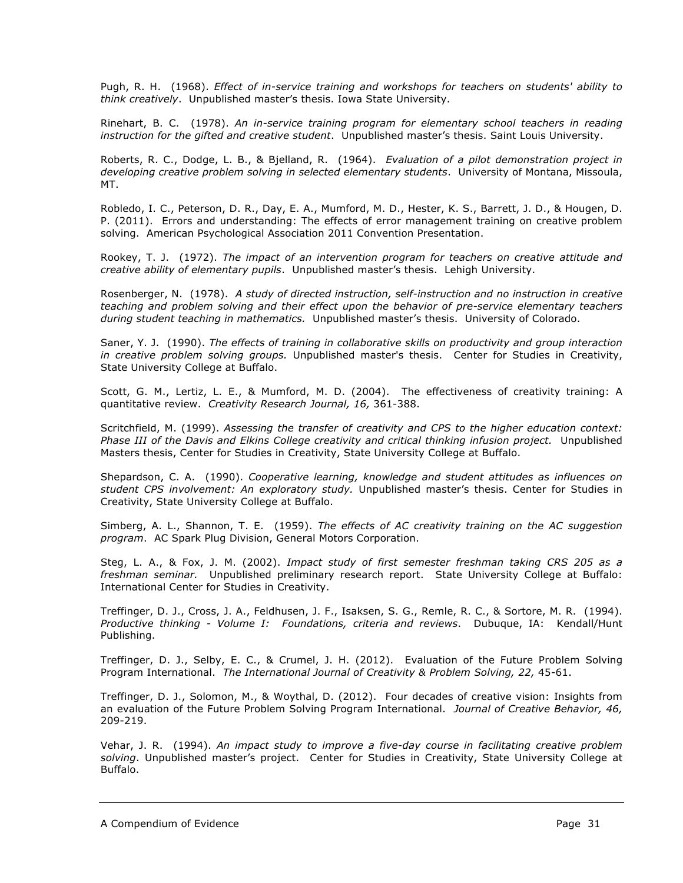Pugh, R. H. (1968). *Effect of in-service training and workshops for teachers on students' ability to think creatively*. Unpublished master's thesis. Iowa State University.

Rinehart, B. C. (1978). *An in-service training program for elementary school teachers in reading instruction for the gifted and creative student*. Unpublished master's thesis. Saint Louis University.

Roberts, R. C., Dodge, L. B., & Bjelland, R. (1964). *Evaluation of a pilot demonstration project in developing creative problem solving in selected elementary students*. University of Montana, Missoula, MT.

Robledo, I. C., Peterson, D. R., Day, E. A., Mumford, M. D., Hester, K. S., Barrett, J. D., & Hougen, D. P. (2011). Errors and understanding: The effects of error management training on creative problem solving. American Psychological Association 2011 Convention Presentation.

Rookey, T. J. (1972). *The impact of an intervention program for teachers on creative attitude and creative ability of elementary pupils*. Unpublished master's thesis. Lehigh University.

Rosenberger, N. (1978). *A study of directed instruction, self-instruction and no instruction in creative teaching and problem solving and their effect upon the behavior of pre-service elementary teachers during student teaching in mathematics.* Unpublished master's thesis. University of Colorado.

Saner, Y. J. (1990). *The effects of training in collaborative skills on productivity and group interaction in creative problem solving groups.* Unpublished master's thesis. Center for Studies in Creativity, State University College at Buffalo.

Scott, G. M., Lertiz, L. E., & Mumford, M. D. (2004). The effectiveness of creativity training: A quantitative review. *Creativity Research Journal, 16,* 361-388.

Scritchfield, M. (1999). *Assessing the transfer of creativity and CPS to the higher education context: Phase III of the Davis and Elkins College creativity and critical thinking infusion project.* Unpublished Masters thesis, Center for Studies in Creativity, State University College at Buffalo.

Shepardson, C. A. (1990). *Cooperative learning, knowledge and student attitudes as influences on student CPS involvement: An exploratory study.* Unpublished master's thesis. Center for Studies in Creativity, State University College at Buffalo.

Simberg, A. L., Shannon, T. E. (1959). *The effects of AC creativity training on the AC suggestion program*. AC Spark Plug Division, General Motors Corporation.

Steg, L. A., & Fox, J. M. (2002). *Impact study of first semester freshman taking CRS 205 as a freshman seminar.* Unpublished preliminary research report. State University College at Buffalo: International Center for Studies in Creativity.

Treffinger, D. J., Cross, J. A., Feldhusen, J. F., Isaksen, S. G., Remle, R. C., & Sortore, M. R. (1994). *Productive thinking - Volume I: Foundations, criteria and reviews*. Dubuque, IA: Kendall/Hunt Publishing.

Treffinger, D. J., Selby, E. C., & Crumel, J. H. (2012). Evaluation of the Future Problem Solving Program International. *The International Journal of Creativity & Problem Solving, 22,* 45-61.

Treffinger, D. J., Solomon, M., & Woythal, D. (2012). Four decades of creative vision: Insights from an evaluation of the Future Problem Solving Program International. *Journal of Creative Behavior, 46,* 209-219.

Vehar, J. R. (1994). *An impact study to improve a five-day course in facilitating creative problem solving*. Unpublished master's project. Center for Studies in Creativity, State University College at Buffalo.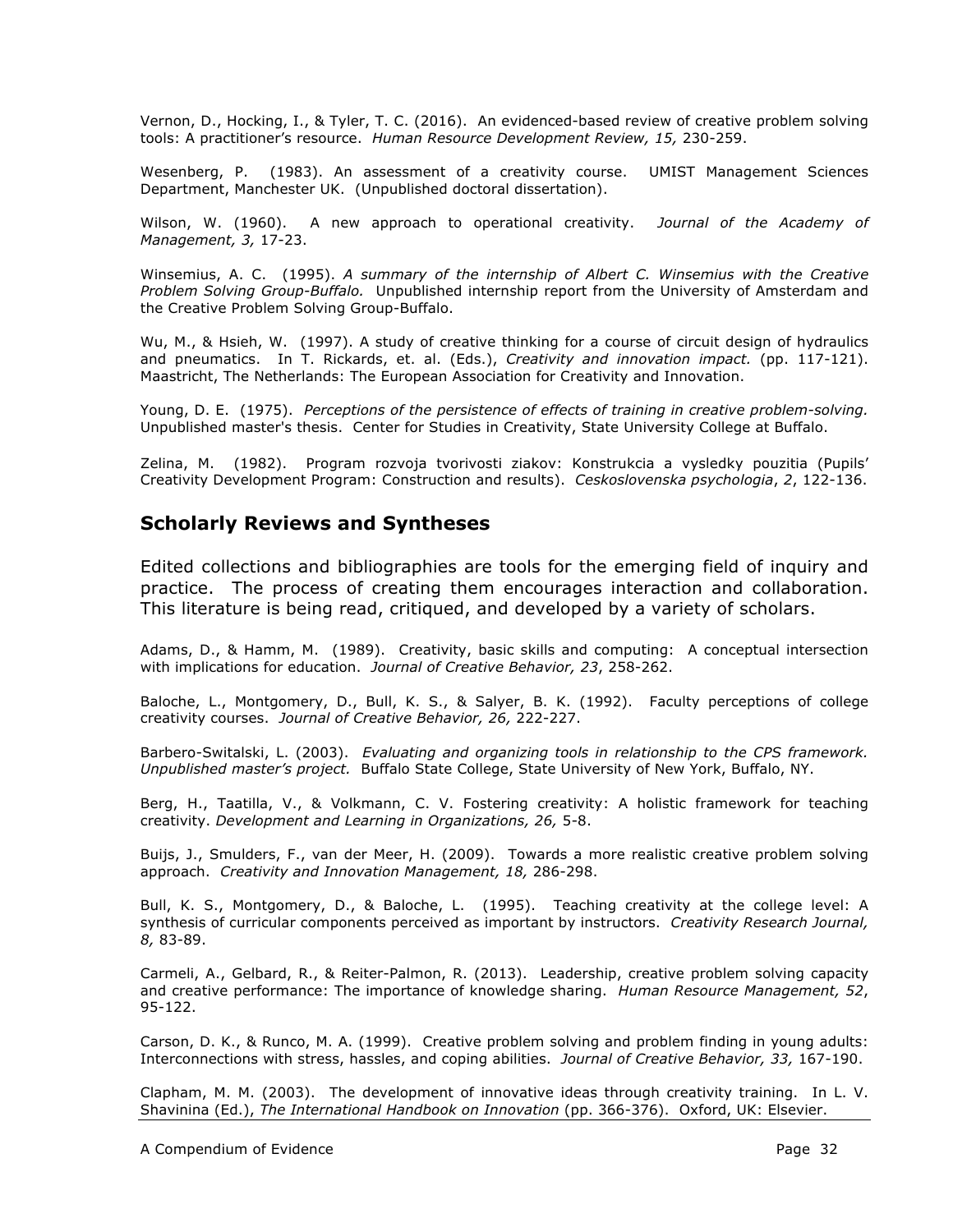Vernon, D., Hocking, I., & Tyler, T. C. (2016). An evidenced-based review of creative problem solving tools: A practitioner's resource. *Human Resource Development Review, 15,* 230-259.

Wesenberg, P. (1983). An assessment of a creativity course. UMIST Management Sciences Department, Manchester UK. (Unpublished doctoral dissertation).

Wilson, W. (1960). A new approach to operational creativity. *Journal of the Academy of Management, 3,* 17-23.

Winsemius, A. C. (1995). *A summary of the internship of Albert C. Winsemius with the Creative Problem Solving Group-Buffalo.* Unpublished internship report from the University of Amsterdam and the Creative Problem Solving Group-Buffalo.

Wu, M., & Hsieh, W. (1997). A study of creative thinking for a course of circuit design of hydraulics and pneumatics. In T. Rickards, et. al. (Eds.), *Creativity and innovation impact.* (pp. 117-121). Maastricht, The Netherlands: The European Association for Creativity and Innovation.

Young, D. E. (1975). *Perceptions of the persistence of effects of training in creative problem-solving.* Unpublished master's thesis. Center for Studies in Creativity, State University College at Buffalo.

Zelina, M. (1982). Program rozvoja tvorivosti ziakov: Konstrukcia a vysledky pouzitia (Pupils' Creativity Development Program: Construction and results). *Ceskoslovenska psychologia*, *2*, 122-136.

## Scholarly Reviews and Syntheses

Edited collections and bibliographies are tools for the emerging field of inquiry and practice. The process of creating them encourages interaction and collaboration. This literature is being read, critiqued, and developed by a variety of scholars.

Adams, D., & Hamm, M. (1989). Creativity, basic skills and computing: A conceptual intersection with implications for education. *Journal of Creative Behavior, 23*, 258-262.

Baloche, L., Montgomery, D., Bull, K. S., & Salyer, B. K. (1992). Faculty perceptions of college creativity courses. *Journal of Creative Behavior, 26,* 222-227.

Barbero-Switalski, L. (2003). *Evaluating and organizing tools in relationship to the CPS framework. Unpublished master's project.* Buffalo State College, State University of New York, Buffalo, NY.

Berg, H., Taatilla, V., & Volkmann, C. V. Fostering creativity: A holistic framework for teaching creativity. *Development and Learning in Organizations, 26,* 5-8.

Buijs, J., Smulders, F., van der Meer, H. (2009). Towards a more realistic creative problem solving approach. *Creativity and Innovation Management, 18,* 286-298.

Bull, K. S., Montgomery, D., & Baloche, L. (1995). Teaching creativity at the college level: A synthesis of curricular components perceived as important by instructors. *Creativity Research Journal, 8,* 83-89.

Carmeli, A., Gelbard, R., & Reiter-Palmon, R. (2013). Leadership, creative problem solving capacity and creative performance: The importance of knowledge sharing. *Human Resource Management, 52*, 95-122.

Carson, D. K., & Runco, M. A. (1999). Creative problem solving and problem finding in young adults: Interconnections with stress, hassles, and coping abilities. *Journal of Creative Behavior, 33,* 167-190.

Clapham, M. M. (2003). The development of innovative ideas through creativity training. In L. V. Shavinina (Ed.), *The International Handbook on Innovation* (pp. 366-376). Oxford, UK: Elsevier.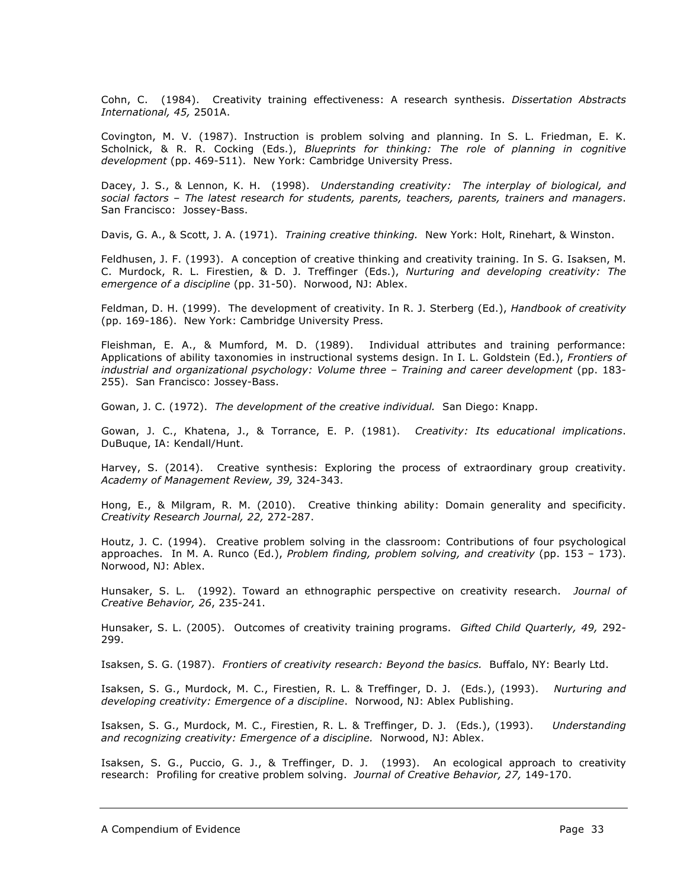Cohn, C. (1984). Creativity training effectiveness: A research synthesis. *Dissertation Abstracts International, 45,* 2501A.

Covington, M. V. (1987). Instruction is problem solving and planning. In S. L. Friedman, E. K. Scholnick, & R. R. Cocking (Eds.), *Blueprints for thinking: The role of planning in cognitive development* (pp. 469-511). New York: Cambridge University Press.

Dacey, J. S., & Lennon, K. H. (1998). *Understanding creativity: The interplay of biological, and social factors – The latest research for students, parents, teachers, parents, trainers and managers*. San Francisco: Jossey-Bass.

Davis, G. A., & Scott, J. A. (1971). *Training creative thinking.* New York: Holt, Rinehart, & Winston.

Feldhusen, J. F. (1993). A conception of creative thinking and creativity training. In S. G. Isaksen, M. C. Murdock, R. L. Firestien, & D. J. Treffinger (Eds.), *Nurturing and developing creativity: The emergence of a discipline* (pp. 31-50). Norwood, NJ: Ablex.

Feldman, D. H. (1999). The development of creativity. In R. J. Sterberg (Ed.), *Handbook of creativity* (pp. 169-186). New York: Cambridge University Press.

Fleishman, E. A., & Mumford, M. D. (1989). Individual attributes and training performance: Applications of ability taxonomies in instructional systems design. In I. L. Goldstein (Ed.), *Frontiers of industrial and organizational psychology: Volume three – Training and career development* (pp. 183-255). San Francisco: Jossey-Bass.

Gowan, J. C. (1972). *The development of the creative individual.* San Diego: Knapp.

Gowan, J. C., Khatena, J., & Torrance, E. P. (1981). *Creativity: Its educational implications*. DuBuque, IA: Kendall/Hunt.

Harvey, S. (2014). Creative synthesis: Exploring the process of extraordinary group creativity. *Academy of Management Review, 39,* 324-343.

Hong, E., & Milgram, R. M. (2010). Creative thinking ability: Domain generality and specificity. *Creativity Research Journal, 22,* 272-287.

Houtz, J. C. (1994). Creative problem solving in the classroom: Contributions of four psychological approaches. In M. A. Runco (Ed.), *Problem finding, problem solving, and creativity* (pp. 153 – 173). Norwood, NJ: Ablex.

Hunsaker, S. L. (1992). Toward an ethnographic perspective on creativity research. *Journal of Creative Behavior, 26*, 235-241.

Hunsaker, S. L. (2005). Outcomes of creativity training programs. *Gifted Child Quarterly, 49,* 292-299.

Isaksen, S. G. (1987). *Frontiers of creativity research: Beyond the basics.* Buffalo, NY: Bearly Ltd.

Isaksen, S. G., Murdock, M. C., Firestien, R. L. & Treffinger, D. J. (Eds.), (1993). *Nurturing and developing creativity: Emergence of a discipline*. Norwood, NJ: Ablex Publishing.

Isaksen, S. G., Murdock, M. C., Firestien, R. L. & Treffinger, D. J. (Eds.), (1993). *Understanding and recognizing creativity: Emergence of a discipline.* Norwood, NJ: Ablex.

Isaksen, S. G., Puccio, G. J., & Treffinger, D. J. (1993). An ecological approach to creativity research: Profiling for creative problem solving. *Journal of Creative Behavior, 27,* 149-170.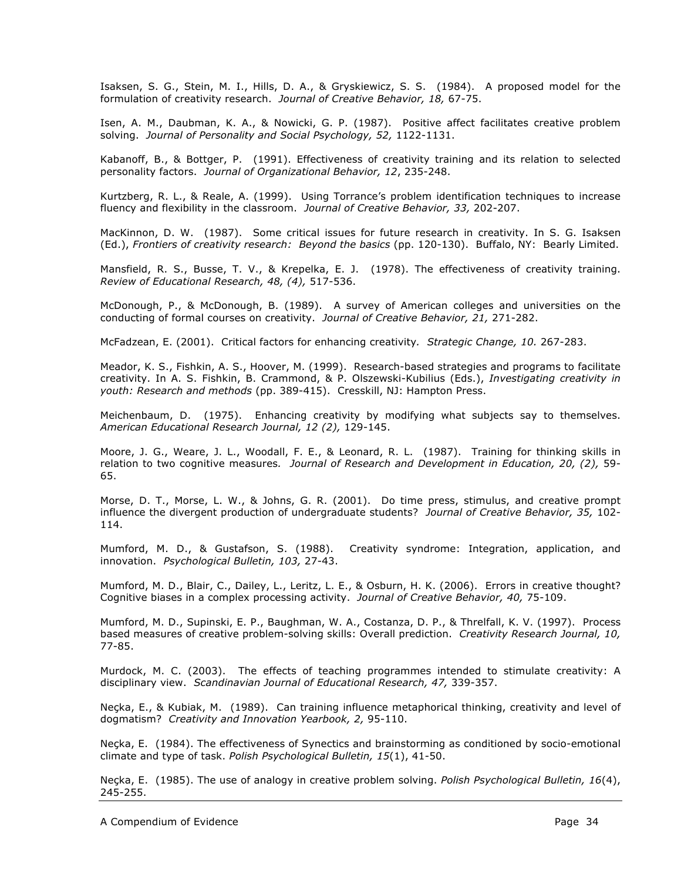Isaksen, S. G., Stein, M. I., Hills, D. A., & Gryskiewicz, S. S. (1984). A proposed model for the formulation of creativity research. *Journal of Creative Behavior, 18,* 67-75.

Isen, A. M., Daubman, K. A., & Nowicki, G. P. (1987). Positive affect facilitates creative problem solving. *Journal of Personality and Social Psychology, 52,* 1122-1131.

Kabanoff, B., & Bottger, P. (1991). Effectiveness of creativity training and its relation to selected personality factors. *Journal of Organizational Behavior, 12*, 235-248.

Kurtzberg, R. L., & Reale, A. (1999). Using Torrance's problem identification techniques to increase fluency and flexibility in the classroom. *Journal of Creative Behavior, 33,* 202-207.

MacKinnon, D. W. (1987). Some critical issues for future research in creativity. In S. G. Isaksen (Ed.), *Frontiers of creativity research: Beyond the basics* (pp. 120-130). Buffalo, NY: Bearly Limited.

Mansfield, R. S., Busse, T. V., & Krepelka, E. J. (1978). The effectiveness of creativity training. *Review of Educational Research, 48, (4),* 517-536.

McDonough, P., & McDonough, B. (1989). A survey of American colleges and universities on the conducting of formal courses on creativity. *Journal of Creative Behavior, 21,* 271-282.

McFadzean, E. (2001). Critical factors for enhancing creativity*. Strategic Change, 10.* 267-283.

Meador, K. S., Fishkin, A. S., Hoover, M. (1999). Research-based strategies and programs to facilitate creativity. In A. S. Fishkin, B. Crammond, & P. Olszewski-Kubilius (Eds.), *Investigating creativity in youth: Research and methods* (pp. 389-415). Cresskill, NJ: Hampton Press.

Meichenbaum, D. (1975). Enhancing creativity by modifying what subjects say to themselves. *American Educational Research Journal, 12 (2),* 129-145.

Moore, J. G., Weare, J. L., Woodall, F. E., & Leonard, R. L. (1987). Training for thinking skills in relation to two cognitive measures*. Journal of Research and Development in Education, 20, (2),* 59-65.

Morse, D. T., Morse, L. W., & Johns, G. R. (2001). Do time press, stimulus, and creative prompt influence the divergent production of undergraduate students? *Journal of Creative Behavior, 35,* 102-114.

Mumford, M. D., & Gustafson, S. (1988). Creativity syndrome: Integration, application, and innovation. *Psychological Bulletin, 103,* 27-43.

Mumford, M. D., Blair, C., Dailey, L., Leritz, L. E., & Osburn, H. K. (2006). Errors in creative thought? Cognitive biases in a complex processing activity. *Journal of Creative Behavior, 40,* 75-109.

Mumford, M. D., Supinski, E. P., Baughman, W. A., Costanza, D. P., & Threlfall, K. V. (1997). Process based measures of creative problem-solving skills: Overall prediction. *Creativity Research Journal, 10,* 77-85.

Murdock, M. C. (2003). The effects of teaching programmes intended to stimulate creativity: A disciplinary view. *Scandinavian Journal of Educational Research, 47,* 339-357.

Neçka, E., & Kubiak, M. (1989). Can training influence metaphorical thinking, creativity and level of dogmatism? *Creativity and Innovation Yearbook, 2,* 95-110.

Neçka, E. (1984). The effectiveness of Synectics and brainstorming as conditioned by socio-emotional climate and type of task. *Polish Psychological Bulletin, 15*(1), 41-50.

Neçka, E. (1985). The use of analogy in creative problem solving. *Polish Psychological Bulletin, 16*(4), 245-255.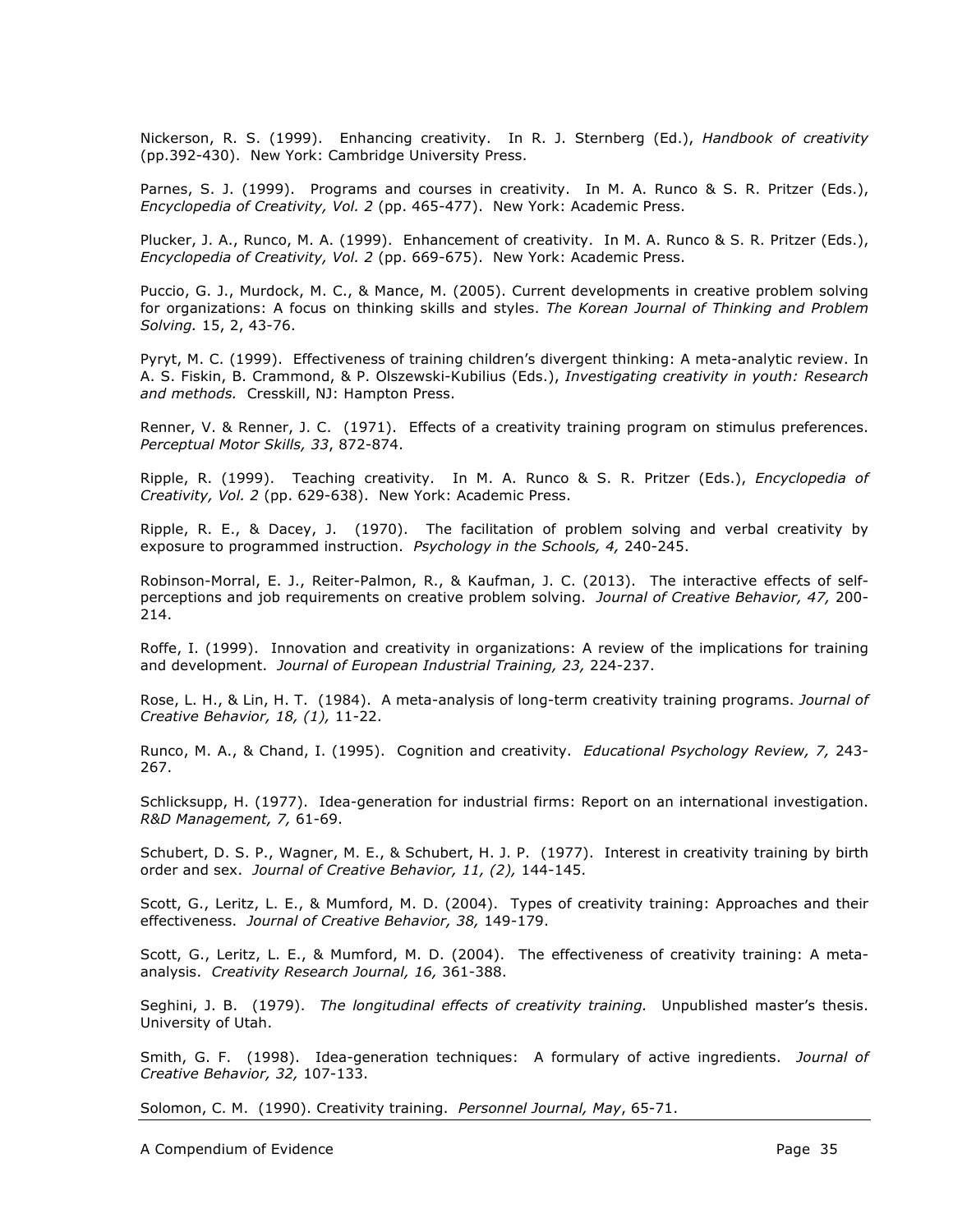Nickerson, R. S. (1999). Enhancing creativity. In R. J. Sternberg (Ed.), *Handbook of creativity* (pp.392-430). New York: Cambridge University Press.

Parnes, S. J. (1999). Programs and courses in creativity. In M. A. Runco & S. R. Pritzer (Eds.), *Encyclopedia of Creativity, Vol. 2* (pp. 465-477). New York: Academic Press.

Plucker, J. A., Runco, M. A. (1999). Enhancement of creativity. In M. A. Runco & S. R. Pritzer (Eds.), *Encyclopedia of Creativity, Vol. 2* (pp. 669-675). New York: Academic Press.

Puccio, G. J., Murdock, M. C., & Mance, M. (2005). Current developments in creative problem solving for organizations: A focus on thinking skills and styles. *The Korean Journal of Thinking and Problem Solving.* 15, 2, 43-76.

Pyryt, M. C. (1999). Effectiveness of training children's divergent thinking: A meta-analytic review. In A. S. Fiskin, B. Crammond, & P. Olszewski-Kubilius (Eds.), *Investigating creativity in youth: Research and methods.* Cresskill, NJ: Hampton Press.

Renner, V. & Renner, J. C. (1971). Effects of a creativity training program on stimulus preferences. *Perceptual Motor Skills, 33*, 872-874.

Ripple, R. (1999). Teaching creativity. In M. A. Runco & S. R. Pritzer (Eds.), *Encyclopedia of Creativity, Vol. 2* (pp. 629-638). New York: Academic Press.

Ripple, R. E., & Dacey, J. (1970). The facilitation of problem solving and verbal creativity by exposure to programmed instruction. *Psychology in the Schools, 4,* 240-245.

Robinson-Morral, E. J., Reiter-Palmon, R., & Kaufman, J. C. (2013). The interactive effects of self-perceptions and job requirements on creative problem solving. *Journal of Creative Behavior, 47,* 200-214.

Roffe, I. (1999). Innovation and creativity in organizations: A review of the implications for training and development. *Journal of European Industrial Training, 23,* 224-237.

Rose, L. H., & Lin, H. T. (1984). A meta-analysis of long-term creativity training programs. *Journal of Creative Behavior, 18, (1),* 11-22.

Runco, M. A., & Chand, I. (1995). Cognition and creativity. *Educational Psychology Review, 7,* 243-267.

Schlicksupp, H. (1977). Idea-generation for industrial firms: Report on an international investigation. *R&D Management, 7,* 61-69.

Schubert, D. S. P., Wagner, M. E., & Schubert, H. J. P. (1977). Interest in creativity training by birth order and sex. *Journal of Creative Behavior, 11, (2),* 144-145.

Scott, G., Leritz, L. E., & Mumford, M. D. (2004). Types of creativity training: Approaches and their effectiveness. *Journal of Creative Behavior, 38,* 149-179.

Scott, G., Leritz, L. E., & Mumford, M. D. (2004). The effectiveness of creativity training: A meta-analysis. *Creativity Research Journal, 16,* 361-388.

Seghini, J. B. (1979). *The longitudinal effects of creativity training.* Unpublished master's thesis. University of Utah.

Smith, G. F. (1998). Idea-generation techniques: A formulary of active ingredients. *Journal of Creative Behavior, 32,* 107-133.

Solomon, C. M. (1990). Creativity training. *Personnel Journal, May*, 65-71.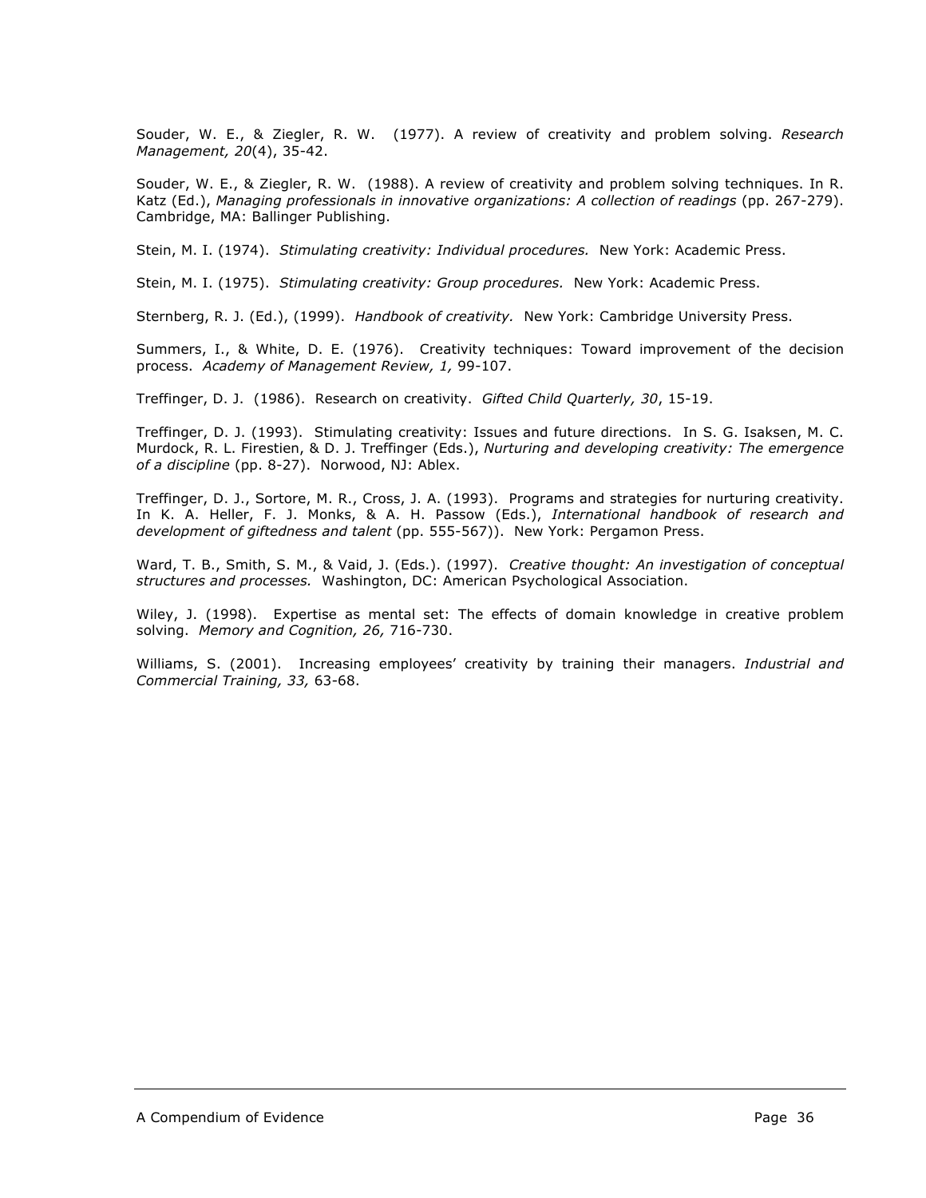Souder, W. E., & Ziegler, R. W. (1977). A review of creativity and problem solving. *Research Management, 20*(4), 35-42.

Souder, W. E., & Ziegler, R. W. (1988). A review of creativity and problem solving techniques. In R. Katz (Ed.), *Managing professionals in innovative organizations: A collection of readings* (pp. 267-279). Cambridge, MA: Ballinger Publishing.

Stein, M. I. (1974). *Stimulating creativity: Individual procedures.* New York: Academic Press.

Stein, M. I. (1975). *Stimulating creativity: Group procedures.* New York: Academic Press.

Sternberg, R. J. (Ed.), (1999). *Handbook of creativity.* New York: Cambridge University Press.

Summers, I., & White, D. E. (1976). Creativity techniques: Toward improvement of the decision process. *Academy of Management Review, 1,* 99-107.

Treffinger, D. J. (1986). Research on creativity. *Gifted Child Quarterly, 30*, 15-19.

Treffinger, D. J. (1993). Stimulating creativity: Issues and future directions. In S. G. Isaksen, M. C. Murdock, R. L. Firestien, & D. J. Treffinger (Eds.), *Nurturing and developing creativity: The emergence of a discipline* (pp. 8-27). Norwood, NJ: Ablex.

Treffinger, D. J., Sortore, M. R., Cross, J. A. (1993). Programs and strategies for nurturing creativity. In K. A. Heller, F. J. Monks, & A. H. Passow (Eds.), *International handbook of research and development of giftedness and talent* (pp. 555-567)). New York: Pergamon Press.

Ward, T. B., Smith, S. M., & Vaid, J. (Eds.). (1997). *Creative thought: An investigation of conceptual structures and processes.* Washington, DC: American Psychological Association.

Wiley, J. (1998). Expertise as mental set: The effects of domain knowledge in creative problem solving. *Memory and Cognition, 26,* 716-730.

Williams, S. (2001). Increasing employees' creativity by training their managers. *Industrial and Commercial Training, 33,* 63-68.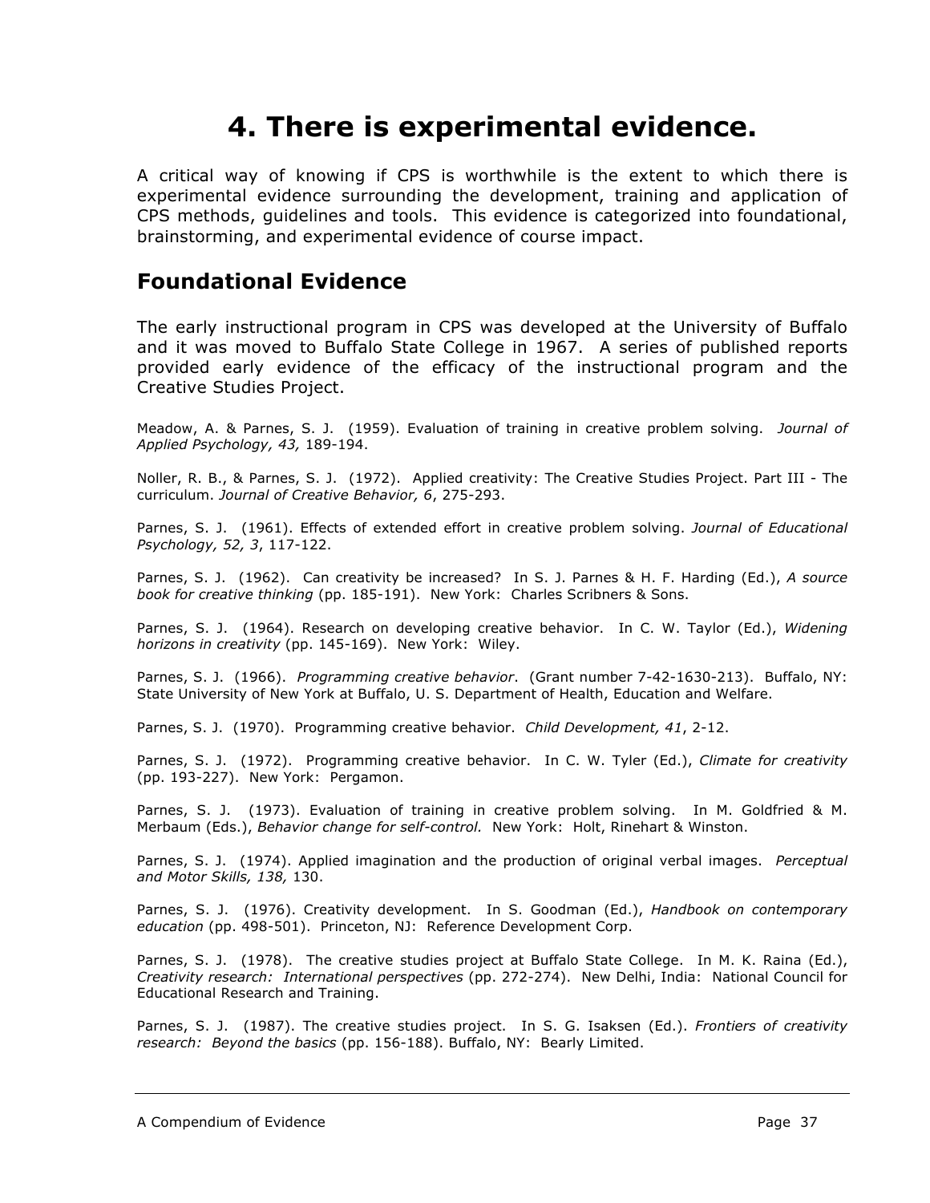# 4. There is experimental evidence.

A critical way of knowing if CPS is worthwhile is the extent to which there is experimental evidence surrounding the development, training and application of CPS methods, guidelines and tools. This evidence is categorized into foundational, brainstorming, and experimental evidence of course impact.

## Foundational Evidence

The early instructional program in CPS was developed at the University of Buffalo and it was moved to Buffalo State College in 1967. A series of published reports provided early evidence of the efficacy of the instructional program and the Creative Studies Project.

Meadow, A. & Parnes, S. J. (1959). Evaluation of training in creative problem solving. *Journal of Applied Psychology, 43,* 189-194.

Noller, R. B., & Parnes, S. J. (1972). Applied creativity: The Creative Studies Project. Part III - The curriculum. *Journal of Creative Behavior, 6*, 275-293.

Parnes, S. J. (1961). Effects of extended effort in creative problem solving. *Journal of Educational Psychology, 52, 3*, 117-122.

Parnes, S. J. (1962). Can creativity be increased? In S. J. Parnes & H. F. Harding (Ed.), *A source book for creative thinking* (pp. 185-191). New York: Charles Scribners & Sons.

Parnes, S. J. (1964). Research on developing creative behavior. In C. W. Taylor (Ed.), *Widening horizons in creativity* (pp. 145-169). New York: Wiley.

Parnes, S. J. (1966). *Programming creative behavior*. (Grant number 7-42-1630-213). Buffalo, NY: State University of New York at Buffalo, U. S. Department of Health, Education and Welfare.

Parnes, S. J. (1970). Programming creative behavior. *Child Development, 41*, 2-12.

Parnes, S. J. (1972). Programming creative behavior. In C. W. Tyler (Ed.), *Climate for creativity* (pp. 193-227). New York: Pergamon.

Parnes, S. J. (1973). Evaluation of training in creative problem solving. In M. Goldfried & M. Merbaum (Eds.), *Behavior change for self-control.* New York: Holt, Rinehart & Winston.

Parnes, S. J. (1974). Applied imagination and the production of original verbal images. *Perceptual and Motor Skills, 138,* 130.

Parnes, S. J. (1976). Creativity development. In S. Goodman (Ed.), *Handbook on contemporary education* (pp. 498-501). Princeton, NJ: Reference Development Corp.

Parnes, S. J. (1978). The creative studies project at Buffalo State College. In M. K. Raina (Ed.), *Creativity research: International perspectives* (pp. 272-274). New Delhi, India: National Council for Educational Research and Training.

Parnes, S. J. (1987). The creative studies project. In S. G. Isaksen (Ed.). *Frontiers of creativity research: Beyond the basics* (pp. 156-188). Buffalo, NY: Bearly Limited.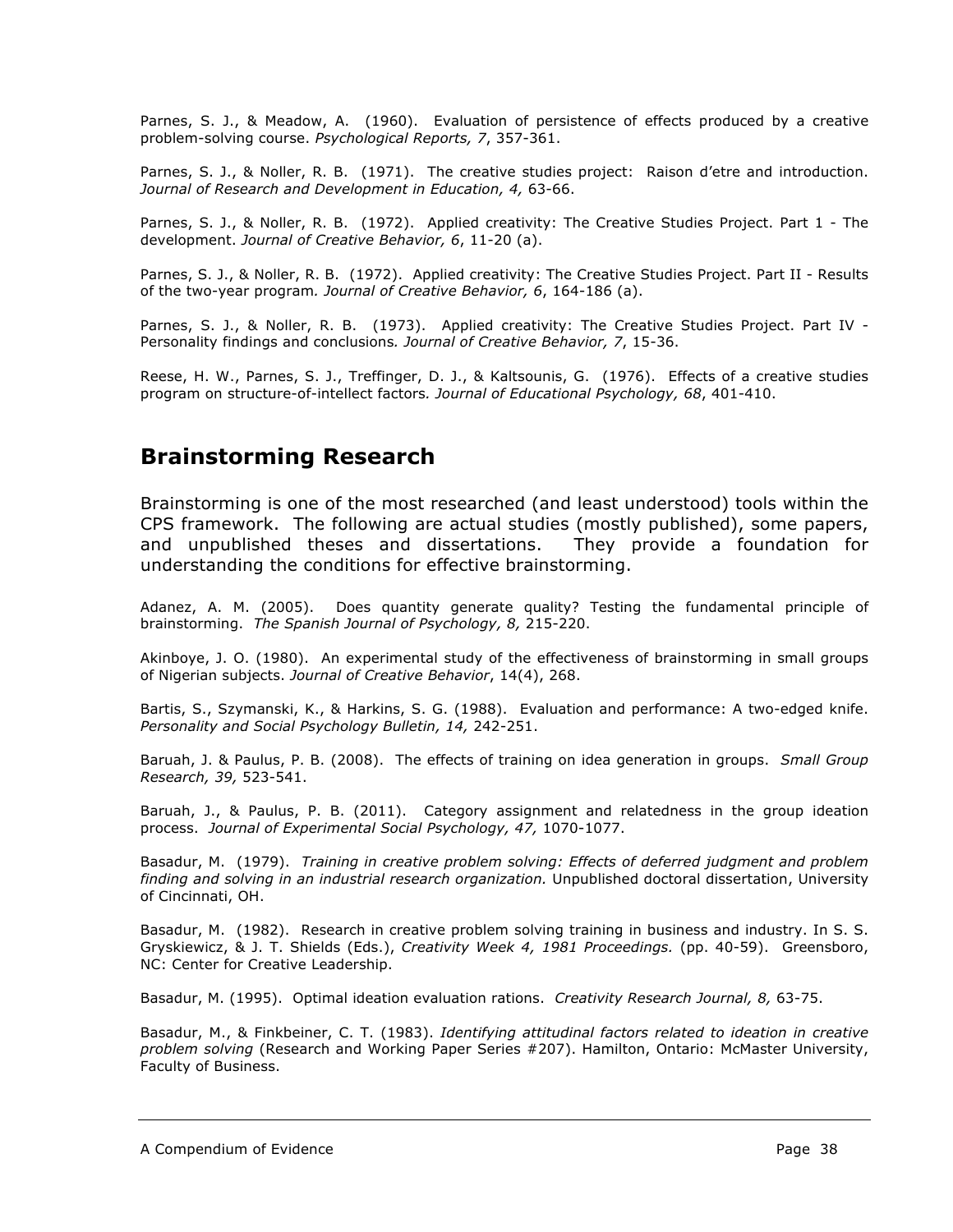Parnes, S. J., & Meadow, A. (1960). Evaluation of persistence of effects produced by a creative problem-solving course. *Psychological Reports, 7*, 357-361.

Parnes, S. J., & Noller, R. B. (1971). The creative studies project: Raison d'etre and introduction. *Journal of Research and Development in Education, 4,* 63-66.

Parnes, S. J., & Noller, R. B. (1972). Applied creativity: The Creative Studies Project. Part 1 - The development. *Journal of Creative Behavior, 6*, 11-20 (a).

Parnes, S. J., & Noller, R. B. (1972). Applied creativity: The Creative Studies Project. Part II - Results of the two-year program*. Journal of Creative Behavior, 6*, 164-186 (a).

Parnes, S. J., & Noller, R. B. (1973). Applied creativity: The Creative Studies Project. Part IV - Personality findings and conclusions*. Journal of Creative Behavior, 7*, 15-36.

Reese, H. W., Parnes, S. J., Treffinger, D. J., & Kaltsounis, G. (1976). Effects of a creative studies program on structure-of-intellect factors*. Journal of Educational Psychology, 68*, 401-410.

## Brainstorming Research

Brainstorming is one of the most researched (and least understood) tools within the CPS framework. The following are actual studies (mostly published), some papers, and unpublished theses and dissertations. They provide a foundation for understanding the conditions for effective brainstorming.

Adanez, A. M. (2005). Does quantity generate quality? Testing the fundamental principle of brainstorming. *The Spanish Journal of Psychology, 8,* 215-220.

Akinboye, J. O. (1980). An experimental study of the effectiveness of brainstorming in small groups of Nigerian subjects. *Journal of Creative Behavior*, 14(4), 268.

Bartis, S., Szymanski, K., & Harkins, S. G. (1988). Evaluation and performance: A two-edged knife. *Personality and Social Psychology Bulletin, 14,* 242-251.

Baruah, J. & Paulus, P. B. (2008). The effects of training on idea generation in groups. *Small Group Research, 39,* 523-541.

Baruah, J., & Paulus, P. B. (2011). Category assignment and relatedness in the group ideation process. *Journal of Experimental Social Psychology, 47,* 1070-1077.

Basadur, M. (1979). *Training in creative problem solving: Effects of deferred judgment and problem finding and solving in an industrial research organization.* Unpublished doctoral dissertation, University of Cincinnati, OH.

Basadur, M. (1982). Research in creative problem solving training in business and industry. In S. S. Gryskiewicz, & J. T. Shields (Eds.), *Creativity Week 4, 1981 Proceedings.* (pp. 40-59). Greensboro, NC: Center for Creative Leadership.

Basadur, M. (1995). Optimal ideation evaluation rations. *Creativity Research Journal, 8,* 63-75.

Basadur, M., & Finkbeiner, C. T. (1983). *Identifying attitudinal factors related to ideation in creative problem solving* (Research and Working Paper Series #207). Hamilton, Ontario: McMaster University, Faculty of Business.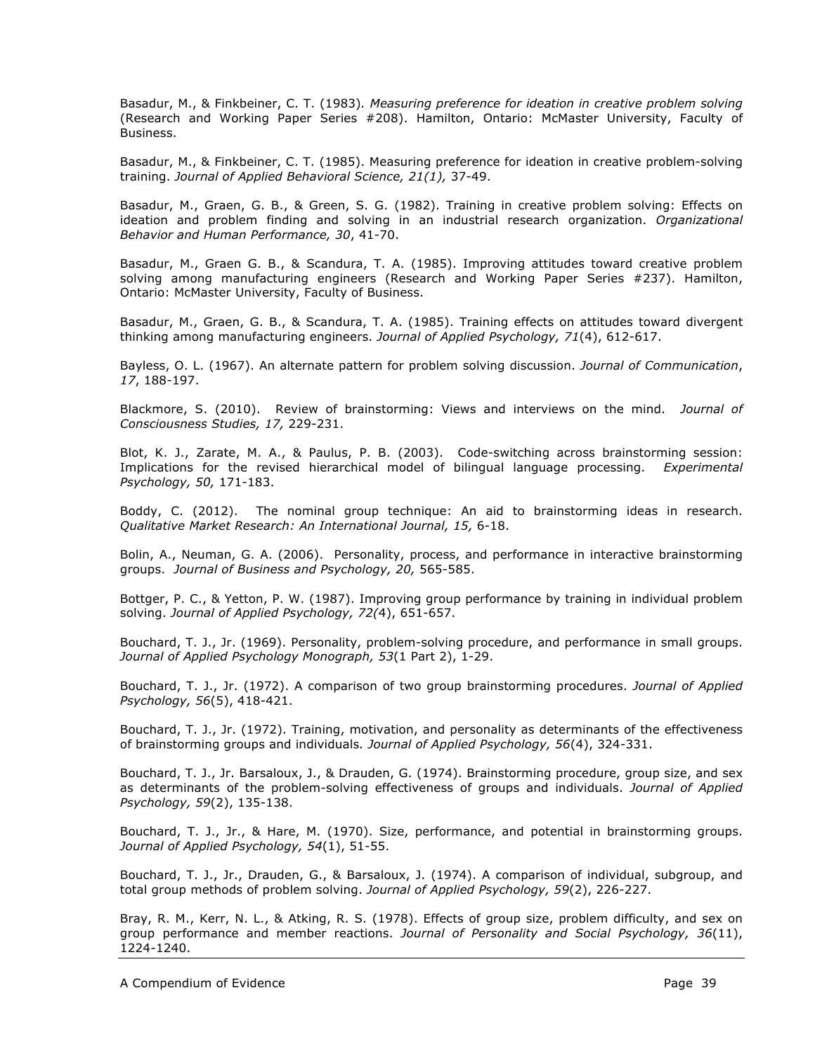Basadur, M., & Finkbeiner, C. T. (1983). *Measuring preference for ideation in creative problem solving* (Research and Working Paper Series #208). Hamilton, Ontario: McMaster University, Faculty of Business.

Basadur, M., & Finkbeiner, C. T. (1985). Measuring preference for ideation in creative problem-solving training. *Journal of Applied Behavioral Science, 21(1),* 37-49.

Basadur, M., Graen, G. B., & Green, S. G. (1982). Training in creative problem solving: Effects on ideation and problem finding and solving in an industrial research organization. *Organizational Behavior and Human Performance, 30*, 41-70.

Basadur, M., Graen G. B., & Scandura, T. A. (1985). Improving attitudes toward creative problem solving among manufacturing engineers (Research and Working Paper Series #237). Hamilton, Ontario: McMaster University, Faculty of Business.

Basadur, M., Graen, G. B., & Scandura, T. A. (1985). Training effects on attitudes toward divergent thinking among manufacturing engineers. *Journal of Applied Psychology, 71*(4), 612-617.

Bayless, O. L. (1967). An alternate pattern for problem solving discussion. *Journal of Communication*, *17*, 188-197.

Blackmore, S. (2010). Review of brainstorming: Views and interviews on the mind. *Journal of Consciousness Studies, 17,* 229-231.

Blot, K. J., Zarate, M. A., & Paulus, P. B. (2003). Code-switching across brainstorming session: Implications for the revised hierarchical model of bilingual language processing. *Experimental Psychology, 50,* 171-183.

Boddy, C. (2012). The nominal group technique: An aid to brainstorming ideas in research. *Qualitative Market Research: An International Journal, 15,* 6-18.

Bolin, A., Neuman, G. A. (2006). Personality, process, and performance in interactive brainstorming groups. *Journal of Business and Psychology, 20,* 565-585.

Bottger, P. C., & Yetton, P. W. (1987). Improving group performance by training in individual problem solving. *Journal of Applied Psychology, 72(*4), 651-657.

Bouchard, T. J., Jr. (1969). Personality, problem-solving procedure, and performance in small groups. *Journal of Applied Psychology Monograph, 53*(1 Part 2), 1-29.

Bouchard, T. J., Jr. (1972). A comparison of two group brainstorming procedures. *Journal of Applied Psychology, 56*(5), 418-421.

Bouchard, T. J., Jr. (1972). Training, motivation, and personality as determinants of the effectiveness of brainstorming groups and individuals*. Journal of Applied Psychology, 56*(4), 324-331.

Bouchard, T. J., Jr. Barsaloux, J., & Drauden, G. (1974). Brainstorming procedure, group size, and sex as determinants of the problem-solving effectiveness of groups and individuals. *Journal of Applied Psychology, 59*(2), 135-138.

Bouchard, T. J., Jr., & Hare, M. (1970). Size, performance, and potential in brainstorming groups. *Journal of Applied Psychology, 54*(1), 51-55.

Bouchard, T. J., Jr., Drauden, G., & Barsaloux, J. (1974). A comparison of individual, subgroup, and total group methods of problem solving. *Journal of Applied Psychology, 59*(2), 226-227.

Bray, R. M., Kerr, N. L., & Atking, R. S. (1978). Effects of group size, problem difficulty, and sex on group performance and member reactions. *Journal of Personality and Social Psychology, 36*(11), 1224-1240.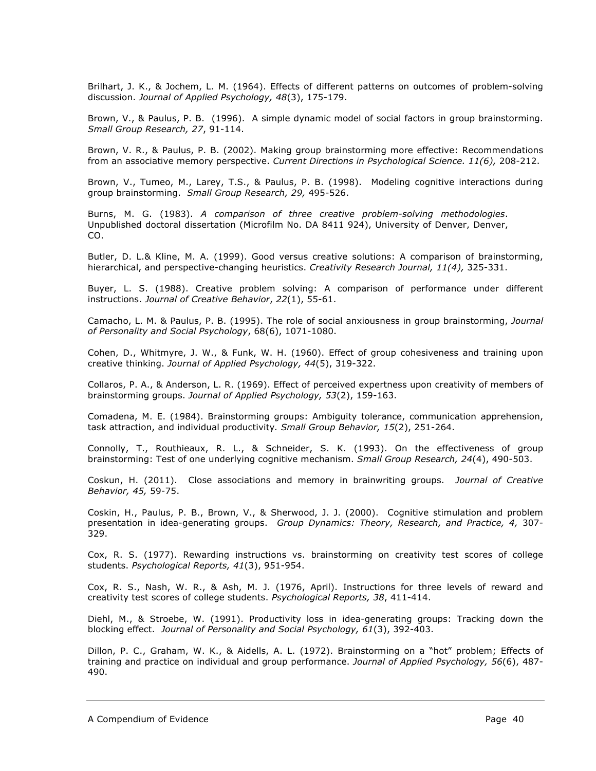Brilhart, J. K., & Jochem, L. M. (1964). Effects of different patterns on outcomes of problem-solving discussion. *Journal of Applied Psychology, 48*(3), 175-179.

Brown, V., & Paulus, P. B. (1996). A simple dynamic model of social factors in group brainstorming. *Small Group Research, 27*, 91-114.

Brown, V. R., & Paulus, P. B. (2002). Making group brainstorming more effective: Recommendations from an associative memory perspective. *Current Directions in Psychological Science. 11(6),* 208-212.

Brown, V., Tumeo, M., Larey, T.S., & Paulus, P. B. (1998). Modeling cognitive interactions during group brainstorming. *Small Group Research, 29,* 495-526.

Burns, M. G. (1983). *A comparison of three creative problem-solving methodologies*. Unpublished doctoral dissertation (Microfilm No. DA 8411 924), University of Denver, Denver, CO.

Butler, D. L.& Kline, M. A. (1999). Good versus creative solutions: A comparison of brainstorming, hierarchical, and perspective-changing heuristics. *Creativity Research Journal, 11(4),* 325-331.

Buyer, L. S. (1988). Creative problem solving: A comparison of performance under different instructions. *Journal of Creative Behavior*, *22*(1), 55-61.

Camacho, L. M. & Paulus, P. B. (1995). The role of social anxiousness in group brainstorming, *Journal of Personality and Social Psychology*, 68(6), 1071-1080.

Cohen, D., Whitmyre, J. W., & Funk, W. H. (1960). Effect of group cohesiveness and training upon creative thinking. *Journal of Applied Psychology, 44*(5), 319-322.

Collaros, P. A., & Anderson, L. R. (1969). Effect of perceived expertness upon creativity of members of brainstorming groups. *Journal of Applied Psychology, 53*(2), 159-163.

Comadena, M. E. (1984). Brainstorming groups: Ambiguity tolerance, communication apprehension, task attraction, and individual productivity. *Small Group Behavior, 15*(2), 251-264.

Connolly, T., Routhieaux, R. L., & Schneider, S. K. (1993). On the effectiveness of group brainstorming: Test of one underlying cognitive mechanism. *Small Group Research, 24*(4), 490-503.

Coskun, H. (2011). Close associations and memory in brainwriting groups. *Journal of Creative Behavior, 45,* 59-75.

Coskin, H., Paulus, P. B., Brown, V., & Sherwood, J. J. (2000). Cognitive stimulation and problem presentation in idea-generating groups. *Group Dynamics: Theory, Research, and Practice, 4,* 307-329.

Cox, R. S. (1977). Rewarding instructions vs. brainstorming on creativity test scores of college students. *Psychological Reports, 41*(3), 951-954.

Cox, R. S., Nash, W. R., & Ash, M. J. (1976, April). Instructions for three levels of reward and creativity test scores of college students. *Psychological Reports, 38*, 411-414.

Diehl, M., & Stroebe, W. (1991). Productivity loss in idea-generating groups: Tracking down the blocking effect. *Journal of Personality and Social Psychology, 61*(3), 392-403.

Dillon, P. C., Graham, W. K., & Aidells, A. L. (1972). Brainstorming on a "hot" problem; Effects of training and practice on individual and group performance. *Journal of Applied Psychology, 56*(6), 487-490.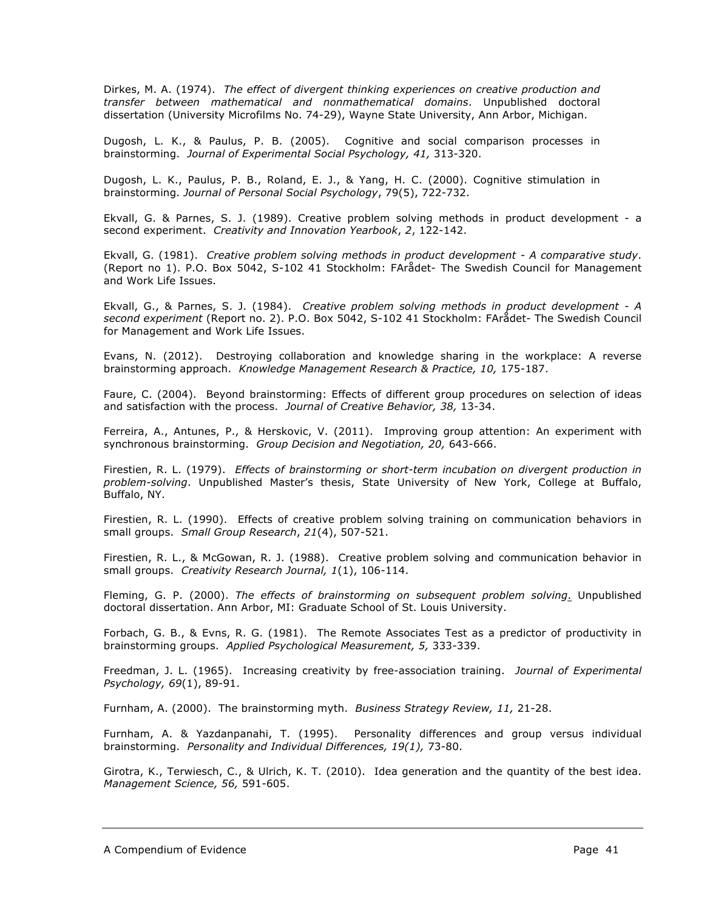Dirkes, M. A. (1974). *The effect of divergent thinking experiences on creative production and transfer between mathematical and nonmathematical domains*. Unpublished doctoral dissertation (University Microfilms No. 74-29), Wayne State University, Ann Arbor, Michigan.

Dugosh, L. K., & Paulus, P. B. (2005). Cognitive and social comparison processes in brainstorming. *Journal of Experimental Social Psychology, 41,* 313-320.

Dugosh, L. K., Paulus, P. B., Roland, E. J., & Yang, H. C. (2000). Cognitive stimulation in brainstorming. *Journal of Personal Social Psychology*, 79(5), 722-732.

Ekvall, G. & Parnes, S. J. (1989). Creative problem solving methods in product development - a second experiment. *Creativity and Innovation Yearbook*, *2*, 122-142.

Ekvall, G. (1981). *Creative problem solving methods in product development - A comparative study*. (Report no 1). P.O. Box 5042, S-102 41 Stockholm: FArådet- The Swedish Council for Management and Work Life Issues.

Ekvall, G., & Parnes, S. J. (1984). *Creative problem solving methods in product development - A second experiment* (Report no. 2). P.O. Box 5042, S-102 41 Stockholm: FArådet- The Swedish Council for Management and Work Life Issues.

Evans, N. (2012). Destroying collaboration and knowledge sharing in the workplace: A reverse brainstorming approach. *Knowledge Management Research & Practice, 10,* 175-187.

Faure, C. (2004). Beyond brainstorming: Effects of different group procedures on selection of ideas and satisfaction with the process. *Journal of Creative Behavior, 38,* 13-34.

Ferreira, A., Antunes, P., & Herskovic, V. (2011). Improving group attention: An experiment with synchronous brainstorming. *Group Decision and Negotiation, 20,* 643-666.

Firestien, R. L. (1979). *Effects of brainstorming or short-term incubation on divergent production in problem-solving*. Unpublished Master's thesis, State University of New York, College at Buffalo, Buffalo, NY.

Firestien, R. L. (1990). Effects of creative problem solving training on communication behaviors in small groups. *Small Group Research*, *21*(4), 507-521.

Firestien, R. L., & McGowan, R. J. (1988). Creative problem solving and communication behavior in small groups. *Creativity Research Journal, 1*(1), 106-114.

Fleming, G. P. (2000). *The effects of brainstorming on subsequent problem solving*. Unpublished doctoral dissertation. Ann Arbor, MI: Graduate School of St. Louis University.

Forbach, G. B., & Evns, R. G. (1981). The Remote Associates Test as a predictor of productivity in brainstorming groups. *Applied Psychological Measurement, 5,* 333-339.

Freedman, J. L. (1965). Increasing creativity by free-association training. *Journal of Experimental Psychology, 69*(1), 89-91.

Furnham, A. (2000). The brainstorming myth. *Business Strategy Review, 11,* 21-28.

Furnham, A. & Yazdanpanahi, T. (1995). Personality differences and group versus individual brainstorming. *Personality and Individual Differences, 19(1),* 73-80.

Girotra, K., Terwiesch, C., & Ulrich, K. T. (2010). Idea generation and the quantity of the best idea. *Management Science, 56,* 591-605.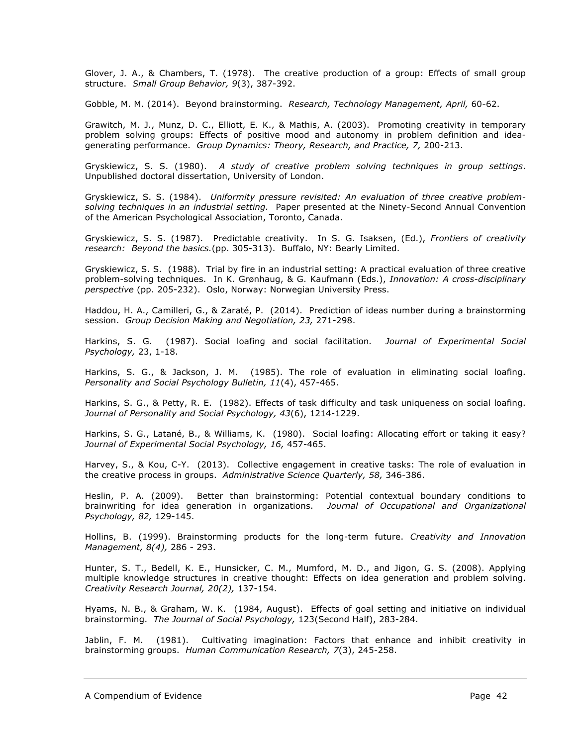Glover, J. A., & Chambers, T. (1978). The creative production of a group: Effects small group structure. *Small Group Behavior, 9*(3), 387-392.

Gobble, M. M. (2014). Beyond brainstorming. *Research, Technology Management, April,* 60-62.

Grawitch, M. J., Munz, D. C., Elliott, E. K., & Mathis, A. (2003). Promoting creativity in temporary problem solving groups: Effects of positive mood and autonomy in problem definition and idea-generating performance. *Group Dynamics: Theory, Research, and Practice, 7,* 200-213.

Gryskiewicz, S. S. (1980). *A study of creative problem solving techniques in group settings*. Unpublished doctoral dissertation, University of London.

Gryskiewicz, S. S. (1984). *Uniformity pressure revisited: An evaluation of three creative problem-solving techniques in an industrial setting.* Paper presented at the Ninety-Second Annual Convention of the American Psychological Association, Toronto, Canada.

Gryskiewicz, S. S. (1987). Predictable creativity. In S. G. Isaksen, (Ed.), *Frontiers of creativity research: Beyond the basics.*(pp. 305-313). Buffalo, NY: Bearly Limited.

Gryskiewicz, S. S. (1988). Trial by fire in an industrial setting: A practical evaluation of three creative problem-solving techniques. In K. Grønhaug, & G. Kaufmann (Eds.), *Innovation: A cross-disciplinary perspective* (pp. 205-232). Oslo, Norway: Norwegian University Press.

Haddou, H. A., Camilleri, G., & Zaraté, P. (2014). Prediction of ideas number during a brainstorming session. *Group Decision Making and Negotiation, 23,* 271-298.

Harkins, S. G. (1987). Social loafing and social facilitation. *Journal of Experimental Social Psychology,* 23, 1-18.

Harkins, S. G., & Jackson, J. M. (1985). The role of evaluation in eliminating social loafing. *Personality and Social Psychology Bulletin, 11*(4), 457-465.

Harkins, S. G., & Petty, R. E. (1982). Effects of task difficulty and task uniqueness on social loafing. *Journal of Personality and Social Psychology, 43*(6), 1214-1229.

Harkins, S. G., Latané, B., & Williams, K. (1980). Social loafing: Allocating effort or taking it easy? *Journal of Experimental Social Psychology, 16,* 457-465.

Harvey, S., & Kou, C-Y. (2013). Collective engagement in creative tasks: The role of evaluation in the creative process in groups. *Administrative Science Quarterly, 58,* 346-386.

Heslin, P. A. (2009). Better than brainstorming: Potential contextual boundary conditions to brainwriting for idea generation in organizations. *Journal of Occupational and Organizational Psychology, 82,* 129-145.

Hollins, B. (1999). Brainstorming products for the long-term future. *Creativity and Innovation Management, 8(4),* 286 - 293.

Hunter, S. T., Bedell, K. E., Hunsicker, C. M., Mumford, M. D., and Jigon, G. S. (2008). Applying multiple knowledge structures in creative thought: Effects on idea generation and problem solving. *Creativity Research Journal, 20(2),* 137-154.

Hyams, N. B., & Graham, W. K. (1984, August). Effects of goal setting and initiative on individual brainstorming. *The Journal of Social Psychology,* 123(Second Half), 283-284.

Jablin, F. M. (1981). Cultivating imagination: Factors that enhance and inhibit creativity in brainstorming groups. *Human Communication Research, 7*(3), 245-258.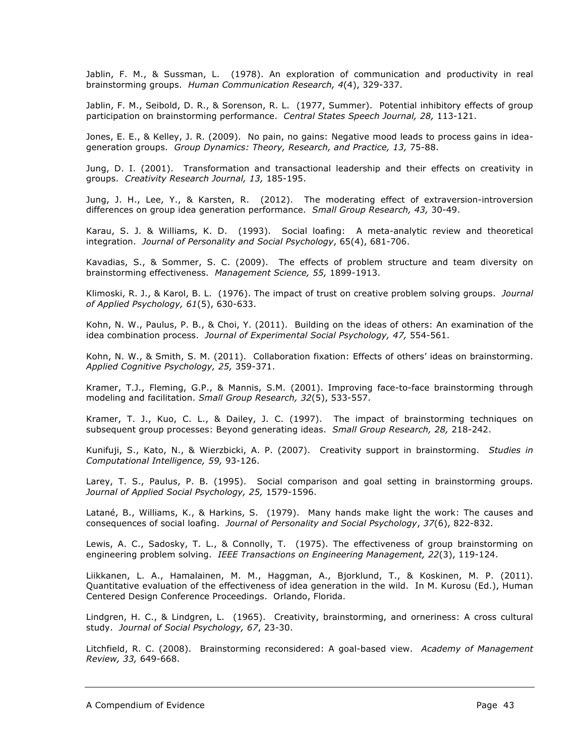Jablin, F. M., & Sussman, L. (1978). An exploration of communication and productivity in real brainstorming groups. *Human Communication Research, 4*(4), 329-337.

Jablin, F. M., Seibold, D. R., & Sorenson, R. L. (1977, Summer). Potential inhibitory effects of group participation on brainstorming performance. *Central States Speech Journal, 28,* 113-121.

Jones, E. E., & Kelley, J. R. (2009). No pain, no gains: Negative mood leads to process gains in idea-generation groups. *Group Dynamics: Theory, Research, and Practice, 13,* 75-88.

Jung, D. I. (2001). Transformation and transactional leadership and their effects on creativity in groups. *Creativity Research Journal, 13,* 185-195.

Jung, J. H., Lee, Y., & Karsten, R. (2012). The moderating effect of extraversion-introversion differences on group idea generation performance. *Small Group Research, 43,* 30-49.

Karau, S. J. & Williams, K. D. (1993). Social loafing: A meta-analytic review and theoretical integration. *Journal of Personality and Social Psychology*, 65(4), 681-706.

Kavadias, S., & Sommer, S. C. (2009). The effects of problem structure and team diversity on brainstorming effectiveness. *Management Science, 55,* 1899-1913.

Klimoski, R. J., & Karol, B. L. (1976). The impact of trust on creative problem solving groups. *Journal of Applied Psychology, 61*(5), 630-633.

Kohn, N. W., Paulus, P. B., & Choi, Y. (2011). Building on the ideas of others: An examination of the idea combination process. *Journal of Experimental Social Psychology, 47,* 554-561.

Kohn, N. W., & Smith, S. M. (2011). Collaboration fixation: Effects of others' ideas on brainstorming. *Applied Cognitive Psychology, 25,* 359-371.

Kramer, T.J., Fleming, G.P., & Mannis, S.M. (2001). Improving face-to-face brainstorming through modeling and facilitation. *Small Group Research, 32*(5), 533-557.

Kramer, T. J., Kuo, C. L., & Dailey, J. C. (1997). The impact of brainstorming techniques on subsequent group processes: Beyond generating ideas. *Small Group Research, 28,* 218-242.

Kunifuji, S., Kato, N., & Wierzbicki, A. P. (2007). Creativity support in brainstorming. *Studies in Computational Intelligence, 59,* 93-126.

Larey, T. S., Paulus, P. B. (1995). Social comparison and goal setting in brainstorming groups. *Journal of Applied Social Psychology, 25,* 1579-1596.

Latané, B., Williams, K., & Harkins, S. (1979). Many hands make light the work: The causes and consequences of social loafing. *Journal of Personality and Social Psychology*, *37*(6), 822-832.

Lewis, A. C., Sadosky, T. L., & Connolly, T. (1975). The effectiveness of group brainstorming on engineering problem solving. *IEEE Transactions on Engineering Management, 22*(3), 119-124.

Liikkanen, L. A., Hamalainen, M. M., Haggman, A., Bjorklund, T., & Koskinen, M. P. (2011). Quantitative evaluation of the effectiveness of idea generation in the wild. In M. Kurosu (Ed.), Human Centered Design Conference Proceedings. Orlando, Florida.

Lindgren, H. C., & Lindgren, L. (1965). Creativity, brainstorming, and orneriness: A cross cultural study. *Journal of Social Psychology, 67*, 23-30.

Litchfield, R. C. (2008). Brainstorming reconsidered: A goal-based view. *Academy of Management Review, 33,* 649-668.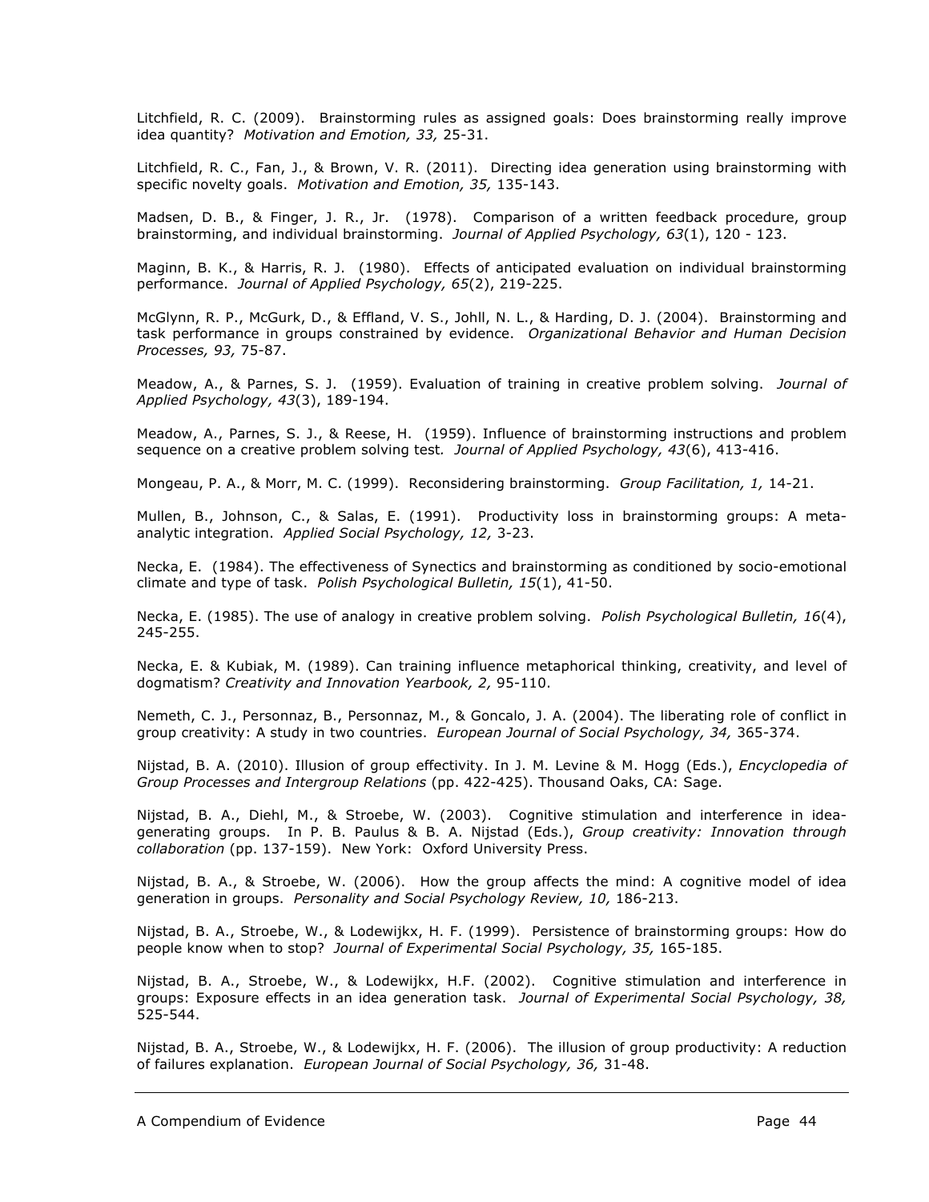Litchfield, R. C. (2009). Brainstorming rules as assigned goals: Does brainstorming really improve idea quantity? *Motivation and Emotion, 33,* 25-31.

Litchfield, R. C., Fan, J., & Brown, V. R. (2011). Directing idea generation using brainstorming with specific novelty goals. *Motivation and Emotion, 35,* 135-143.

Madsen, D. B., & Finger, J. R., Jr. (1978). Comparison of a written feedback procedure, group brainstorming, and individual brainstorming. *Journal of Applied Psychology, 63*(1), 120 - 123.

Maginn, B. K., & Harris, R. J. (1980). Effects of anticipated evaluation on individual brainstorming performance. *Journal of Applied Psychology, 65*(2), 219-225.

McGlynn, R. P., McGurk, D., & Effland, V. S., Johll, N. L., & Harding, D. J. (2004). Brainstorming and task performance in groups constrained by evidence. *Organizational Behavior and Human Decision Processes, 93,* 75-87.

Meadow, A., & Parnes, S. J. (1959). Evaluation of training in creative problem solving. *Journal of Applied Psychology, 43*(3), 189-194.

Meadow, A., Parnes, S. J., & Reese, H. (1959). Influence of brainstorming instructions and problem sequence on a creative problem solving test. *Journal of Applied Psychology, 43*(6), 413-416.

Mongeau, P. A., & Morr, M. C. (1999). Reconsidering brainstorming. *Group Facilitation, 1,* 14-21.

Mullen, B., Johnson, C., & Salas, E. (1991). Productivity loss in brainstorming groups: A meta-analytic integration. *Applied Social Psychology, 12,* 3-23.

Necka, E. (1984). The effectiveness of Synectics and brainstorming as conditioned by socio-emotional climate and type of task. *Polish Psychological Bulletin, 15*(1), 41-50.

Necka, E. (1985). The use of analogy in creative problem solving. *Polish Psychological Bulletin, 16*(4), 245-255.

Necka, E. & Kubiak, M. (1989). Can training influence metaphorical thinking, creativity, and level of dogmatism? *Creativity and Innovation Yearbook, 2,* 95-110.

Nemeth, C. J., Personnaz, B., Personnaz, M., & Goncalo, J. A. (2004). The liberating role of conflict in group creativity: A study in two countries. *European Journal of Social Psychology, 34,* 365-374.

Nijstad, B. A. (2010). Illusion of group effectivity. In J. M. Levine & M. Hogg (Eds.), *Encyclopedia of Group Processes and Intergroup Relations* (pp. 422-425). Thousand Oaks, CA: Sage.

Nijstad, B. A., Diehl, M., & Stroebe, W. (2003). Cognitive stimulation and interference in idea-generating groups. In P. B. Paulus & B. A. Nijstad (Eds.), *Group creativity: Innovation through collaboration* (pp. 137-159). New York: Oxford University Press.

Nijstad, B. A., & Stroebe, W. (2006). How the group affects the mind: A cognitive model of idea generation in groups. *Personality and Social Psychology Review, 10,* 186-213.

Nijstad, B. A., Stroebe, W., & Lodewijkx, H. F. (1999). Persistence of brainstorming groups: How do people know when to stop? *Journal of Experimental Social Psychology, 35,* 165-185.

Nijstad, B. A., Stroebe, W., & Lodewijkx, H.F. (2002). Cognitive stimulation and interference in groups: Exposure effects in an idea generation task. *Journal of Experimental Social Psychology, 38,* 525-544.

Nijstad, B. A., Stroebe, W., & Lodewijkx, H. F. (2006). The illusion of group productivity: A reduction of failures explanation. *European Journal of Social Psychology, 36,* 31-48.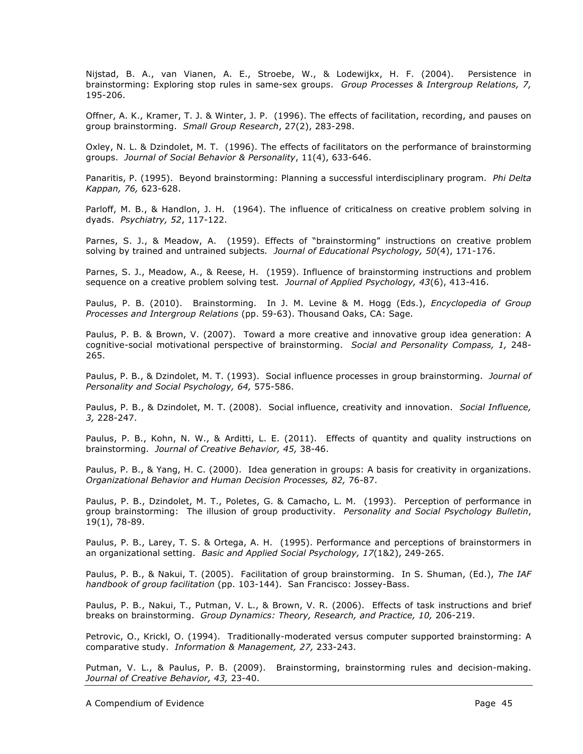Nijstad, B. A., van Vianen, A. E., Stroebe, W., & Lodewijkx, H. F. (2004). Persistence in brainstorming: Exploring stop rules in same-sex groups. *Group Processes & Intergroup Relations, 7,* 195-206.

Offner, A. K., Kramer, T. J. & Winter, J. P. (1996). The effects of facilitation, recording, and pauses on group brainstorming. *Small Group Research*, 27(2), 283-298.

Oxley, N. L. & Dzindolet, M. T. (1996). The effects of facilitators on the performance of brainstorming groups. *Journal of Social Behavior & Personality*, 11(4), 633-646.

Panaritis, P. (1995). Beyond brainstorming: Planning a successful interdisciplinary program. *Phi Delta Kappan, 76,* 623-628.

Parloff, M. B., & Handlon, J. H. (1964). The influence of criticalness on creative problem solving in dyads. *Psychiatry, 52*, 117-122.

Parnes, S. J., & Meadow, A. (1959). Effects of "brainstorming" instructions on creative problem solving by trained and untrained subjects*. Journal of Educational Psychology, 50*(4), 171-176.

Parnes, S. J., Meadow, A., & Reese, H. (1959). Influence of brainstorming instructions and problem sequence on a creative problem solving test*. Journal of Applied Psychology, 43*(6), 413-416.

Paulus, P. B. (2010). Brainstorming. In J. M. Levine & M. Hogg (Eds.), *Encyclopedia of Group Processes and Intergroup Relations* (pp. 59-63). Thousand Oaks, CA: Sage.

Paulus, P. B. & Brown, V. (2007). Toward a more creative and innovative group idea generation: A cognitive-social motivational perspective of brainstorming. *Social and Personality Compass, 1,* 248-265.

Paulus, P. B., & Dzindolet, M. T. (1993). Social influence processes in group brainstorming. *Journal of Personality and Social Psychology, 64,* 575-586.

Paulus, P. B., & Dzindolet, M. T. (2008). Social influence, creativity and innovation. *Social Influence, 3,* 228-247.

Paulus, P. B., Kohn, N. W., & Arditti, L. E. (2011). Effects of quantity and quality instructions on brainstorming. *Journal of Creative Behavior, 45,* 38-46.

Paulus, P. B., & Yang, H. C. (2000). Idea generation in groups: A basis for creativity in organizations. *Organizational Behavior and Human Decision Processes, 82,* 76-87.

Paulus, P. B., Dzindolet, M. T., Poletes, G. & Camacho, L. M. (1993). Perception of performance in group brainstorming: The illusion of group productivity. *Personality and Social Psychology Bulletin*, 19(1), 78-89.

Paulus, P. B., Larey, T. S. & Ortega, A. H. (1995). Performance and perceptions of brainstormers in an organizational setting. *Basic and Applied Social Psychology, 17*(1&2), 249-265.

Paulus, P. B., & Nakui, T. (2005). Facilitation of group brainstorming. In S. Shuman, (Ed.), *The IAF handbook of group facilitation* (pp. 103-144). San Francisco: Jossey-Bass.

Paulus, P. B., Nakui, T., Putman, V. L., & Brown, V. R. (2006). Effects of task instructions and brief breaks on brainstorming. *Group Dynamics: Theory, Research, and Practice, 10,* 206-219.

Petrovic, O., Krickl, O. (1994). Traditionally-moderated versus computer supported brainstorming: A comparative study. *Information & Management, 27,* 233-243.

Putman, V. L., & Paulus, P. B. (2009). Brainstorming, brainstorming rules and decision-making. *Journal of Creative Behavior, 43,* 23-40.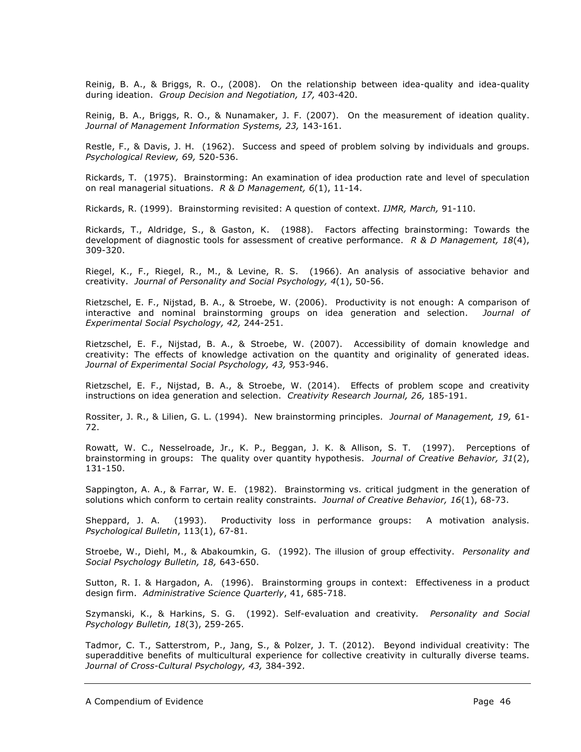Reinig, B. A., & Briggs, R. O., (2008). On the relationship between idea-quality and idea-quality during ideation. *Group Decision and Negotiation, 17,* 403-420.

Reinig, B. A., Briggs, R. O., & Nunamaker, J. F. (2007). On the measurement of ideation quality. *Journal of Management Information Systems, 23,* 143-161.

Restle, F., & Davis, J. H. (1962). Success and speed of problem solving by individuals and groups. *Psychological Review, 69,* 520-536.

Rickards, T. (1975). Brainstorming: An examination of idea production rate and level of speculation on real managerial situations. *R & D Management, 6*(1), 11-14.

Rickards, R. (1999). Brainstorming revisited: A question of context. *IJMR, March,* 91-110.

Rickards, T., Aldridge, S., & Gaston, K. (1988). Factors affecting brainstorming: Towards the development of diagnostic tools for assessment of creative performance. *R & D Management, 18*(4), 309-320.

Riegel, K., F., Riegel, R., M., & Levine, R. S. (1966). An analysis of associative behavior and creativity. *Journal of Personality and Social Psychology, 4*(1), 50-56.

Rietzschel, E. F., Nijstad, B. A., & Stroebe, W. (2006). Productivity is not enough: A comparison of interactive and nominal brainstorming groups on idea generation and selection. *Journal of Experimental Social Psychology, 42,* 244-251.

Rietzschel, E. F., Nijstad, B. A., & Stroebe, W. (2007). Accessibility of domain knowledge and creativity: The effects of knowledge activation on the quantity and originality of generated ideas. *Journal of Experimental Social Psychology, 43,* 953-946.

Rietzschel, E. F., Nijstad, B. A., & Stroebe, W. (2014). Effects of problem scope and creativity instructions on idea generation and selection. *Creativity Research Journal, 26,* 185-191.

Rossiter, J. R., & Lilien, G. L. (1994). New brainstorming principles. *Journal of Management, 19,* 61-72.

Rowatt, W. C., Nesselroade, Jr., K. P., Beggan, J. K. & Allison, S. T. (1997). Perceptions of brainstorming in groups: The quality over quantity hypothesis. *Journal of Creative Behavior, 31*(2), 131-150.

Sappington, A. A., & Farrar, W. E. (1982). Brainstorming vs. critical judgment in the generation of solutions which conform to certain reality constraints. *Journal of Creative Behavior, 16*(1), 68-73.

Sheppard, J. A. (1993). Productivity loss in performance groups: A motivation analysis. *Psychological Bulletin*, 113(1), 67-81.

Stroebe, W., Diehl, M., & Abakoumkin, G. (1992). The illusion of group effectivity. *Personality and Social Psychology Bulletin, 18,* 643-650.

Sutton, R. I. & Hargadon, A. (1996). Brainstorming groups in context: Effectiveness in a product design firm. *Administrative Science Quarterly*, 41, 685-718.

Szymanski, K., & Harkins, S. G. (1992). Self-evaluation and creativity. *Personality and Social Psychology Bulletin, 18*(3), 259-265.

Tadmor, C. T., Satterstrom, P., Jang, S., & Polzer, J. T. (2012). Beyond individual creativity: The superadditive benefits of multicultural experience for collective creativity in culturally diverse teams. *Journal of Cross-Cultural Psychology, 43,* 384-392.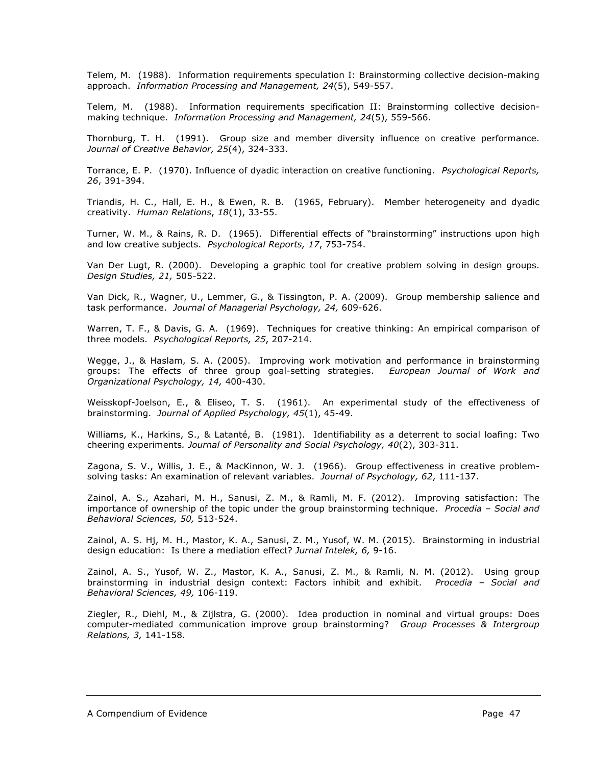Telem, M. (1988). Information requirements speculation I: Brainstorming collective decision-making approach. *Information Processing and Management, 24*(5), 549-557.

Telem, M. (1988). Information requirements specification II: Brainstorming collective decision-making technique. *Information Processing and Management, 24*(5), 559-566.

Thornburg, T. H. (1991). Group size and member diversity influence on creative performance. *Journal of Creative Behavior, 25*(4), 324-333.

Torrance, E. P. (1970). Influence of dyadic interaction on creative functioning. *Psychological Reports, 26*, 391-394.

Triandis, H. C., Hall, E. H., & Ewen, R. B. (1965, February). Member heterogeneity and dyadic creativity. *Human Relations*, *18*(1), 33-55.

Turner, W. M., & Rains, R. D. (1965). Differential effects of "brainstorming" instructions upon high and low creative subjects. *Psychological Reports, 17*, 753-754.

Van Der Lugt, R. (2000). Developing a graphic tool for creative problem solving in design groups. *Design Studies, 21,* 505-522.

Van Dick, R., Wagner, U., Lemmer, G., & Tissington, P. A. (2009). Group membership salience and task performance. *Journal of Managerial Psychology, 24,* 609-626.

Warren, T. F., & Davis, G. A. (1969). Techniques for creative thinking: An empirical comparison of three models. *Psychological Reports, 25*, 207-214.

Wegge, J., & Haslam, S. A. (2005). Improving work motivation and performance in brainstorming groups: The effects of three group goal-setting strategies. *European Journal of Work and Organizational Psychology, 14,* 400-430.

Weisskopf-Joelson, E., & Eliseo, T. S. (1961). An experimental study of the effectiveness of brainstorming. *Journal of Applied Psychology, 45*(1), 45-49.

Williams, K., Harkins, S., & Latanté, B. (1981). Identifiability as a deterrent to social loafing: Two cheering experiments*. Journal of Personality and Social Psychology, 40*(2), 303-311.

Zagona, S. V., Willis, J. E., & MacKinnon, W. J. (1966). Group effectiveness in creative problem-solving tasks: An examination of relevant variables. *Journal of Psychology, 62*, 111-137.

Zainol, A. S., Azahari, M. H., Sanusi, Z. M., & Ramli, M. F. (2012). Improving satisfaction: The importance of ownership of the topic under the group brainstorming technique. *Procedia – Social and Behavioral Sciences, 50,* 513-524.

Zainol, A. S. Hj, M. H., Mastor, K. A., Sanusi, Z. M., Yusof, W. M. (2015). Brainstorming in industrial design education: Is there a mediation effect? *Jurnal Intelek, 6,* 9-16.

Zainol, A. S., Yusof, W. Z., Mastor, K. A., Sanusi, Z. M., & Ramli, N. M. (2012). Using group brainstorming in industrial design context: Factors inhibit and exhibit. *Procedia – Social and Behavioral Sciences, 49,* 106-119.

Ziegler, R., Diehl, M., & Zijlstra, G. (2000). Idea production in nominal and virtual groups: Does computer-mediated communication improve group brainstorming? *Group Processes & Intergroup Relations, 3,* 141-158.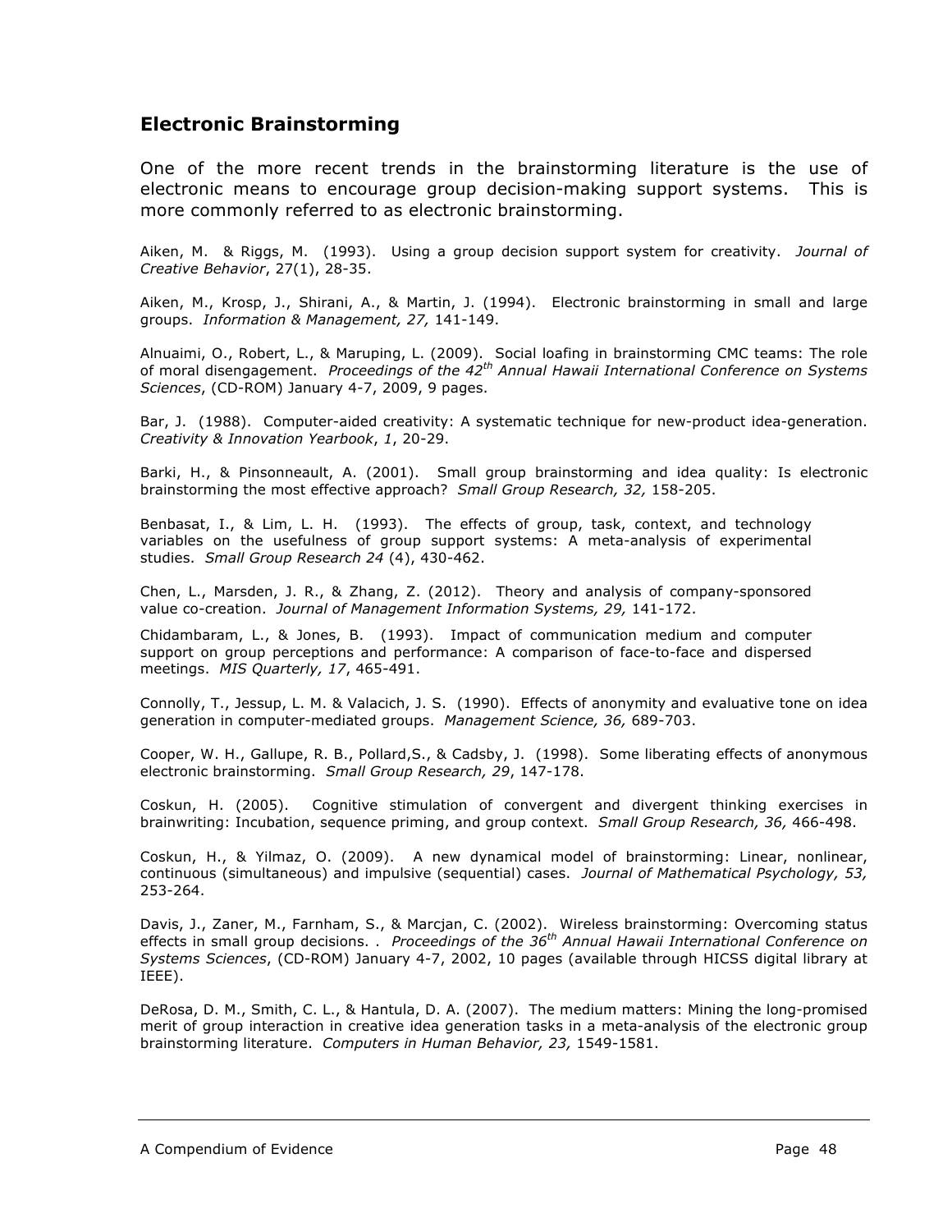## Electronic Brainstorming

One of the more recent trends in the brainstorming literature is the use of electronic means to encourage group decision-making support systems. This is more commonly referred to as electronic brainstorming.

Aiken, M. & Riggs, M. (1993). Using a group decision support system for creativity. *Journal of Creative Behavior*, 27(1), 28-35.

Aiken, M., Krosp, J., Shirani, A., & Martin, J. (1994). Electronic brainstorming in small and large groups. *Information & Management, 27,* 141-149.

Alnuaimi, O., Robert, L., & Maruping, L. (2009). Social loafing in brainstorming CMC teams: The role of moral disengagement. *Proceedings of the 42nd Annual Hawaii International Conference on Systems Sciences*, (CD-ROM) January 4-7, 2009, 9 pages.

Bar, J. (1988). Computer-aided creativity: A systematic technique for new-product idea-generation. *Creativity & Innovation Yearbook*, *1*, 20-29.

Barki, H., & Pinsonneault, A. (2001). Small group brainstorming and idea quality: Is electronic brainstorming the most effective approach? *Small Group Research, 32,* 158-205.

Benbasat, I., & Lim, L. H. (1993). The effects of group, task, context, and technology variables on the usefulness of group support systems: A meta-analysis of experimental studies. *Small Group Research 24* (4), 430-462.

Chen, L., Marsden, J. R., & Zhang, Z. (2012). Theory and analysis of company-sponsored value co-creation. *Journal of Management Information Systems, 29,* 141-172.

Chidambaram, L., & Jones, B. (1993). Impact of communication medium and computer support on group perceptions and performance: A comparison of face-to-face and dispersed meetings. *MIS Quarterly, 17*, 465-491.

Connolly, T., Jessup, L. M. & Valacich, J. S. (1990). Effects of anonymity and evaluative tone on idea generation in computer-mediated groups. *Management Science, 36,* 689-703.

Cooper, W. H., Gallupe, R. B., Pollard,S., & Cadsby, J. (1998). Some liberating effects of anonymous electronic brainstorming. *Small Group Research, 29*, 147-178.

Coskun, H. (2005). Cognitive stimulation of convergent and divergent thinking exercises in brainwriting: Incubation, sequence priming, and group context. *Small Group Research, 36,* 466-498.

Coskun, H., & Yilmaz, O. (2009). A new dynamical model of brainstorming: Linear, nonlinear, continuous (simultaneous) and impulsive (sequential) cases. *Journal of Mathematical Psychology, 53,* 253-264.

Davis, J., Zaner, M., Farnham, S., & Marcjan, C. (2002). Wireless brainstorming: Overcoming status effects in small group decisions. . *Proceedings of the 36th Annual Hawaii International Conference on Systems Sciences*, (CD-ROM) January 4-7, 2002, 10 pages (available through HICSS digital library at IEEE).

DeRosa, D. M., Smith, C. L., & Hantula, D. A. (2007). The medium matters: Mining the long-promised merit of group interaction in creative idea generation tasks in a meta-analysis of the electronic group brainstorming literature. *Computers in Human Behavior, 23,* 1549-1581.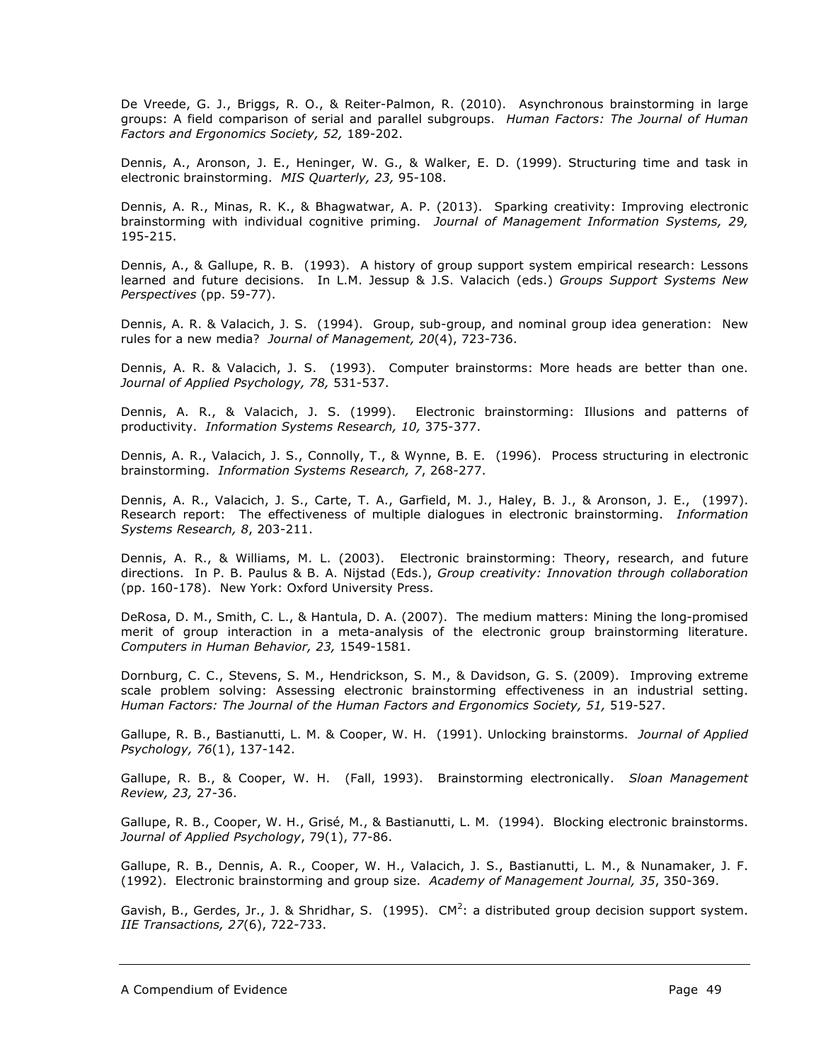De Vreede, G. J., Briggs, R. O., & Reiter-Palmon, R. (2010). Asynchronous brainstorming in large groups: A field comparison of serial and parallel subgroups. *Human Factors: The Journal of Human Factors and Ergonomics Society, 52,* 189-202.

Dennis, A., Aronson, J. E., Heninger, W. G., & Walker, E. D. (1999). Structuring time and task in electronic brainstorming. *MIS Quarterly, 23,* 95-108.

Dennis, A. R., Minas, R. K., & Bhagwatwar, A. P. (2013). Sparking creativity: Improving electronic brainstorming with individual cognitive priming. *Journal of Management Information Systems, 29,* 195-215.

Dennis, A., & Gallupe, R. B. (1993). A history of group support system empirical research: Lessons learned and future decisions. In L.M. Jessup & J.S. Valacich (eds.) *Groups Support Systems New Perspectives* (pp. 59-77).

Dennis, A. R. & Valacich, J. S. (1994). Group, sub-group, and nominal group idea generation: New rules for a new media? *Journal of Management, 20*(4), 723-736.

Dennis, A. R. & Valacich, J. S. (1993). Computer brainstorms: More heads are better than one. *Journal of Applied Psychology, 78,* 531-537.

Dennis, A. R., & Valacich, J. S. (1999). Electronic brainstorming: Illusions and patterns of productivity. *Information Systems Research, 10,* 375-377.

Dennis, A. R., Valacich, J. S., Connolly, T., & Wynne, B. E. (1996). Process structuring in electronic brainstorming. *Information Systems Research, 7*, 268-277.

Dennis, A. R., Valacich, J. S., Carte, T. A., Garfield, M. J., Haley, B. J., & Aronson, J. E., (1997). Research report: The effectiveness of multiple dialogues in electronic brainstorming. *Information Systems Research, 8*, 203-211.

Dennis, A. R., & Williams, M. L. (2003). Electronic brainstorming: Theory, research, and future directions. In P. B. Paulus & B. A. Nijstad (Eds.), *Group creativity: Innovation through collaboration* (pp. 160-178). New York: Oxford University Press.

DeRosa, D. M., Smith, C. L., & Hantula, D. A. (2007). The medium matters: Mining the long-promised merit of group interaction in a meta-analysis of the electronic group brainstorming literature. *Computers in Human Behavior, 23,* 1549-1581.

Dornburg, C. C., Stevens, S. M., Hendrickson, S. M., & Davidson, G. S. (2009). Improving extreme scale problem solving: Assessing electronic brainstorming effectiveness in an industrial setting. *Human Factors: The Journal of the Human Factors and Ergonomics Society, 51,* 519-527.

Gallupe, R. B., Bastianutti, L. M. & Cooper, W. H. (1991). Unlocking brainstorms. *Journal of Applied Psychology, 76*(1), 137-142.

Gallupe, R. B., & Cooper, W. H. (Fall, 1993). Brainstorming electronically. *Sloan Management Review, 23,* 27-36.

Gallupe, R. B., Cooper, W. H., Grisé, M., & Bastianutti, L. M. (1994). Blocking electronic brainstorms. *Journal of Applied Psychology*, 79(1), 77-86.

Gallupe, R. B., Dennis, A. R., Cooper, W. H., Valacich, J. S., Bastianutti, L. M., & Nunamaker, J. F. (1992). Electronic brainstorming and group size. *Academy of Management Journal, 35*, 350-369.

Gavish, B., Gerdes, Jr., J. & Shridhar, S. (1995). $CM^2$: a distributed group decision support system. *IIE Transactions, 27*(6), 722-733.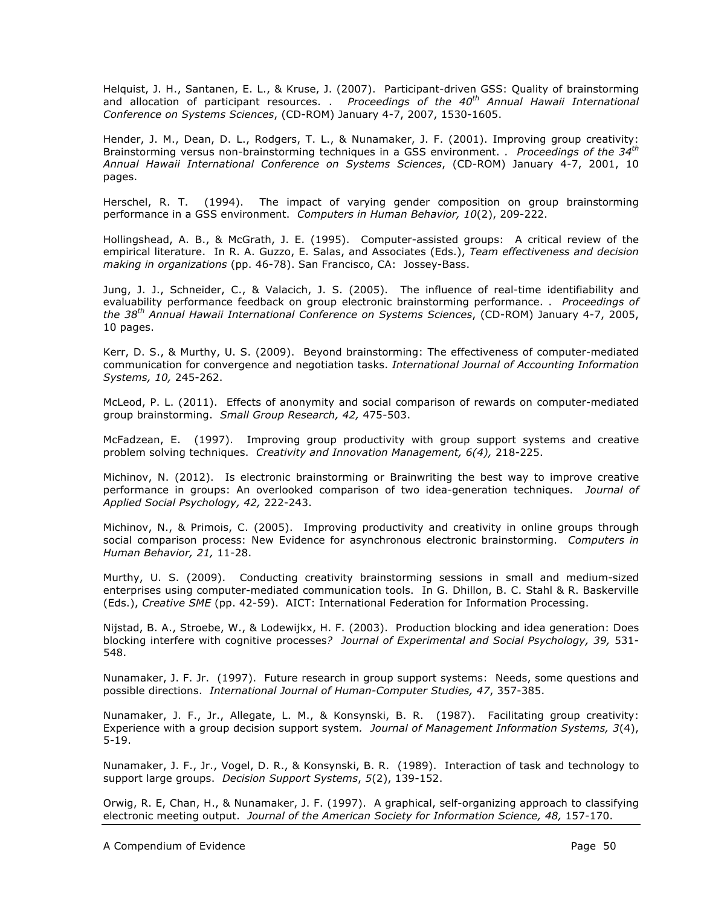Helquist, J. H., Santanen, E. L., & Kruse, J. (2007). Participant-driven GSS: Quality of brainstorming and allocation of participant resources. . *Proceedings of the 40th Annual Hawaii International Conference on Systems Sciences*, (CD-ROM) January 4-7, 2007, 1530-1605.

Hender, J. M., Dean, D. L., Rodgers, T. L., & Nunamaker, J. F. (2001). Improving group creativity: Brainstorming versus non-brainstorming techniques in a GSS environment. . *Proceedings of the 34th Annual Hawaii International Conference on Systems Sciences*, (CD-ROM) January 4-7, 2001, 10 pages.

Herschel, R. T. (1994). The impact of varying gender composition on group brainstorming performance in a GSS environment. *Computers in Human Behavior, 10*(2), 209-222.

Hollingshead, A. B., & McGrath, J. E. (1995). Computer-assisted groups: A critical review of the empirical literature. In R. A. Guzzo, E. Salas, and Associates (Eds.), *Team effectiveness and decision making in organizations* (pp. 46-78). San Francisco, CA: Jossey-Bass.

Jung, J. J., Schneider, C., & Valacich, J. S. (2005). The influence of real-time identifiability and evaluability performance feedback on group electronic brainstorming performance. . *Proceedings of the 38th Annual Hawaii International Conference on Systems Sciences*, (CD-ROM) January 4-7, 2005, 10 pages.

Kerr, D. S., & Murthy, U. S. (2009). Beyond brainstorming: The effectiveness of computer-mediated communication for convergence and negotiation tasks. *International Journal of Accounting Information Systems, 10,* 245-262.

McLeod, P. L. (2011). Effects of anonymity and social comparison of rewards on computer-mediated group brainstorming. *Small Group Research, 42,* 475-503.

McFadzean, E. (1997). Improving group productivity with group support systems and creative problem solving techniques. *Creativity and Innovation Management, 6(4),* 218-225.

Michinov, N. (2012). Is electronic brainstorming or Brainwriting the best way to improve creative performance in groups: An overlooked comparison of two idea-generation techniques. *Journal of Applied Social Psychology, 42,* 222-243.

Michinov, N., & Primois, C. (2005). Improving productivity and creativity in online groups through social comparison process: New Evidence for asynchronous electronic brainstorming. *Computers in Human Behavior, 21,* 11-28.

Murthy, U. S. (2009). Conducting creativity brainstorming sessions in small and medium-sized enterprises using computer-mediated communication tools. In G. Dhillon, B. C. Stahl & R. Baskerville (Eds.), *Creative SME* (pp. 42-59). AICT: International Federation for Information Processing.

Nijstad, B. A., Stroebe, W., & Lodewijkx, H. F. (2003). Production blocking and idea generation: Does blocking interfere with cognitive processes*? Journal of Experimental and Social Psychology, 39,* 531-548.

Nunamaker, J. F. Jr. (1997). Future research in group support systems: Needs, some questions and possible directions. *International Journal of Human-Computer Studies, 47*, 357-385.

Nunamaker, J. F., Jr., Allegate, L. M., & Konsynski, B. R. (1987). Facilitating group creativity: Experience with a group decision support system*. Journal of Management Information Systems, 3*(4), 5-19.

Nunamaker, J. F., Jr., Vogel, D. R., & Konsynski, B. R. (1989). Interaction of task and technology to support large groups. *Decision Support Systems*, *5*(2), 139-152.

Orwig, R. E, Chan, H., & Nunamaker, J. F. (1997). A graphical, self-organizing approach to classifying electronic meeting output. *Journal of the American Society for Information Science, 48,* 157-170.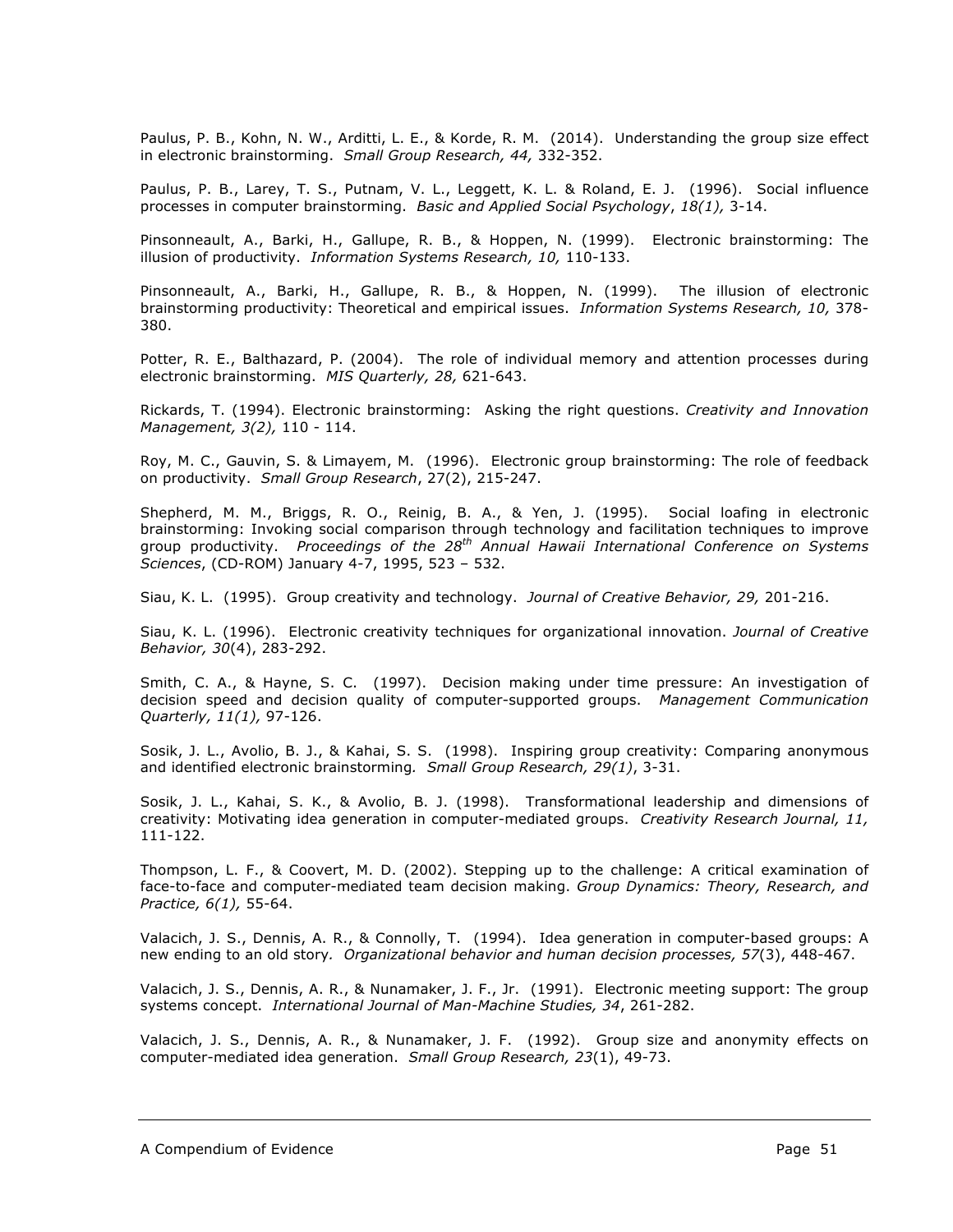Paulus, P. B., Kohn, N. W., Arditti, L. E., & Korde, R. M. (2014). Understanding the group size effect in electronic brainstorming. *Small Group Research, 44,* 332-352.

Paulus, P. B., Larey, T. S., Putnam, V. L., Leggett, K. L. & Roland, E. J. (1996). Social influence processes in computer brainstorming. *Basic and Applied Social Psychology*, *18(1),* 3-14.

Pinsonneault, A., Barki, H., Gallupe, R. B., & Hoppen, N. (1999). Electronic brainstorming: The illusion of productivity. *Information Systems Research, 10,* 110-133.

Pinsonneault, A., Barki, H., Gallupe, R. B., & Hoppen, N. (1999). The illusion of electronic brainstorming productivity: Theoretical and empirical issues. *Information Systems Research, 10,* 378-380.

Potter, R. E., Balthazard, P. (2004). The role of individual memory and attention processes during electronic brainstorming. *MIS Quarterly, 28,* 621-643.

Rickards, T. (1994). Electronic brainstorming: Asking the right questions. *Creativity and Innovation Management, 3(2),* 110 - 114.

Roy, M. C., Gauvin, S. & Limayem, M. (1996). Electronic group brainstorming: The role of feedback on productivity. *Small Group Research*, 27(2), 215-247.

Shepherd, M. M., Briggs, R. O., Reinig, B. A., & Yen, J. (1995). Social loafing in electronic brainstorming: Invoking social comparison through technology and facilitation techniques to improve group productivity. *Proceedings of the 28th Annual Hawaii International Conference on Systems Sciences*, (CD-ROM) January 4-7, 1995, 523 – 532.

Siau, K. L. (1995). Group creativity and technology. *Journal of Creative Behavior, 29,* 201-216.

Siau, K. L. (1996). Electronic creativity techniques for organizational innovation. *Journal of Creative Behavior, 30*(4), 283-292.

Smith, C. A., & Hayne, S. C. (1997). Decision making under time pressure: An investigation of decision speed and decision quality of computer-supported groups. *Management Communication Quarterly, 11(1),* 97-126.

Sosik, J. L., Avolio, B. J., & Kahai, S. S. (1998). Inspiring group creativity: Comparing anonymous and identified electronic brainstorming. *Small Group Research, 29(1)*, 3-31.

Sosik, J. L., Kahai, S. K., & Avolio, B. J. (1998). Transformational leadership and dimensions of creativity: Motivating idea generation in computer-mediated groups. *Creativity Research Journal, 11,* 111-122.

Thompson, L. F., & Coovert, M. D. (2002). Stepping up to the challenge: A critical examination of face-to-face and computer-mediated team decision making. *Group Dynamics: Theory, Research, and Practice, 6(1),* 55-64.

Valacich, J. S., Dennis, A. R., & Connolly, T. (1994). Idea generation in computer-based groups: A new ending to an old story. *Organizational behavior and human decision processes, 57*(3), 448-467.

Valacich, J. S., Dennis, A. R., & Nunamaker, J. F., Jr. (1991). Electronic meeting support: The group systems concept. *International Journal of Man-Machine Studies, 34*, 261-282.

Valacich, J. S., Dennis, A. R., & Nunamaker, J. F. (1992). Group size and anonymity effects on computer-mediated idea generation. *Small Group Research, 23*(1), 49-73.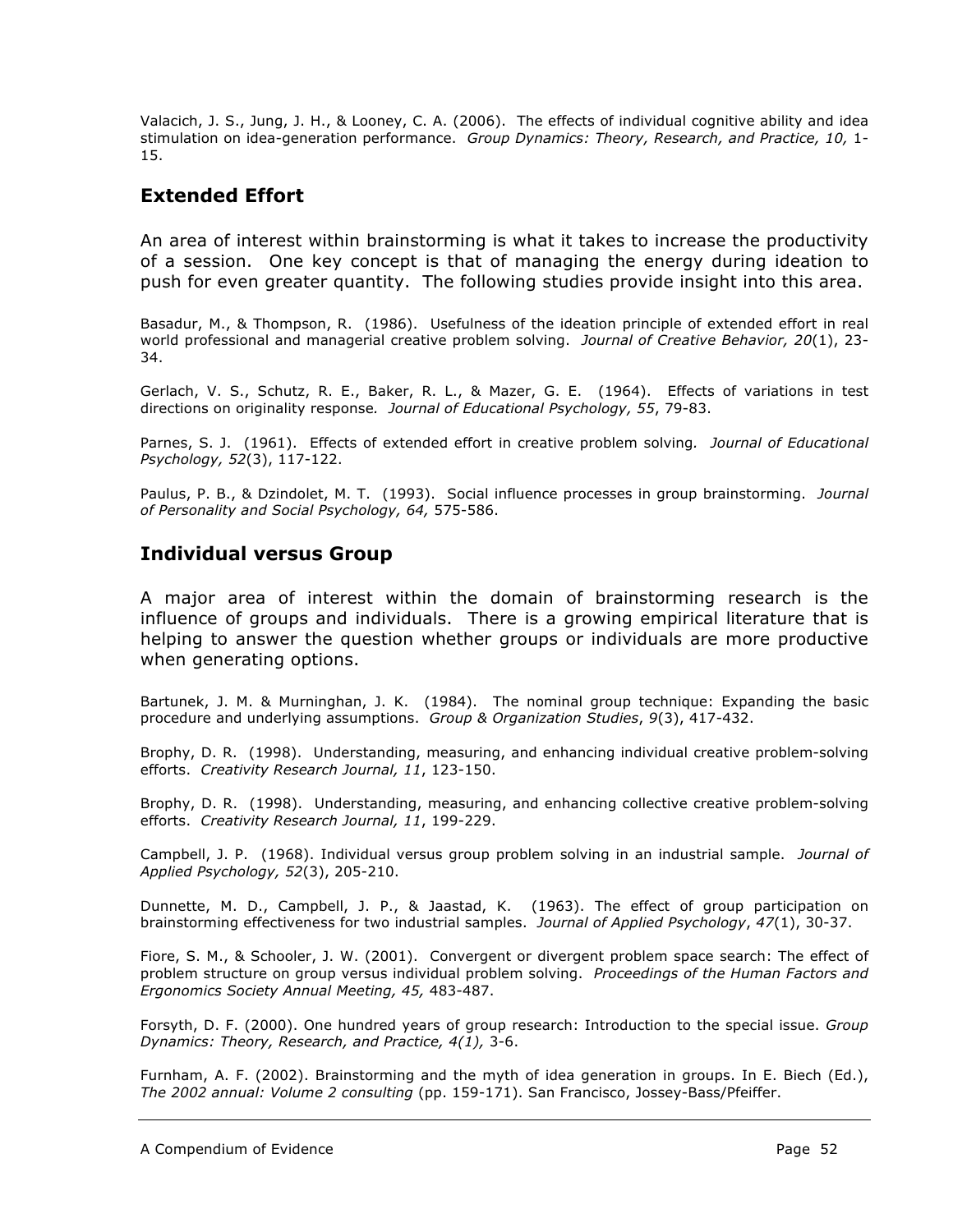Valacich, J. S., Jung, J. H., & Looney, C. A. (2006). The effects of individual cognitive ability and idea stimulation on idea-generation performance. *Group Dynamics: Theory, Research, and Practice, 10,* 1-15.

## Extended Effort

An area of interest within brainstorming is what it takes to increase the productivity of a session. One key concept is that of managing the energy during ideation to push for even greater quantity. The following studies provide insight into this area.

Basadur, M., & Thompson, R. (1986). Usefulness of the ideation principle of extended effort in real world professional and managerial creative problem solving. *Journal of Creative Behavior, 20*(1), 23-34.

Gerlach, V. S., Schutz, R. E., Baker, R. L., & Mazer, G. E. (1964). Effects of variations in test directions on originality response*. Journal of Educational Psychology, 55*, 79-83.

Parnes, S. J. (1961). Effects of extended effort in creative problem solving*. Journal of Educational Psychology, 52*(3), 117-122.

Paulus, P. B., & Dzindolet, M. T. (1993). Social influence processes in group brainstorming. *Journal of Personality and Social Psychology, 64,* 575-586.

## Individual versus Group

A major area of interest within the domain of brainstorming research is the influence of groups and individuals. There is a growing empirical literature that is helping to answer the question whether groups or individuals are more productive when generating options.

Bartunek, J. M. & Murninghan, J. K. (1984). The nominal group technique: Expanding the basic procedure and underlying assumptions. *Group & Organization Studies*, *9*(3), 417-432.

Brophy, D. R. (1998). Understanding, measuring, and enhancing individual creative problem-solving efforts. *Creativity Research Journal, 11*, 123-150.

Brophy, D. R. (1998). Understanding, measuring, and enhancing collective creative problem-solving efforts. *Creativity Research Journal, 11*, 199-229.

Campbell, J. P. (1968). Individual versus group problem solving in an industrial sample. *Journal of Applied Psychology, 52*(3), 205-210.

Dunnette, M. D., Campbell, J. P., & Jaastad, K. (1963). The effect of group participation on brainstorming effectiveness for two industrial samples. *Journal of Applied Psychology*, *47*(1), 30-37.

Fiore, S. M., & Schooler, J. W. (2001). Convergent or divergent problem space search: The effect of problem structure on group versus individual problem solving. *Proceedings of the Human Factors and Ergonomics Society Annual Meeting, 45,* 483-487.

Forsyth, D. F. (2000). One hundred years of group research: Introduction to the special issue. *Group Dynamics: Theory, Research, and Practice, 4(1),* 3-6.

Furnham, A. F. (2002). Brainstorming and the myth of idea generation in groups. In E. Biech (Ed.), *The 2002 annual: Volume 2 consulting* (pp. 159-171). San Francisco, Jossey-Bass/Pfeiffer.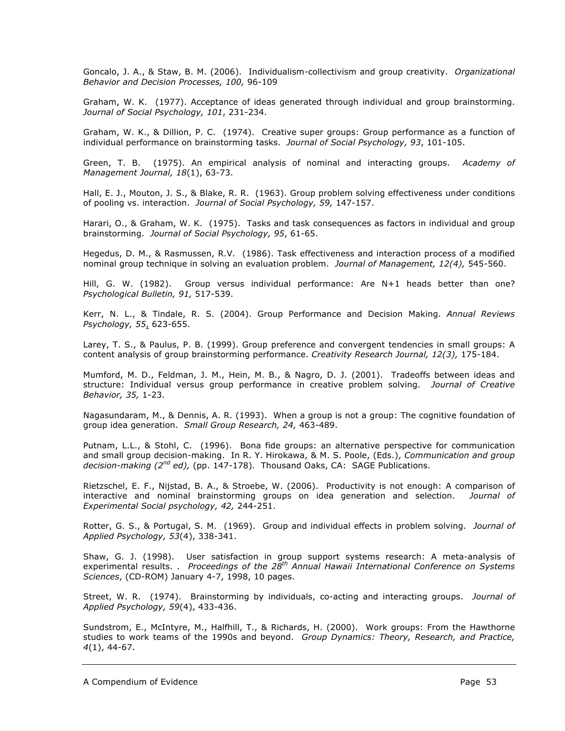Goncalo, J. A., & Staw, B. M. (2006). Individualism-collectivism and group creativity. *Organizational Behavior and Decision Processes, 100,* 96-109

Graham, W. K. (1977). Acceptance of ideas generated through individual and group brainstorming. *Journal of Social Psychology, 101*, 231-234.

Graham, W. K., & Dillion, P. C. (1974). Creative super groups: Group performance as a function of individual performance on brainstorming tasks. *Journal of Social Psychology, 93*, 101-105.

Green, T. B. (1975). An empirical analysis of nominal and interacting groups. *Academy of Management Journal, 18*(1), 63-73.

Hall, E. J., Mouton, J. S., & Blake, R. R. (1963). Group problem solving effectiveness under conditions of pooling vs. interaction. *Journal of Social Psychology, 59,* 147-157.

Harari, O., & Graham, W. K. (1975). Tasks and task consequences as factors in individual and group brainstorming. *Journal of Social Psychology, 95*, 61-65.

Hegedus, D. M., & Rasmussen, R.V. (1986). Task effectiveness and interaction process of a modified nominal group technique in solving an evaluation problem. *Journal of Management, 12(4),* 545-560.

Hill, G. W. (1982). Group versus individual performance: Are N+1 heads better than one? *Psychological Bulletin, 91,* 517-539.

Kerr, N. L., & Tindale, R. S. (2004). Group Performance and Decision Making. *Annual Reviews Psychology, 55,* 623-655.

Larey, T. S., & Paulus, P. B. (1999). Group preference and convergent tendencies in small groups: A content analysis of group brainstorming performance. *Creativity Research Journal, 12(3),* 175-184.

Mumford, M. D., Feldman, J. M., Hein, M. B., & Nagro, D. J. (2001). Tradeoffs between ideas and structure: Individual versus group performance in creative problem solving. *Journal of Creative Behavior, 35,* 1-23.

Nagasundaram, M., & Dennis, A. R. (1993). When a group is not a group: The cognitive foundation of group idea generation. *Small Group Research, 24,* 463-489.

Putnam, L.L., & Stohl, C. (1996). Bona fide groups: an alternative perspective for communication and small group decision-making. In R. Y. Hirokawa, & M. S. Poole, (Eds.), *Communication and group decision-making (2nd ed),* (pp. 147-178). Thousand Oaks, CA: SAGE Publications.

Rietzschel, E. F., Nijstad, B. A., & Stroebe, W. (2006). Productivity is not enough: A comparison of interactive and nominal brainstorming groups on idea generation and selection. *Journal of Experimental Social psychology, 42,* 244-251.

Rotter, G. S., & Portugal, S. M. (1969). Group and individual effects in problem solving. *Journal of Applied Psychology, 53*(4), 338-341.

Shaw, G. J. (1998). User satisfaction in group support systems research: A meta-analysis of experimental results. . *Proceedings of the 28th Annual Hawaii International Conference on Systems Sciences*, (CD-ROM) January 4-7, 1998, 10 pages.

Street, W. R. (1974). Brainstorming by individuals, co-acting and interacting groups. *Journal of Applied Psychology, 59*(4), 433-436.

Sundstrom, E., McIntyre, M., Halfhill, T., & Richards, H. (2000). Work groups: From the Hawthorne studies to work teams of the 1990s and beyond. *Group Dynamics: Theory, Research, and Practice, 4*(1), 44-67.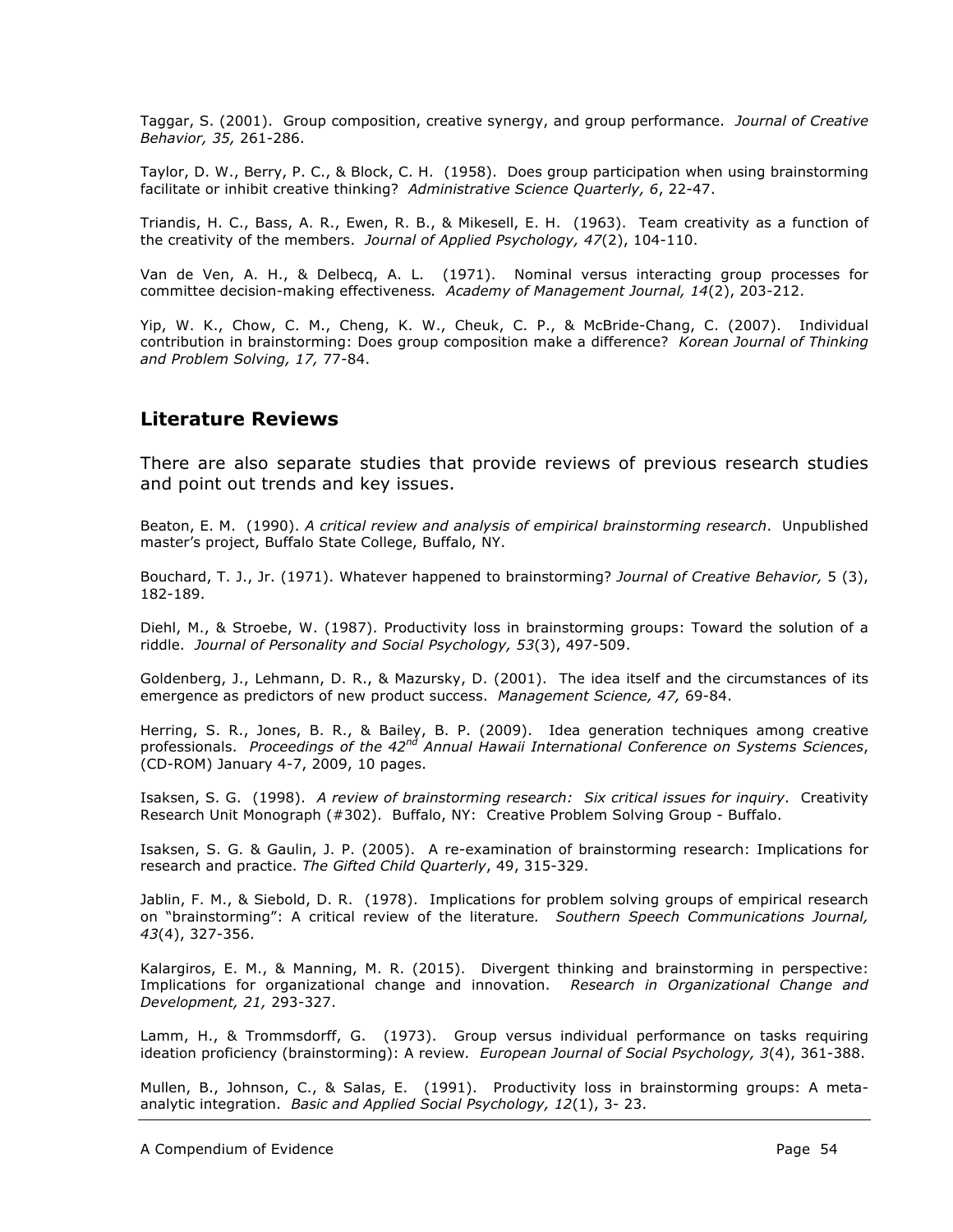Taggar, S. (2001). Group composition, creative synergy, and group performance. *Journal of Creative Behavior, 35,* 261-286.

Taylor, D. W., Berry, P. C., & Block, C. H. (1958). Does group participation when using brainstorming facilitate or inhibit creative thinking? *Administrative Science Quarterly, 6*, 22-47.

Triandis, H. C., Bass, A. R., Ewen, R. B., & Mikesell, E. H. (1963). Team creativity as a function of the creativity of the members. *Journal of Applied Psychology, 47*(2), 104-110.

Van de Ven, A. H., & Delbecq, A. L. (1971). Nominal versus interacting group processes for committee decision-making effectiveness*. Academy of Management Journal, 14*(2), 203-212.

Yip, W. K., Chow, C. M., Cheng, K. W., Cheuk, C. P., & McBride-Chang, C. (2007). Individual contribution in brainstorming: Does group composition make a difference? *Korean Journal of Thinking and Problem Solving, 17,* 77-84.

## Literature Reviews

There are also separate studies that provide reviews of previous research studies and point out trends and key issues.

Beaton, E. M. (1990). *A critical review and analysis of empirical brainstorming research*. Unpublished master's project, Buffalo State College, Buffalo, NY.

Bouchard, T. J., Jr. (1971). Whatever happened to brainstorming? *Journal of Creative Behavior,* 5 (3), 182-189.

Diehl, M., & Stroebe, W. (1987). Productivity loss in brainstorming groups: Toward the solution of a riddle. *Journal of Personality and Social Psychology, 53*(3), 497-509.

Goldenberg, J., Lehmann, D. R., & Mazursky, D. (2001). The idea itself and the circumstances of its emergence as predictors of new product success. *Management Science, 47,* 69-84.

Herring, S. R., Jones, B. R., & Bailey, B. P. (2009). Idea generation techniques among creative professionals. *Proceedings of the 42nd Annual Hawaii International Conference on Systems Sciences*, (CD-ROM) January 4-7, 2009, 10 pages.

Isaksen, S. G. (1998). *A review of brainstorming research: Six critical issues for inquiry*. Creativity Research Unit Monograph (#302). Buffalo, NY: Creative Problem Solving Group - Buffalo.

Isaksen, S. G. & Gaulin, J. P. (2005). A re-examination of brainstorming research: Implications for research and practice. *The Gifted Child Quarterly*, 49, 315-329.

Jablin, F. M., & Siebold, D. R. (1978). Implications for problem solving groups of empirical research on "brainstorming": A critical review of the literature*. Southern Speech Communications Journal, 43*(4), 327-356.

Kalargiros, E. M., & Manning, M. R. (2015). Divergent thinking and brainstorming in perspective: Implications for organizational change and innovation. *Research in Organizational Change and Development, 21,* 293-327.

Lamm, H., & Trommsdorff, G. (1973). Group versus individual performance on tasks requiring ideation proficiency (brainstorming): A review*. European Journal of Social Psychology, 3*(4), 361-388.

Mullen, B., Johnson, C., & Salas, E. (1991). Productivity loss in brainstorming groups: A meta-analytic integration. *Basic and Applied Social Psychology, 12*(1), 3- 23.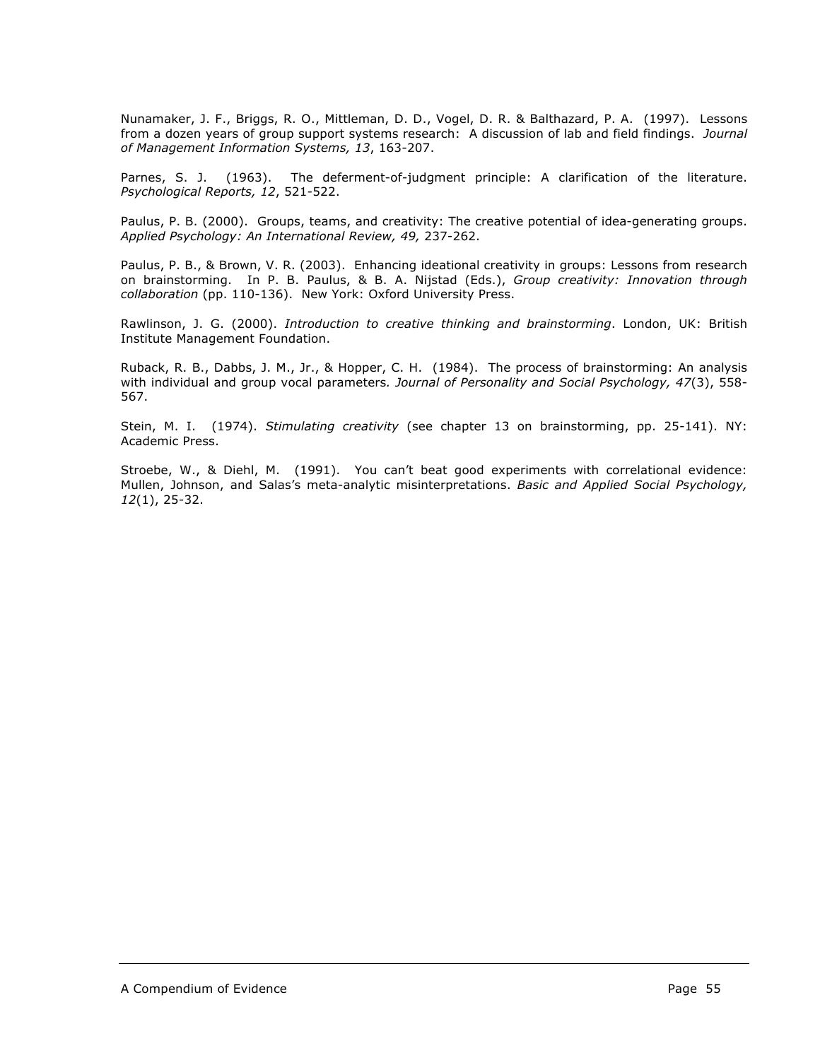Nunamaker, J. F., Briggs, R. O., Mittleman, D. D., Vogel, D. R. & Balthazard, P. A. (1997). Lessons from a dozen years of group support systems research: A discussion of lab and field findings. *Journal of Management Information Systems, 13*, 163-207.

Parnes, S. J. (1963). The deferment-of-judgment principle: A clarification of the literature. *Psychological Reports, 12*, 521-522.

Paulus, P. B. (2000). Groups, teams, and creativity: The creative potential of idea-generating groups. *Applied Psychology: An International Review, 49,* 237-262.

Paulus, P. B., & Brown, V. R. (2003). Enhancing ideational creativity in groups: Lessons from research on brainstorming. In P. B. Paulus, & B. A. Nijstad (Eds.), *Group creativity: Innovation through collaboration* (pp. 110-136). New York: Oxford University Press.

Rawlinson, J. G. (2000). *Introduction to creative thinking and brainstorming*. London, UK: British Institute Management Foundation.

Ruback, R. B., Dabbs, J. M., Jr., & Hopper, C. H. (1984). The process of brainstorming: An analysis with individual and group vocal parameters. *Journal of Personality and Social Psychology, 47*(3), 558-567.

Stein, M. I. (1974). *Stimulating creativity* (see chapter 13 on brainstorming, pp. 25-141). NY: Academic Press.

Stroebe, W., & Diehl, M. (1991). You can't beat good experiments with correlational evidence: Mullen, Johnson, and Salas's meta-analytic misinterpretations. *Basic and Applied Social Psychology, 12*(1), 25-32.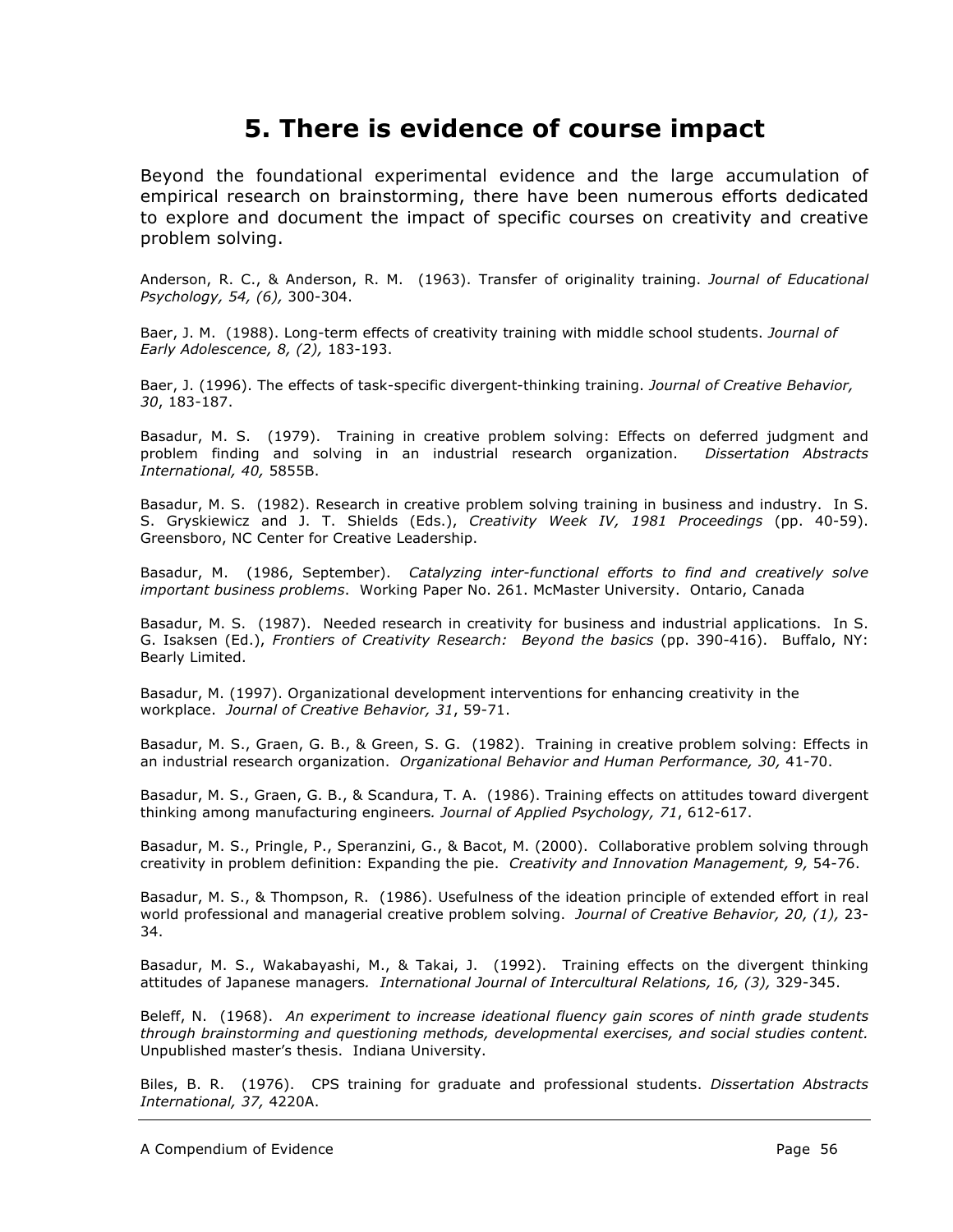# 5. There is evidence of course impact

Beyond the foundational experimental evidence and the large accumulation of empirical research on brainstorming, there have been numerous efforts dedicated to explore and document the impact of specific courses on creativity and creative problem solving.

Anderson, R. C., & Anderson, R. M. (1963). Transfer of originality training. *Journal of Educational Psychology, 54, (6),* 300-304.

Baer, J. M. (1988). Long-term effects of creativity training with middle school students. *Journal of Early Adolescence, 8, (2),* 183-193.

Baer, J. (1996). The effects of task-specific divergent-thinking training. *Journal of Creative Behavior, 30*, 183-187.

Basadur, M. S. (1979). Training in creative problem solving: Effects on deferred judgment and problem finding and solving in an industrial research organization. *Dissertation Abstracts International, 40,* 5855B.

Basadur, M. S. (1982). Research in creative problem solving training in business and industry. In S. S. Gryskiewicz and J. T. Shields (Eds.), *Creativity Week IV, 1981 Proceedings* (pp. 40-59). Greensboro, NC Center for Creative Leadership.

Basadur, M. (1986, September). *Catalyzing inter-functional efforts to find and creatively solve important business problems*. Working Paper No. 261. McMaster University. Ontario, Canada

Basadur, M. S. (1987). Needed research in creativity for business and industrial applications. In S. G. Isaksen (Ed.), *Frontiers of Creativity Research: Beyond the basics* (pp. 390-416). Buffalo, NY: Bearly Limited.

Basadur, M. (1997). Organizational development interventions for enhancing creativity in the workplace. *Journal of Creative Behavior, 31*, 59-71.

Basadur, M. S., Graen, G. B., & Green, S. G. (1982). Training in creative problem solving: Effects in an industrial research organization. *Organizational Behavior and Human Performance, 30,* 41-70.

Basadur, M. S., Graen, G. B., & Scandura, T. A. (1986). Training effects on attitudes toward divergent thinking among manufacturing engineers*. Journal of Applied Psychology, 71*, 612-617.

Basadur, M. S., Pringle, P., Speranzini, G., & Bacot, M. (2000). Collaborative problem solving through creativity in problem definition: Expanding the pie. *Creativity and Innovation Management, 9,* 54-76.

Basadur, M. S., & Thompson, R. (1986). Usefulness of the ideation principle of extended effort in real world professional and managerial creative problem solving. *Journal of Creative Behavior, 20, (1),* 23-34.

Basadur, M. S., Wakabayashi, M., & Takai, J. (1992). Training effects on the divergent thinking attitudes of Japanese managers*. International Journal of Intercultural Relations, 16, (3),* 329-345.

Beleff, N. (1968). *An experiment to increase ideational fluency gain scores of ninth grade students through brainstorming and questioning methods, developmental exercises, and social studies content.* Unpublished master's thesis. Indiana University.

Biles, B. R. (1976). CPS training for graduate and professional students. *Dissertation Abstracts International, 37,* 4220A.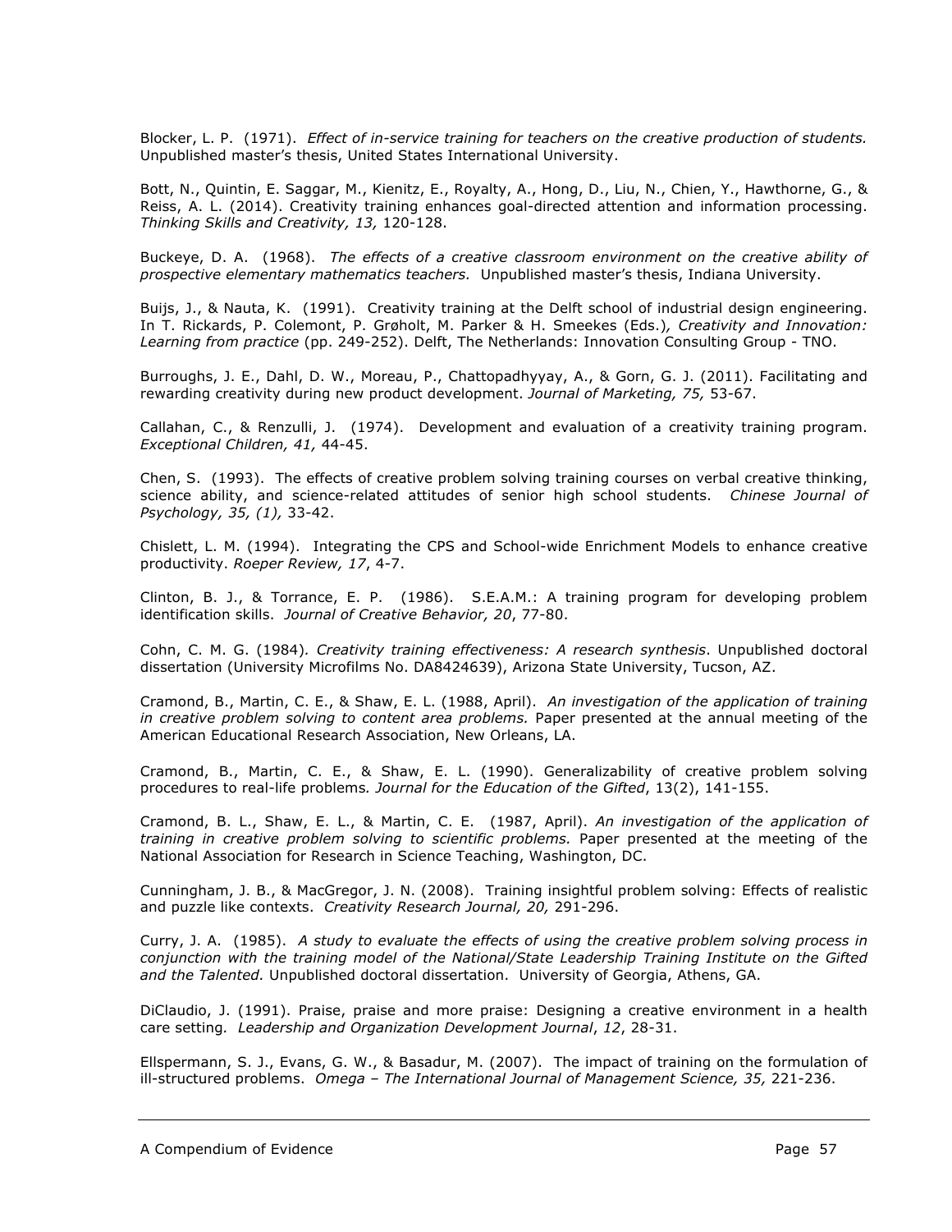Blocker, L. P. (1971). *Effect of in-service training for teachers on the creative production of students.* Unpublished master's thesis, United States International University.

Bott, N., Quintin, E. Saggar, M., Kienitz, E., Royalty, A., Hong, D., Liu, N., Chien, Y., Hawthorne, G., & Reiss, A. L. (2014). Creativity training enhances goal-directed attention and information processing. *Thinking Skills and Creativity, 13,* 120-128.

Buckeye, D. A. (1968). *The effects of a creative classroom environment on the creative ability of prospective elementary mathematics teachers.* Unpublished master's thesis, Indiana University.

Buijs, J., & Nauta, K. (1991). Creativity training at the Delft school of industrial design engineering. In T. Rickards, P. Colemont, P. Grøholt, M. Parker & H. Smeekes (Eds.), *Creativity and Innovation: Learning from practice* (pp. 249-252). Delft, The Netherlands: Innovation Consulting Group - TNO.

Burroughs, J. E., Dahl, D. W., Moreau, P., Chattopadhyyay, A., & Gorn, G. J. (2011). Facilitating and rewarding creativity during new product development. *Journal of Marketing, 75,* 53-67.

Callahan, C., & Renzulli, J. (1974). Development and evaluation of a creativity training program. *Exceptional Children, 41,* 44-45.

Chen, S. (1993). The effects of creative problem solving training courses on verbal creative thinking, science ability, and science-related attitudes of senior high school students. *Chinese Journal of Psychology, 35, (1),* 33-42.

Chislett, L. M. (1994). Integrating the CPS and School-wide Enrichment Models to enhance creative productivity. *Roeper Review, 17*, 4-7.

Clinton, B. J., & Torrance, E. P. (1986). S.E.A.M.: A training program for developing problem identification skills. *Journal of Creative Behavior, 20*, 77-80.

Cohn, C. M. G. (1984). *Creativity training effectiveness: A research synthesis*. Unpublished doctoral dissertation (University Microfilms No. DA8424639), Arizona State University, Tucson, AZ.

Cramond, B., Martin, C. E., & Shaw, E. L. (1988, April). *An investigation of the application of training in creative problem solving to content area problems.* Paper presented at the annual meeting of the American Educational Research Association, New Orleans, LA.

Cramond, B., Martin, C. E., & Shaw, E. L. (1990). Generalizability of creative problem solving procedures to real-life problems*. Journal for the Education of the Gifted*, 13(2), 141-155.

Cramond, B. L., Shaw, E. L., & Martin, C. E. (1987, April). *An investigation of the application of training in creative problem solving to scientific problems.* Paper presented at the meeting of the National Association for Research in Science Teaching, Washington, DC.

Cunningham, J. B., & MacGregor, J. N. (2008). Training insightful problem solving: Effects of realistic and puzzle like contexts. *Creativity Research Journal, 20,* 291-296.

Curry, J. A. (1985). *A study to evaluate the effects of using the creative problem solving process in conjunction with the training model of the National/State Leadership Training Institute on the Gifted and the Talented.* Unpublished doctoral dissertation. University of Georgia, Athens, GA.

DiClaudio, J. (1991). Praise, praise and more praise: Designing a creative environment in a health care setting*. Leadership and Organization Development Journal*, *12*, 28-31.

Ellspermann, S. J., Evans, G. W., & Basadur, M. (2007). The impact of training on the formulation of ill-structured problems. *Omega – The International Journal of Management Science, 35,* 221-236.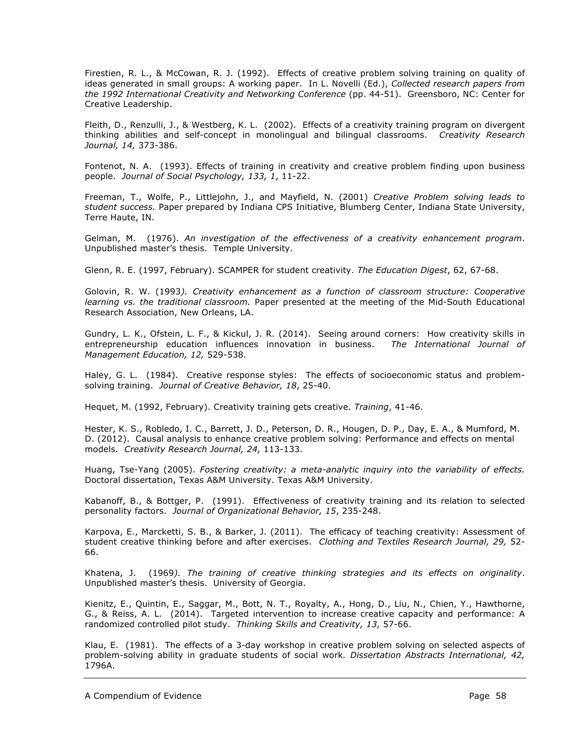Firestien, R. L., & McCowan, R. J. (1992). Effects of creative problem solving training on quality of ideas generated in small groups: A working paper. In L. Novelli (Ed.), *Collected research papers from the 1992 International Creativity and Networking Conference* (pp. 44-51). Greensboro, NC: Center for Creative Leadership.

Fleith, D., Renzulli, J., & Westberg, K. L. (2002). Effects of a creativity training program on divergent thinking abilities and self-concept in monolingual and bilingual classrooms. *Creativity Research Journal, 14,* 373-386.

Fontenot, N. A. (1993). Effects of training in creativity and creative problem finding upon business people. *Journal of Social Psychology, 133, 1*, 11-22.

Freeman, T., Wolfe, P., Littlejohn, J., and Mayfield, N. (2001) *Creative Problem solving leads to student success.* Paper prepared by Indiana CPS Initiative, Blumberg Center, Indiana State University, Terre Haute, IN.

Gelman, M. (1976). *An investigation of the effectiveness of a creativity enhancement program*. Unpublished master's thesis. Temple University.

Glenn, R. E. (1997, February). SCAMPER for student creativity. *The Education Digest*, 62, 67-68.

Golovin, R. W. (1993*). Creativity enhancement as a function of classroom structure: Cooperative learning vs. the traditional classroom.* Paper presented at the meeting of the Mid-South Educational Research Association, New Orleans, LA.

Gundry, L. K., Ofstein, L. F., & Kickul, J. R. (2014). Seeing around corners: How creativity skills in entrepreneurship education influences innovation in business. *The International Journal of Management Education, 12,* 529-538.

Haley, G. L. (1984). Creative response styles: The effects of socioeconomic status and problem-solving training. *Journal of Creative Behavior, 18*, 25-40.

Hequet, M. (1992, February). Creativity training gets creative. *Training*, 41-46.

Hester, K. S., Robledo, I. C., Barrett, J. D., Peterson, D. R., Hougen, D. P., Day, E. A., & Mumford, M. D. (2012). Causal analysis to enhance creative problem solving: Performance and effects on mental models. *Creativity Research Journal, 24,* 113-133.

Huang, Tse-Yang (2005). *Fostering creativity: a meta-analytic inquiry into the variability of effects.* Doctoral dissertation, Texas A&M University. Texas A&M University.

Kabanoff, B., & Bottger, P. (1991). Effectiveness of creativity training and its relation to selected personality factors. *Journal of Organizational Behavior, 15*, 235-248.

Karpova, E., Marcketti, S. B., & Barker, J. (2011). The efficacy of teaching creativity: Assessment of student creative thinking before and after exercises. *Clothing and Textiles Research Journal, 29,* 52-66.

Khatena, J. (1969*). The training of creative thinking strategies and its effects on originality*. Unpublished master's thesis. University of Georgia.

Kienitz, E., Quintin, E., Saggar, M., Bott, N. T., Royalty, A., Hong, D., Liu, N., Chien, Y., Hawthorne, G., & Reiss, A. L. (2014). Targeted intervention to increase creative capacity and performance: A randomized controlled pilot study. *Thinking Skills and Creativity, 13,* 57-66.

Klau, E. (1981). The effects of a 3-day workshop in creative problem solving on selected aspects of problem-solving ability in graduate students of social work*. Dissertation Abstracts International, 42,* 1796A.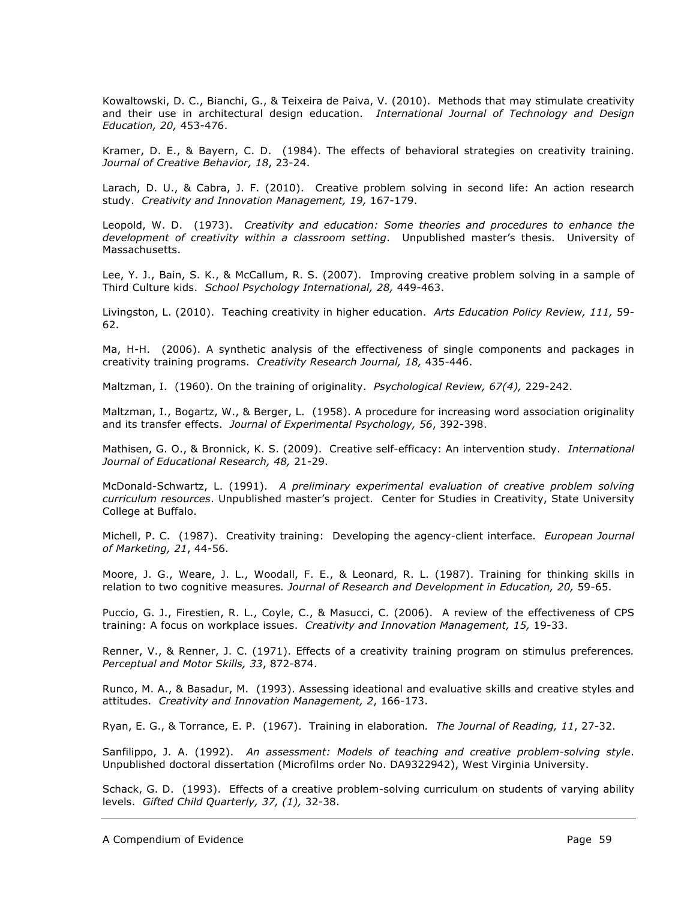Kowaltowski, D. C., Bianchi, G., & Teixeira de Paiva, V. (2010). Methods that may stimulate creativity and their use in architectural design education. *International Journal of Technology and Design Education, 20,* 453-476.

Kramer, D. E., & Bayern, C. D. (1984). The effects of behavioral strategies on creativity training. *Journal of Creative Behavior, 18*, 23-24.

Larach, D. U., & Cabra, J. F. (2010). Creative problem solving in second life: An action research study. *Creativity and Innovation Management, 19,* 167-179.

Leopold, W. D. (1973). *Creativity and education: Some theories and procedures to enhance the development of creativity within a classroom setting*. Unpublished master's thesis. University of Massachusetts.

Lee, Y. J., Bain, S. K., & McCallum, R. S. (2007). Improving creative problem solving in a sample of Third Culture kids. *School Psychology International, 28,* 449-463.

Livingston, L. (2010). Teaching creativity in higher education. *Arts Education Policy Review, 111,* 59-62.

Ma, H-H. (2006). A synthetic analysis of the effectiveness of single components and packages in creativity training programs. *Creativity Research Journal, 18,* 435-446.

Maltzman, I. (1960). On the training of originality. *Psychological Review, 67(4),* 229-242.

Maltzman, I., Bogartz, W., & Berger, L. (1958). A procedure for increasing word association originality and its transfer effects. *Journal of Experimental Psychology, 56*, 392-398.

Mathisen, G. O., & Bronnick, K. S. (2009). Creative self-efficacy: An intervention study. *International Journal of Educational Research, 48,* 21-29.

McDonald-Schwartz, L. (1991). *A preliminary experimental evaluation of creative problem solving curriculum resources*. Unpublished master's project. Center for Studies in Creativity, State University College at Buffalo.

Michell, P. C. (1987). Creativity training: Developing the agency-client interface. *European Journal of Marketing, 21*, 44-56.

Moore, J. G., Weare, J. L., Woodall, F. E., & Leonard, R. L. (1987). Training for thinking skills in relation to two cognitive measures*. Journal of Research and Development in Education, 20,* 59-65.

Puccio, G. J., Firestien, R. L., Coyle, C., & Masucci, C. (2006). A review of the effectiveness of CPS training: A focus on workplace issues. *Creativity and Innovation Management, 15,* 19-33.

Renner, V., & Renner, J. C. (1971). Effects of a creativity training program on stimulus preferences*. Perceptual and Motor Skills, 33*, 872-874.

Runco, M. A., & Basadur, M. (1993). Assessing ideational and evaluative skills and creative styles and attitudes. *Creativity and Innovation Management, 2*, 166-173.

Ryan, E. G., & Torrance, E. P. (1967). Training in elaboration*. The Journal of Reading, 11*, 27-32.

Sanfilippo, J. A. (1992). *An assessment: Models of teaching and creative problem-solving style*. Unpublished doctoral dissertation (Microfilms order No. DA9322942), West Virginia University.

Schack, G. D. (1993). Effects of a creative problem-solving curriculum on students of varying ability levels. *Gifted Child Quarterly, 37, (1),* 32-38.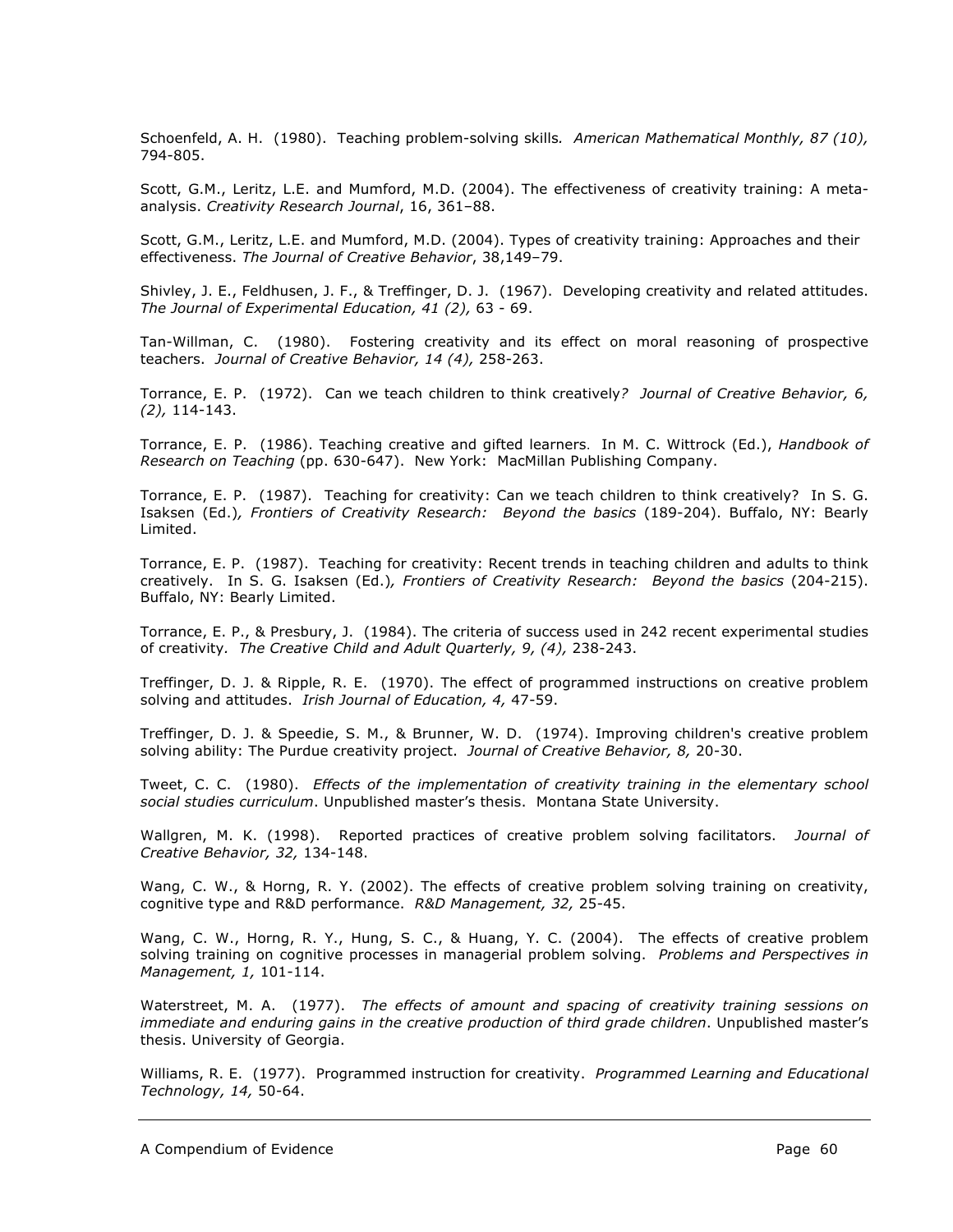Schoenfeld, A. H. (1980). Teaching problem-solving skills. *American Mathematical Monthly, 87 (10),* 794-805.

Scott, G.M., Leritz, L.E. and Mumford, M.D. (2004). The effectiveness of creativity training: A meta-analysis. *Creativity Research Journal*, 16, 361–88.

Scott, G.M., Leritz, L.E. and Mumford, M.D. (2004). Types of creativity training: Approaches and their effectiveness. *The Journal of Creative Behavior*, 38,149–79.

Shivley, J. E., Feldhusen, J. F., & Treffinger, D. J. (1967). Developing creativity and related attitudes. *The Journal of Experimental Education, 41 (2),* 63 - 69.

Tan-Willman, C. (1980). Fostering creativity and its effect on moral reasoning of prospective teachers. *Journal of Creative Behavior, 14 (4),* 258-263.

Torrance, E. P. (1972). Can we teach children to think creatively*? Journal of Creative Behavior, 6, (2),* 114-143.

Torrance, E. P. (1986). Teaching creative and gifted learners. In M. C. Wittrock (Ed.), *Handbook of Research on Teaching* (pp. 630-647). New York: MacMillan Publishing Company.

Torrance, E. P. (1987). Teaching for creativity: Can we teach children to think creatively? In S. G. Isaksen (Ed.)*, Frontiers of Creativity Research: Beyond the basics* (189-204). Buffalo, NY: Bearly Limited.

Torrance, E. P. (1987). Teaching for creativity: Recent trends in teaching children and adults to think creatively. In S. G. Isaksen (Ed.)*, Frontiers of Creativity Research: Beyond the basics* (204-215). Buffalo, NY: Bearly Limited.

Torrance, E. P., & Presbury, J. (1984). The criteria of success used in 242 recent experimental studies of creativity*. The Creative Child and Adult Quarterly, 9, (4),* 238-243.

Treffinger, D. J. & Ripple, R. E. (1970). The effect of programmed instructions on creative problem solving and attitudes. *Irish Journal of Education, 4,* 47-59.

Treffinger, D. J. & Speedie, S. M., & Brunner, W. D. (1974). Improving children's creative problem solving ability: The Purdue creativity project. *Journal of Creative Behavior, 8,* 20-30.

Tweet, C. C. (1980). *Effects of the implementation of creativity training in the elementary school social studies curriculum*. Unpublished master's thesis. Montana State University.

Wallgren, M. K. (1998). Reported practices of creative problem solving facilitators. *Journal of Creative Behavior, 32,* 134-148.

Wang, C. W., & Horng, R. Y. (2002). The effects of creative problem solving training on creativity, cognitive type and R&D performance. *R&D Management, 32,* 25-45.

Wang, C. W., Horng, R. Y., Hung, S. C., & Huang, Y. C. (2004). The effects of creative problem solving training on cognitive processes in managerial problem solving. *Problems and Perspectives in Management, 1,* 101-114.

Waterstreet, M. A. (1977). *The effects of amount and spacing of creativity training sessions on immediate and enduring gains in the creative production of third grade children*. Unpublished master's thesis. University of Georgia.

Williams, R. E. (1977). Programmed instruction for creativity. *Programmed Learning and Educational Technology, 14,* 50-64.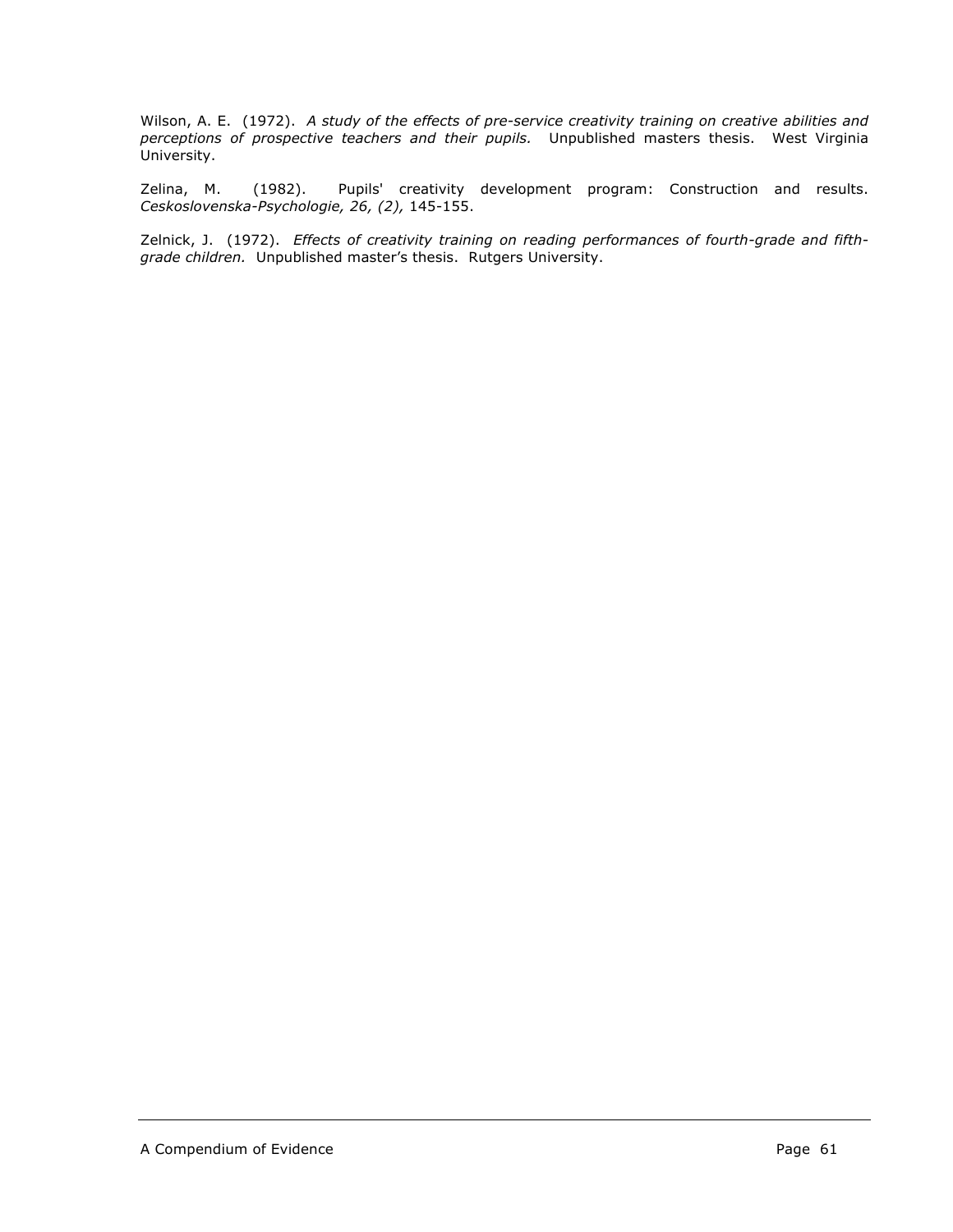Wilson, A. E. (1972). *A study of the effects of pre-service creativity training on creative abilities and perceptions of prospective teachers and their pupils.* Unpublished masters thesis. West Virginia University.

Zelina, M. (1982). Pupils' creativity development program: Construction and results. *Ceskoslovenska-Psychologie, 26, (2),* 145-155.

Zelnick, J. (1972). *Effects of creativity training on reading performances of fourth-grade and fifth-grade children.* Unpublished master's thesis. Rutgers University.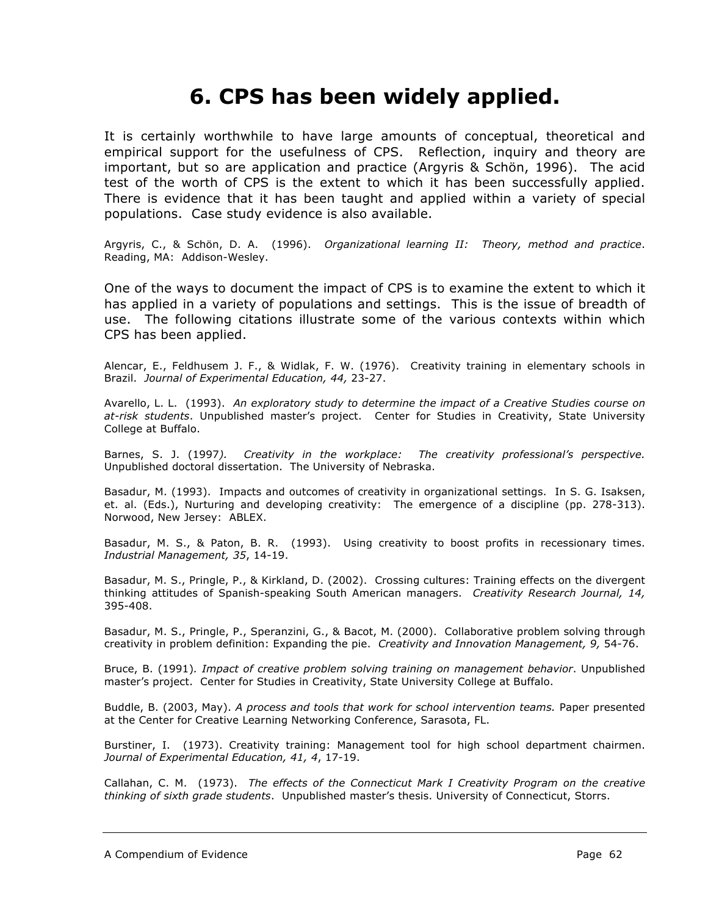# 6. CPS has been widely applied.

It is certainly worthwhile to have large amounts of conceptual, theoretical and empirical support for the usefulness of CPS. Reflection, inquiry and theory are important, but so are application and practice (Argyris & Schön, 1996). The acid test of the worth of CPS is the extent to which it has been successfully applied. There is evidence that it has been taught and applied within a variety of special populations. Case study evidence is also available.

Argyris, C., & Schön, D. A. (1996). *Organizational learning II: Theory, method and practice*. Reading, MA: Addison-Wesley.

One of the ways to document the impact of CPS is to examine the extent to which it has applied in a variety of populations and settings. This is the issue of breadth of use. The following citations illustrate some of the various contexts within which CPS has been applied.

Alencar, E., Feldhusem J. F., & Widlak, F. W. (1976). Creativity training in elementary schools in Brazil. *Journal of Experimental Education, 44,* 23-27.

Avarello, L. L. (1993). *An exploratory study to determine the impact of a Creative Studies course on at-risk students*. Unpublished master's project. Center for Studies in Creativity, State University College at Buffalo.

Barnes, S. J. (1997*). Creativity in the workplace: The creativity professional's perspective.* Unpublished doctoral dissertation. The University of Nebraska.

Basadur, M. (1993). Impacts and outcomes of creativity in organizational settings. In S. G. Isaksen, et. al. (Eds.), Nurturing and developing creativity: The emergence of a discipline (pp. 278-313). Norwood, New Jersey: ABLEX.

Basadur, M. S., & Paton, B. R. (1993). Using creativity to boost profits in recessionary times. *Industrial Management, 35*, 14-19.

Basadur, M. S., Pringle, P., & Kirkland, D. (2002). Crossing cultures: Training effects on the divergent thinking attitudes of Spanish-speaking South American managers. *Creativity Research Journal, 14,* 395-408.

Basadur, M. S., Pringle, P., Speranzini, G., & Bacot, M. (2000). Collaborative problem solving through creativity in problem definition: Expanding the pie. *Creativity and Innovation Management, 9,* 54-76.

Bruce, B. (1991). *Impact of creative problem solving training on management behavior*. Unpublished master's project. Center for Studies in Creativity, State University College at Buffalo.

Buddle, B. (2003, May). *A process and tools that work for school intervention teams.* Paper presented at the Center for Creative Learning Networking Conference, Sarasota, FL.

Burstiner, I. (1973). Creativity training: Management tool for high school department chairmen. *Journal of Experimental Education, 41, 4*, 17-19.

Callahan, C. M. (1973). *The effects of the Connecticut Mark I Creativity Program on the creative thinking of sixth grade students*. Unpublished master's thesis. University of Connecticut, Storrs.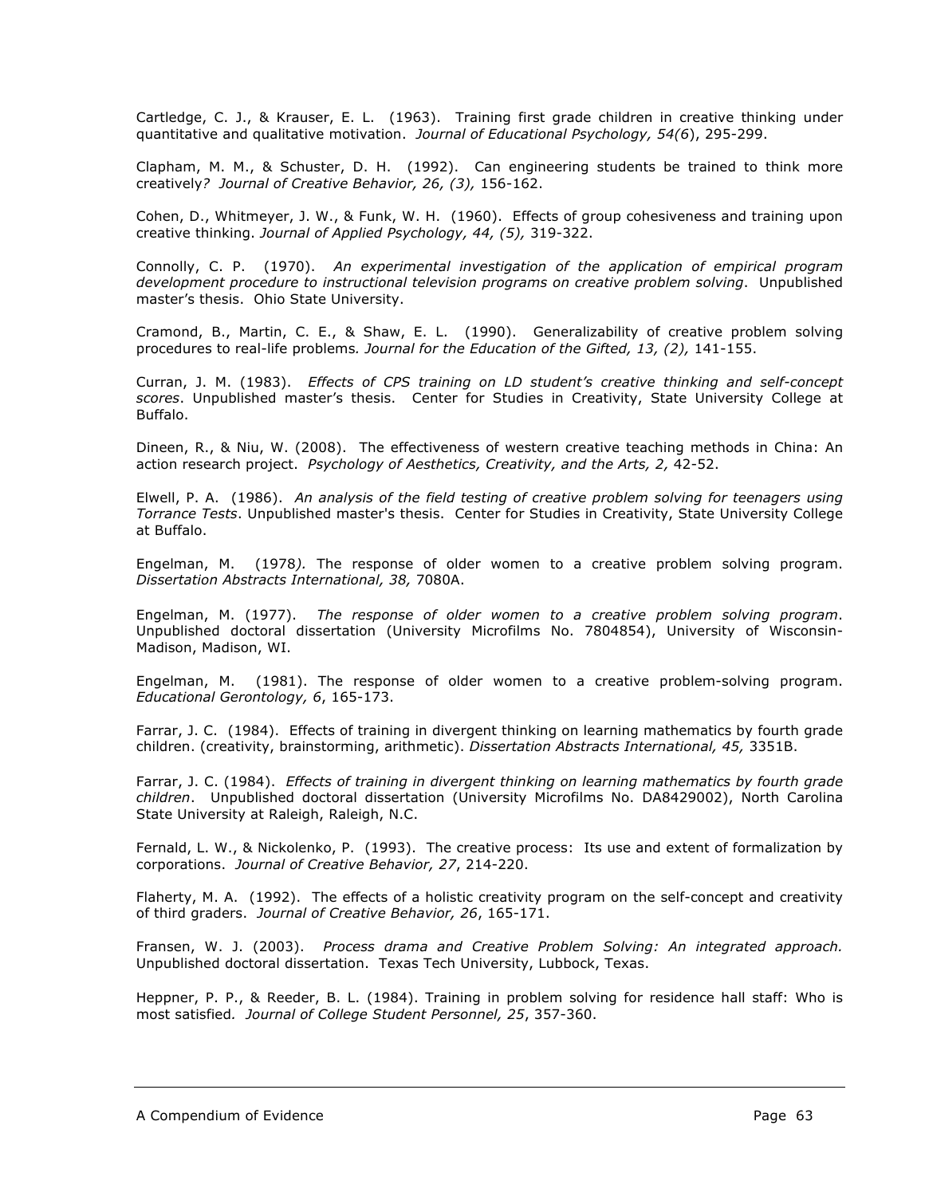Cartledge, C. J., & Krauser, E. L. (1963). Training first grade children in creative thinking under quantitative and qualitative motivation. *Journal of Educational Psychology, 54(6*), 295-299.

Clapham, M. M., & Schuster, D. H. (1992). Can engineering students be trained to think more creatively*? Journal of Creative Behavior, 26, (3),* 156-162.

Cohen, D., Whitmeyer, J. W., & Funk, W. H. (1960). Effects of group cohesiveness and training upon creative thinking. *Journal of Applied Psychology, 44, (5),* 319-322.

Connolly, C. P. (1970). *An experimental investigation of the application of empirical program development procedure to instructional television programs on creative problem solving*. Unpublished master's thesis. Ohio State University.

Cramond, B., Martin, C. E., & Shaw, E. L. (1990). Generalizability of creative problem solving procedures to real-life problems*. Journal for the Education of the Gifted, 13, (2),* 141-155.

Curran, J. M. (1983). *Effects of CPS training on LD student's creative thinking and self-concept scores*. Unpublished master's thesis. Center for Studies in Creativity, State University College at Buffalo.

Dineen, R., & Niu, W. (2008). The effectiveness of western creative teaching methods in China: An action research project. *Psychology of Aesthetics, Creativity, and the Arts, 2,* 42-52.

Elwell, P. A. (1986). *An analysis of the field testing of creative problem solving for teenagers using Torrance Tests*. Unpublished master's thesis. Center for Studies in Creativity, State University College at Buffalo.

Engelman, M. (1978*).* The response of older women to a creative problem solving program. *Dissertation Abstracts International, 38,* 7080A.

Engelman, M. (1977). *The response of older women to a creative problem solving program*. Unpublished doctoral dissertation (University Microfilms No. 7804854), University of Wisconsin-Madison, Madison, WI.

Engelman, M. (1981). The response of older women to a creative problem-solving program. *Educational Gerontology, 6*, 165-173.

Farrar, J. C. (1984). Effects of training in divergent thinking on learning mathematics by fourth grade children. (creativity, brainstorming, arithmetic). *Dissertation Abstracts International, 45,* 3351B.

Farrar, J. C. (1984). *Effects of training in divergent thinking on learning mathematics by fourth grade children*. Unpublished doctoral dissertation (University Microfilms No. DA8429002), North Carolina State University at Raleigh, Raleigh, N.C.

Fernald, L. W., & Nickolenko, P. (1993). The creative process: Its use and extent of formalization by corporations. *Journal of Creative Behavior, 27*, 214-220.

Flaherty, M. A. (1992). The effects of a holistic creativity program on the self-concept and creativity of third graders. *Journal of Creative Behavior, 26*, 165-171.

Fransen, W. J. (2003). *Process drama and Creative Problem Solving: An integrated approach.* Unpublished doctoral dissertation. Texas Tech University, Lubbock, Texas.

Heppner, P. P., & Reeder, B. L. (1984). Training in problem solving for residence hall staff: Who is most satisfied*. Journal of College Student Personnel, 25*, 357-360.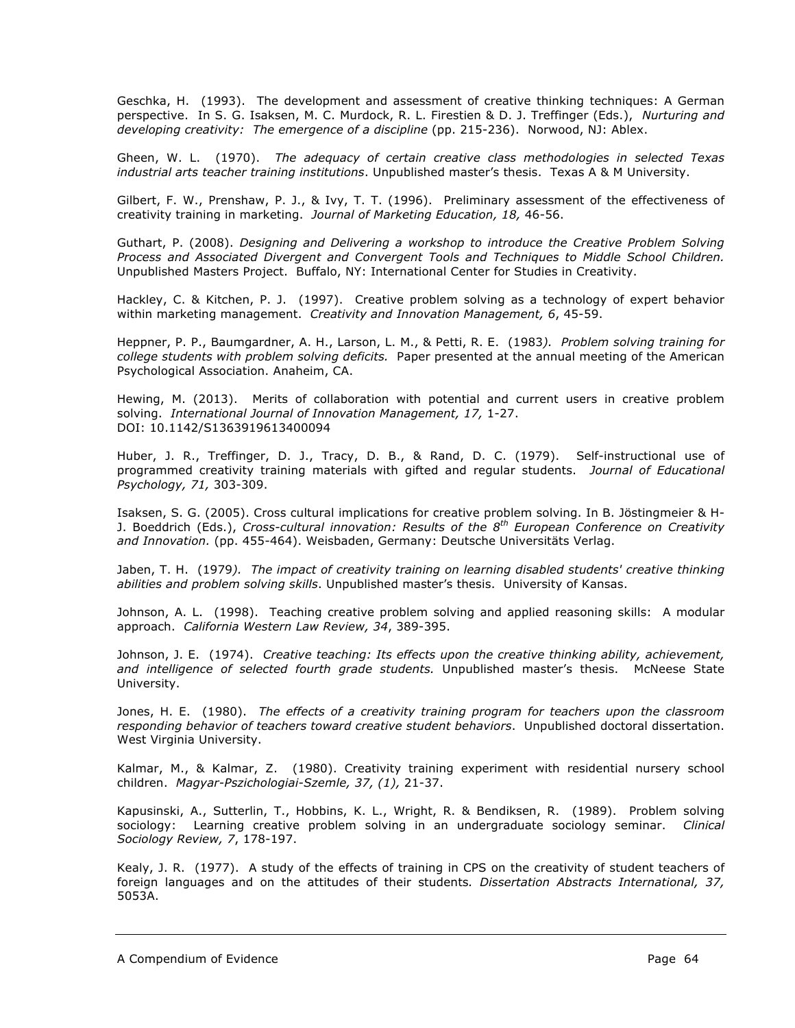Geschka, H. (1993). The development and assessment of creative thinking techniques: A German perspective. In S. G. Isaksen, M. C. Murdock, R. L. Firestien & D. J. Treffinger (Eds.), *Nurturing and developing creativity: The emergence of a discipline* (pp. 215-236). Norwood, NJ: Ablex.

Gheen, W. L. (1970). *The adequacy of certain creative class methodologies in selected Texas industrial arts teacher training institutions*. Unpublished master's thesis. Texas A & M University.

Gilbert, F. W., Prenshaw, P. J., & Ivy, T. T. (1996). Preliminary assessment of the effectiveness of creativity training in marketing. *Journal of Marketing Education, 18,* 46-56.

Guthart, P. (2008). *Designing and Delivering a workshop to introduce the Creative Problem Solving Process and Associated Divergent and Convergent Tools and Techniques to Middle School Children.* Unpublished Masters Project. Buffalo, NY: International Center for Studies in Creativity.

Hackley, C. & Kitchen, P. J. (1997). Creative problem solving as a technology of expert behavior within marketing management. *Creativity and Innovation Management, 6*, 45-59.

Heppner, P. P., Baumgardner, A. H., Larson, L. M., & Petti, R. E. (1983*). Problem solving training for college students with problem solving deficits.* Paper presented at the annual meeting of the American Psychological Association. Anaheim, CA.

Hewing, M. (2013). Merits of collaboration with potential and current users in creative problem solving. *International Journal of Innovation Management, 17,* 1-27.
DOI: 10.1142/S1363919613400094

Huber, J. R., Treffinger, D. J., Tracy, D. B., & Rand, D. C. (1979). Self-instructional use of programmed creativity training materials with gifted and regular students. *Journal of Educational Psychology, 71,* 303-309.

Isaksen, S. G. (2005). Cross cultural implications for creative problem solving. In B. Jöstingmeier & H-J. Boeddrich (Eds.), *Cross-cultural innovation: Results of the 8th European Conference on Creativity and Innovation.* (pp. 455-464). Weisbaden, Germany: Deutsche Universitäts Verlag.

Jaben, T. H. (1979*). The impact of creativity training on learning disabled students' creative thinking abilities and problem solving skills*. Unpublished master's thesis. University of Kansas.

Johnson, A. L. (1998). Teaching creative problem solving and applied reasoning skills: A modular approach. *California Western Law Review, 34*, 389-395.

Johnson, J. E. (1974). *Creative teaching: Its effects upon the creative thinking ability, achievement, and intelligence of selected fourth grade students.* Unpublished master's thesis. McNeese State University.

Jones, H. E. (1980). *The effects of a creativity training program for teachers upon the classroom responding behavior of teachers toward creative student behaviors*. Unpublished doctoral dissertation. West Virginia University.

Kalmar, M., & Kalmar, Z. (1980). Creativity training experiment with residential nursery school children. *Magyar-Pszichologiai-Szemle, 37, (1),* 21-37.

Kapusinski, A., Sutterlin, T., Hobbins, K. L., Wright, R. & Bendiksen, R. (1989). Problem solving sociology: Learning creative problem solving in an undergraduate sociology seminar. *Clinical Sociology Review, 7*, 178-197.

Kealy, J. R. (1977). A study of the effects of training in CPS on the creativity of student teachers of foreign languages and on the attitudes of their students*. Dissertation Abstracts International, 37,* 5053A.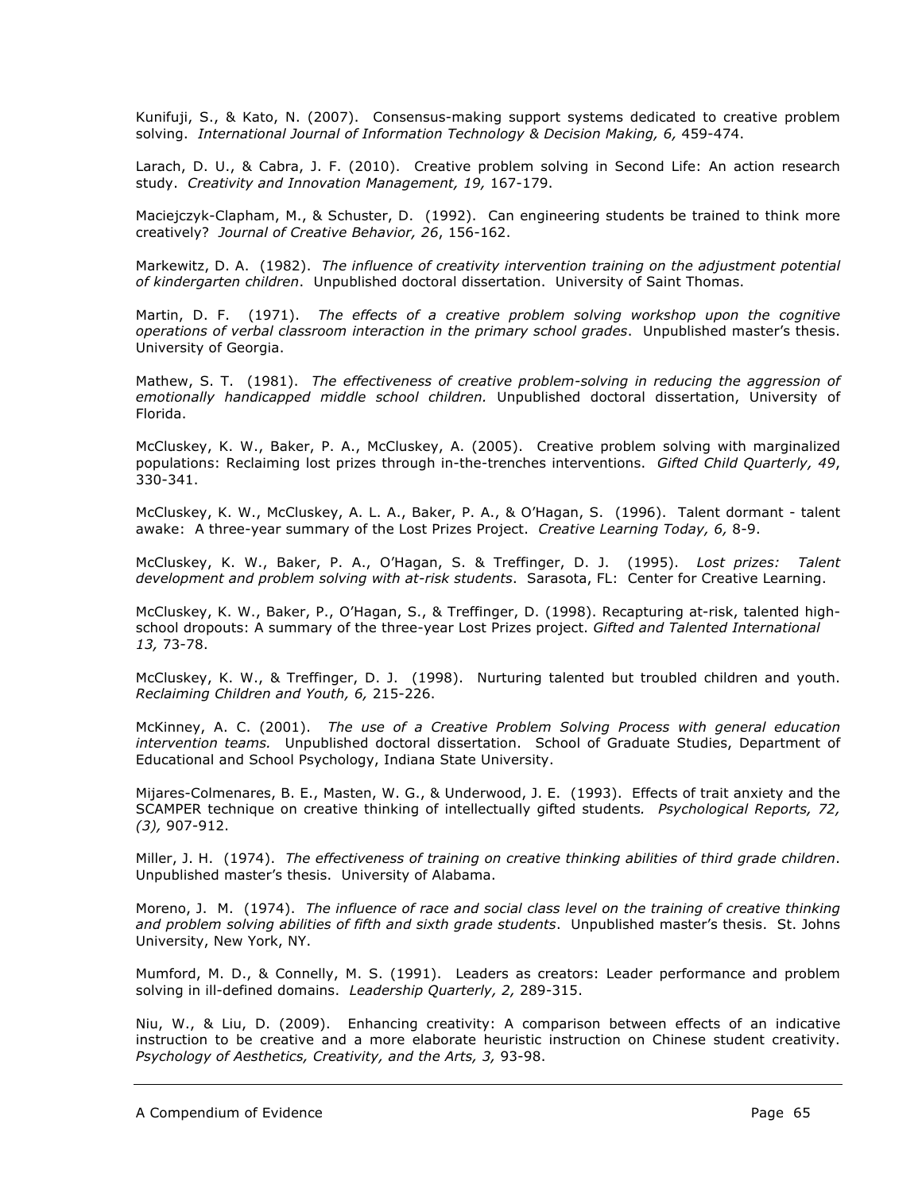Kunifuji, S., & Kato, N. (2007). Consensus-making support systems dedicated to creative problem solving. *International Journal of Information Technology & Decision Making, 6,* 459-474.

Larach, D. U., & Cabra, J. F. (2010). Creative problem solving in Second Life: An action research study. *Creativity and Innovation Management, 19,* 167-179.

Maciejczyk-Clapham, M., & Schuster, D. (1992). Can engineering students be trained to think more creatively? *Journal of Creative Behavior, 26*, 156-162.

Markewitz, D. A. (1982). *The influence of creativity intervention training on the adjustment potential of kindergarten children*. Unpublished doctoral dissertation. University of Saint Thomas.

Martin, D. F. (1971). *The effects of a creative problem solving workshop upon the cognitive operations of verbal classroom interaction in the primary school grades*. Unpublished master's thesis. University of Georgia.

Mathew, S. T. (1981). *The effectiveness of creative problem-solving in reducing the aggression of emotionally handicapped middle school children.* Unpublished doctoral dissertation, University of Florida.

McCluskey, K. W., Baker, P. A., McCluskey, A. (2005). Creative problem solving with marginalized populations: Reclaiming lost prizes through in-the-trenches interventions. *Gifted Child Quarterly, 49*, 330-341.

McCluskey, K. W., McCluskey, A. L. A., Baker, P. A., & O'Hagan, S. (1996). Talent dormant - talent awake: A three-year summary of the Lost Prizes Project. *Creative Learning Today, 6,* 8-9.

McCluskey, K. W., Baker, P. A., O'Hagan, S. & Treffinger, D. J. (1995). *Lost prizes: Talent development and problem solving with at-risk students*. Sarasota, FL: Center for Creative Learning.

McCluskey, K. W., Baker, P., O'Hagan, S., & Treffinger, D. (1998). Recapturing at-risk, talented high-school dropouts: A summary of the three-year Lost Prizes project. *Gifted and Talented International 13,* 73-78.

McCluskey, K. W., & Treffinger, D. J. (1998). Nurturing talented but troubled children and youth. *Reclaiming Children and Youth, 6,* 215-226.

McKinney, A. C. (2001). *The use of a Creative Problem Solving Process with general education intervention teams.* Unpublished doctoral dissertation. School of Graduate Studies, Department of Educational and School Psychology, Indiana State University.

Mijares-Colmenares, B. E., Masten, W. G., & Underwood, J. E. (1993). Effects of trait anxiety and the SCAMPER technique on creative thinking of intellectually gifted students*. Psychological Reports, 72, (3),* 907-912.

Miller, J. H. (1974). *The effectiveness of training on creative thinking abilities of third grade children*. Unpublished master's thesis. University of Alabama.

Moreno, J. M. (1974). *The influence of race and social class level on the training of creative thinking and problem solving abilities of fifth and sixth grade students*. Unpublished master's thesis. St. Johns University, New York, NY.

Mumford, M. D., & Connelly, M. S. (1991). Leaders as creators: Leader performance and problem solving in ill-defined domains. *Leadership Quarterly, 2,* 289-315.

Niu, W., & Liu, D. (2009). Enhancing creativity: A comparison between effects of an indicative instruction to be creative and a more elaborate heuristic instruction on Chinese student creativity. *Psychology of Aesthetics, Creativity, and the Arts, 3,* 93-98.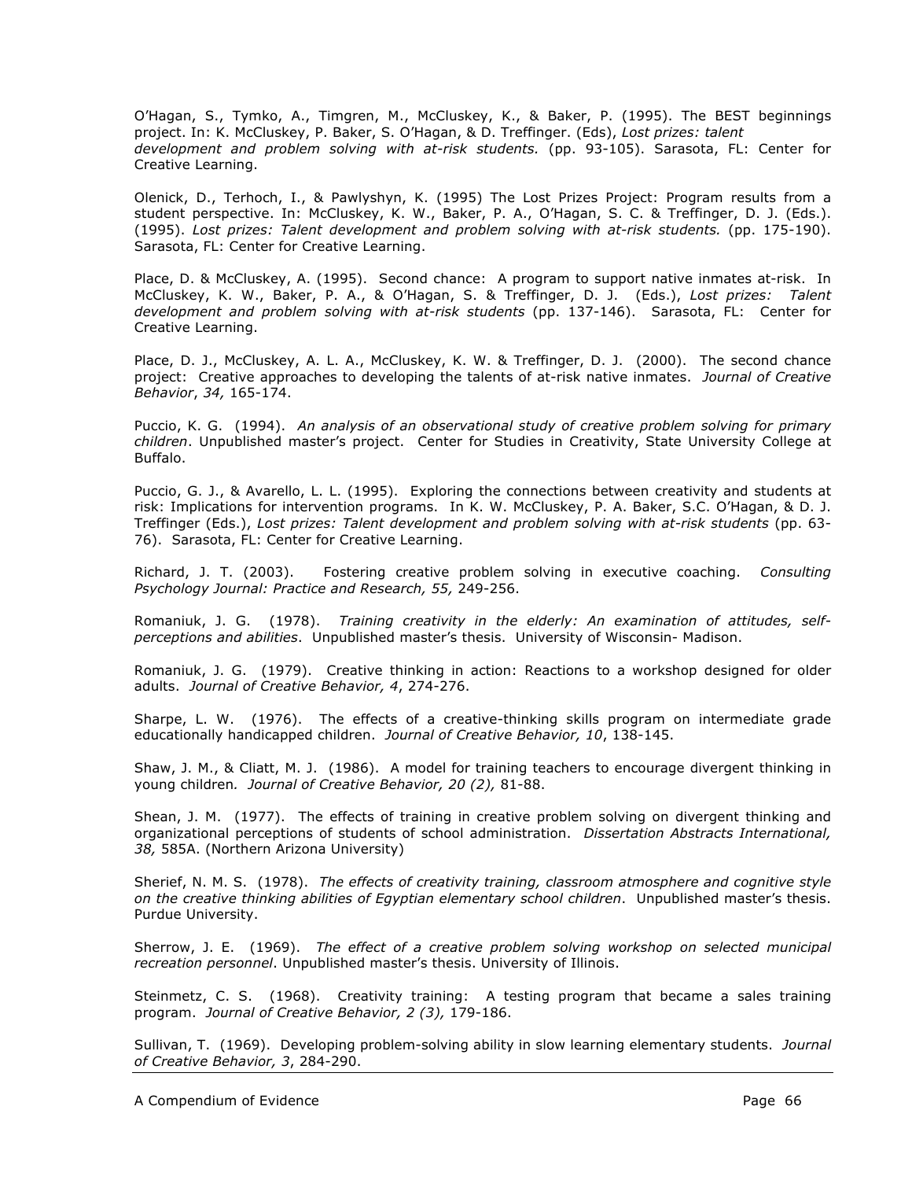O'Hagan, S., Tymko, A., Timgren, M., McCluskey, K., & Baker, P. (1995). The BEST beginnings project. In: K. McCluskey, P. Baker, S. O'Hagan, & D. Treffinger. (Eds), *Lost prizes: talent development and problem solving with at-risk students.* (pp. 93-105). Sarasota, FL: Center for Creative Learning.

Olenick, D., Terhoch, I., & Pawlyshyn, K. (1995) The Lost Prizes Project: Program results from a student perspective. In: McCluskey, K. W., Baker, P. A., O'Hagan, S. C. & Treffinger, D. J. (Eds.). (1995). *Lost prizes: Talent development and problem solving with at-risk students.* (pp. 175-190). Sarasota, FL: Center for Creative Learning.

Place, D. & McCluskey, A. (1995). Second chance: A program to support native inmates at-risk. In McCluskey, K. W., Baker, P. A., & O'Hagan, S. & Treffinger, D. J. (Eds.), *Lost prizes: Talent development and problem solving with at-risk students* (pp. 137-146). Sarasota, FL: Center for Creative Learning.

Place, D. J., McCluskey, A. L. A., McCluskey, K. W. & Treffinger, D. J. (2000). The second chance project: Creative approaches to developing the talents of at-risk native inmates. *Journal of Creative Behavior*, *34,* 165-174.

Puccio, K. G. (1994). *An analysis of an observational study of creative problem solving for primary children*. Unpublished master's project. Center for Studies in Creativity, State University College at Buffalo.

Puccio, G. J., & Avarello, L. L. (1995). Exploring the connections between creativity and students at risk: Implications for intervention programs. In K. W. McCluskey, P. A. Baker, S.C. O'Hagan, & D. J. Treffinger (Eds.), *Lost prizes: Talent development and problem solving with at-risk students* (pp. 63-76). Sarasota, FL: Center for Creative Learning.

Richard, J. T. (2003). Fostering creative problem solving in executive coaching. *Consulting Psychology Journal: Practice and Research, 55,* 249-256.

Romaniuk, J. G. (1978). *Training creativity in the elderly: An examination of attitudes, self-perceptions and abilities*. Unpublished master's thesis. University of Wisconsin- Madison.

Romaniuk, J. G. (1979). Creative thinking in action: Reactions to a workshop designed for older adults. *Journal of Creative Behavior, 4*, 274-276.

Sharpe, L. W. (1976). The effects of a creative-thinking skills program on intermediate grade educationally handicapped children. *Journal of Creative Behavior, 10*, 138-145.

Shaw, J. M., & Cliatt, M. J. (1986). A model for training teachers to encourage divergent thinking in young children*. Journal of Creative Behavior, 20 (2),* 81-88.

Shean, J. M. (1977). The effects of training in creative problem solving on divergent thinking and organizational perceptions of students of school administration. *Dissertation Abstracts International, 38,* 585A. (Northern Arizona University)

Sherief, N. M. S. (1978). *The effects of creativity training, classroom atmosphere and cognitive style on the creative thinking abilities of Egyptian elementary school children*. Unpublished master's thesis. Purdue University.

Sherrow, J. E. (1969). *The effect of a creative problem solving workshop on selected municipal recreation personnel*. Unpublished master's thesis. University of Illinois.

Steinmetz, C. S. (1968). Creativity training: A testing program that became a sales training program. *Journal of Creative Behavior, 2 (3),* 179-186.

Sullivan, T. (1969). Developing problem-solving ability in slow learning elementary students. *Journal of Creative Behavior, 3*, 284-290.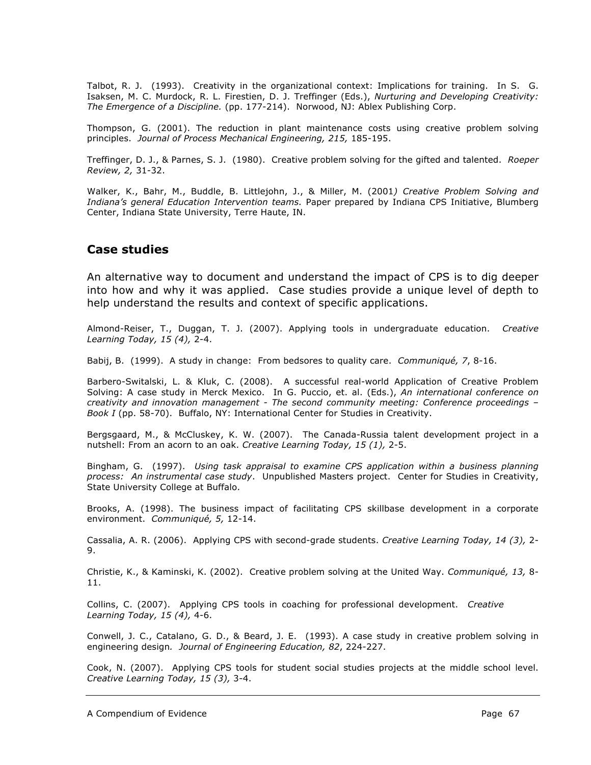Talbot, R. J. (1993). Creativity in the organizational context: Implications for training. In S. G. Isaksen, M. C. Murdock, R. L. Firestien, D. J. Treffinger (Eds.), *Nurturing and Developing Creativity: The Emergence of a Discipline.* (pp. 177-214). Norwood, NJ: Ablex Publishing Corp.

Thompson, G. (2001). The reduction in plant maintenance costs using creative problem solving principles. *Journal of Process Mechanical Engineering, 215,* 185-195.

Treffinger, D. J., & Parnes, S. J. (1980). Creative problem solving for the gifted and talented. *Roeper Review, 2,* 31-32.

Walker, K., Bahr, M., Buddle, B. Littlejohn, J., & Miller, M. (2001*) Creative Problem Solving and Indiana's general Education Intervention teams.* Paper prepared by Indiana CPS Initiative, Blumberg Center, Indiana State University, Terre Haute, IN.

## Case studies

An alternative way to document and understand the impact of CPS is to dig deeper into how and why it was applied. Case studies provide a unique level of depth to help understand the results and context of specific applications.

Almond-Reiser, T., Duggan, T. J. (2007). Applying tools in undergraduate education. *Creative Learning Today, 15 (4),* 2-4.

Babij, B. (1999). A study in change: From bedsores to quality care. *Communiqué, 7*, 8-16.

Barbero-Switalski, L. & Kluk, C. (2008). A successful real-world Application of Creative Problem Solving: A case study in Merck Mexico. In G. Puccio, et. al. (Eds.), *An international conference on creativity and innovation management - The second community meeting: Conference proceedings – Book I* (pp. 58-70). Buffalo, NY: International Center for Studies in Creativity.

Bergsgaard, M., & McCluskey, K. W. (2007). The Canada-Russia talent development project in a nutshell: From an acorn to an oak. *Creative Learning Today, 15 (1),* 2-5.

Bingham, G. (1997). *Using task appraisal to examine CPS application within a business planning process: An instrumental case study*. Unpublished Masters project. Center for Studies in Creativity, State University College at Buffalo.

Brooks, A. (1998). The business impact of facilitating CPS skillbase development in a corporate environment. *Communiqué, 5,* 12-14.

Cassalia, A. R. (2006). Applying CPS with second-grade students. *Creative Learning Today, 14 (3),* 2-9.

Christie, K., & Kaminski, K. (2002). Creative problem solving at the United Way. *Communiqué, 13,* 8-11.

Collins, C. (2007). Applying CPS tools in coaching for professional development. *Creative Learning Today, 15 (4),* 4-6.

Conwell, J. C., Catalano, G. D., & Beard, J. E. (1993). A case study in creative problem solving in engineering design*. Journal of Engineering Education, 82*, 224-227.

Cook, N. (2007). Applying CPS tools for student social studies projects at the middle school level. *Creative Learning Today, 15 (3),* 3-4.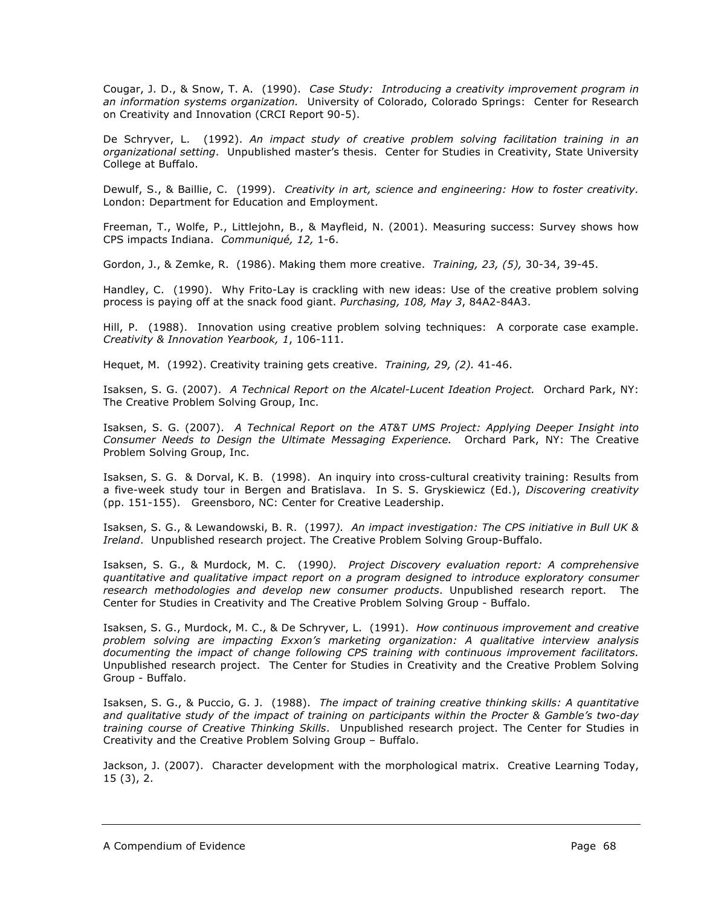Cougar, J. D., & Snow, T. A. (1990). *Case Study: Introducing a creativity improvement program in an information systems organization.* University of Colorado, Colorado Springs: Center for Research on Creativity and Innovation (CRCI Report 90-5).

De Schryver, L. (1992). *An impact study of creative problem solving facilitation training in an organizational setting*. Unpublished master's thesis. Center for Studies in Creativity, State University College at Buffalo.

Dewulf, S., & Baillie, C. (1999). *Creativity in art, science and engineering: How to foster creativity.* London: Department for Education and Employment.

Freeman, T., Wolfe, P., Littlejohn, B., & Mayfleid, N. (2001). Measuring success: Survey shows how CPS impacts Indiana. *Communiqué, 12,* 1-6.

Gordon, J., & Zemke, R. (1986). Making them more creative. *Training, 23, (5),* 30-34, 39-45.

Handley, C. (1990). Why Frito-Lay is crackling with new ideas: Use of the creative problem solving process is paying off at the snack food giant. *Purchasing, 108, May 3*, 84A2-84A3.

Hill, P. (1988). Innovation using creative problem solving techniques: A corporate case example. *Creativity & Innovation Yearbook, 1*, 106-111.

Hequet, M. (1992). Creativity training gets creative. *Training, 29, (2).* 41-46.

Isaksen, S. G. (2007). *A Technical Report on the Alcatel-Lucent Ideation Project.* Orchard Park, NY: The Creative Problem Solving Group, Inc.

Isaksen, S. G. (2007). *A Technical Report on the AT&T UMS Project: Applying Deeper Insight into Consumer Needs to Design the Ultimate Messaging Experience.* Orchard Park, NY: The Creative Problem Solving Group, Inc.

Isaksen, S. G. & Dorval, K. B. (1998). An inquiry into cross-cultural creativity training: Results from a five-week study tour in Bergen and Bratislava. In S. S. Gryskiewicz (Ed.), *Discovering creativity* (pp. 151-155). Greensboro, NC: Center for Creative Leadership.

Isaksen, S. G., & Lewandowski, B. R. (1997*). An impact investigation: The CPS initiative in Bull UK & Ireland*. Unpublished research project. The Creative Problem Solving Group-Buffalo.

Isaksen, S. G., & Murdock, M. C. (1990*). Project Discovery evaluation report: A comprehensive quantitative and qualitative impact report on a program designed to introduce exploratory consumer research methodologies and develop new consumer products*. Unpublished research report. The Center for Studies in Creativity and The Creative Problem Solving Group - Buffalo.

Isaksen, S. G., Murdock, M. C., & De Schryver, L. (1991). *How continuous improvement and creative problem solving are impacting Exxon's marketing organization: A qualitative interview analysis documenting the impact of change following CPS training with continuous improvement facilitators.* Unpublished research project. The Center for Studies in Creativity and the Creative Problem Solving Group - Buffalo.

Isaksen, S. G., & Puccio, G. J. (1988). *The impact of training creative thinking skills: A quantitative and qualitative study of the impact of training on participants within the Procter & Gamble's two-day training course of Creative Thinking Skills*. Unpublished research project. The Center for Studies in Creativity and the Creative Problem Solving Group – Buffalo.

Jackson, J. (2007). Character development with the morphological matrix. Creative Learning Today, 15 (3), 2.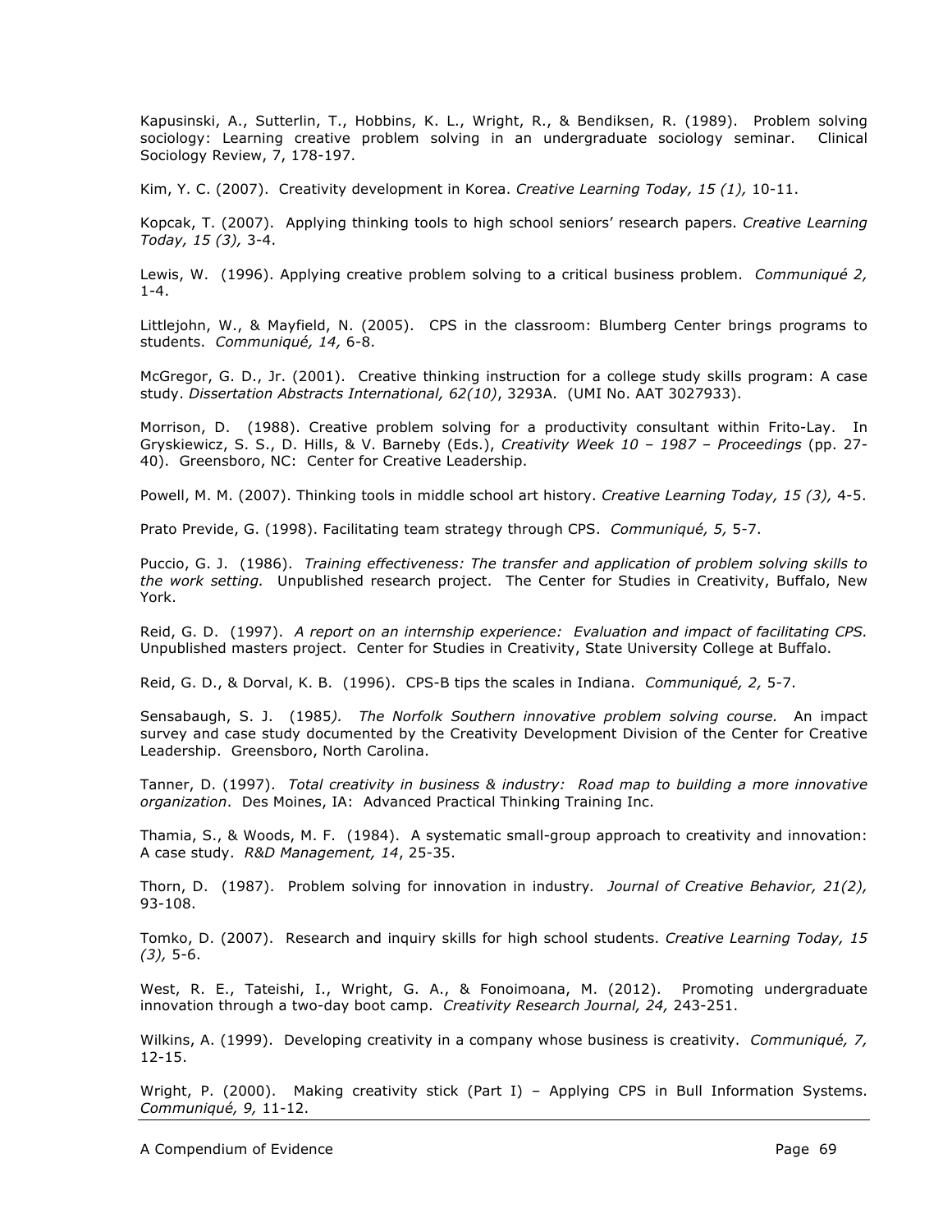Kapusinski, A., Sutterlin, T., Hobbins, K. L., Wright, R., & Bendiksen, R. (1989). Problem solving sociology: Learning creative problem solving in an undergraduate sociology seminar. Clinical Sociology Review, 7, 178-197.

Kim, Y. C. (2007). Creativity development in Korea. *Creative Learning Today, 15 (1),* 10-11.

Kopcak, T. (2007). Applying thinking tools to high school seniors' research papers. *Creative Learning Today, 15 (3),* 3-4.

Lewis, W. (1996). Applying creative problem solving to a critical business problem. *Communiqué 2,* 1-4.

Littlejohn, W., & Mayfield, N. (2005). CPS in the classroom: Blumberg Center brings programs to students. *Communiqué, 14,* 6-8.

McGregor, G. D., Jr. (2001). Creative thinking instruction for a college study skills program: A case study. *Dissertation Abstracts International, 62(10)*, 3293A. (UMI No. AAT 3027933).

Morrison, D. (1988). Creative problem solving for a productivity consultant within Frito-Lay. In Gryskiewicz, S. S., D. Hills, & V. Barneby (Eds.), *Creativity Week 10 – 1987 – Proceedings* (pp. 27-40). Greensboro, NC: Center for Creative Leadership.

Powell, M. M. (2007). Thinking tools in middle school art history. *Creative Learning Today, 15 (3),* 4-5.

Prato Previde, G. (1998). Facilitating team strategy through CPS. *Communiqué, 5,* 5-7.

Puccio, G. J. (1986). *Training effectiveness: The transfer and application of problem solving skills to the work setting.* Unpublished research project. The Center for Studies in Creativity, Buffalo, New York.

Reid, G. D. (1997). *A report on an internship experience: Evaluation and impact of facilitating CPS.* Unpublished masters project. Center for Studies in Creativity, State University College at Buffalo.

Reid, G. D., & Dorval, K. B. (1996). CPS-B tips the scales in Indiana. *Communiqué, 2,* 5-7.

Sensabaugh, S. J. (1985*). The Norfolk Southern innovative problem solving course.* An impact survey and case study documented by the Creativity Development Division of the Center for Creative Leadership. Greensboro, North Carolina.

Tanner, D. (1997). *Total creativity in business & industry: Road map to building a more innovative organization*. Des Moines, IA: Advanced Practical Thinking Training Inc.

Thamia, S., & Woods, M. F. (1984). A systematic small-group approach to creativity and innovation: A case study. *R&D Management, 14*, 25-35.

Thorn, D. (1987). Problem solving for innovation in industry*. Journal of Creative Behavior, 21(2),* 93-108.

Tomko, D. (2007). Research and inquiry skills for high school students. *Creative Learning Today, 15 (3),* 5-6.

West, R. E., Tateishi, I., Wright, G. A., & Fonoimoana, M. (2012). Promoting undergraduate innovation through a two-day boot camp. *Creativity Research Journal, 24,* 243-251.

Wilkins, A. (1999). Developing creativity in a company whose business is creativity. *Communiqué, 7,* 12-15.

Wright, P. (2000). Making creativity stick (Part I) – Applying CPS in Bull Information Systems. *Communiqué, 9,* 11-12.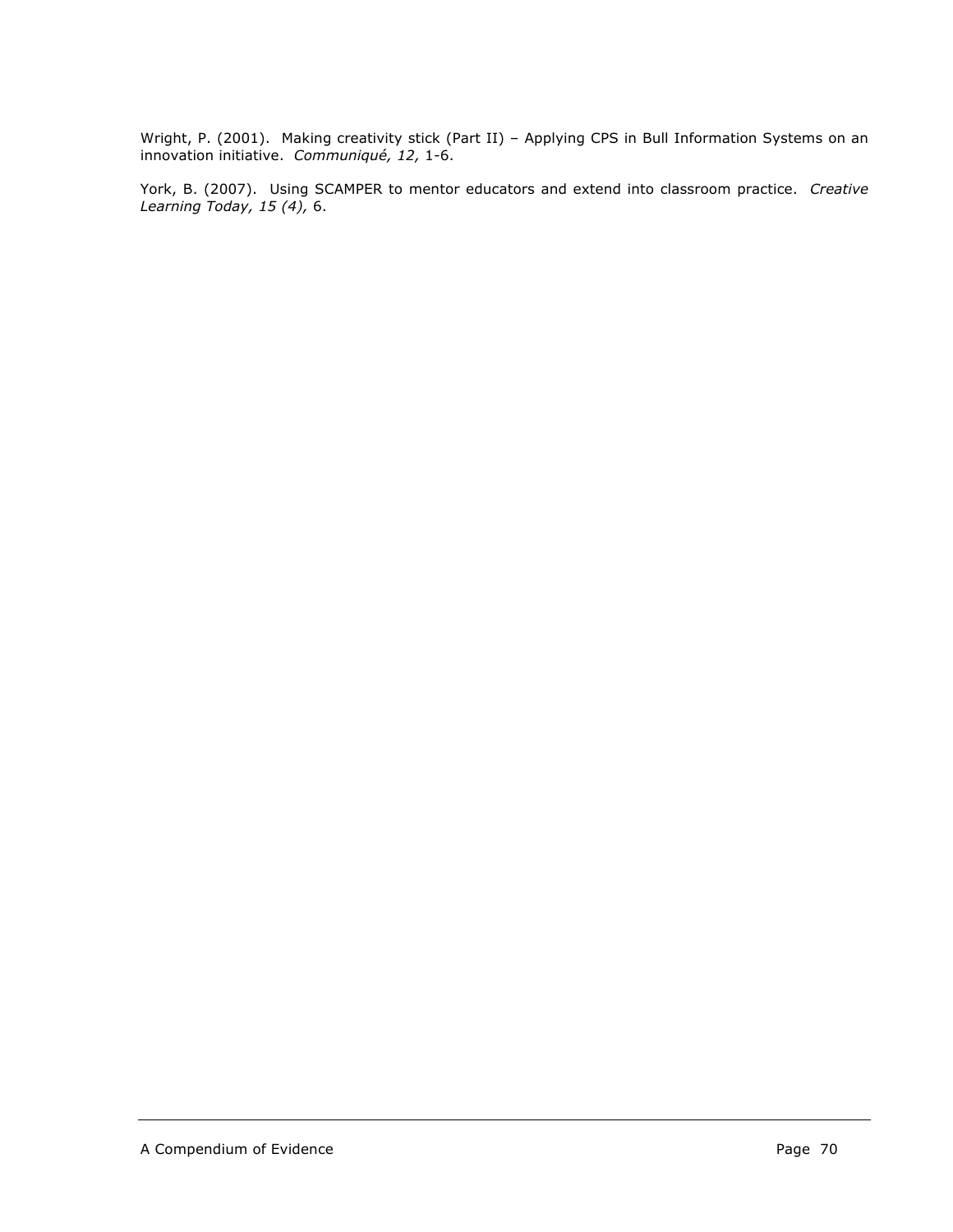Wright, P. (2001). Making creativity stick (Part II) – Applying CPS in Bull Information Systems on an innovation initiative. *Communiqué, 12,* 1-6.

York, B. (2007). Using SCAMPER to mentor educators and extend into classroom practice. *Creative Learning Today, 15 (4),* 6.